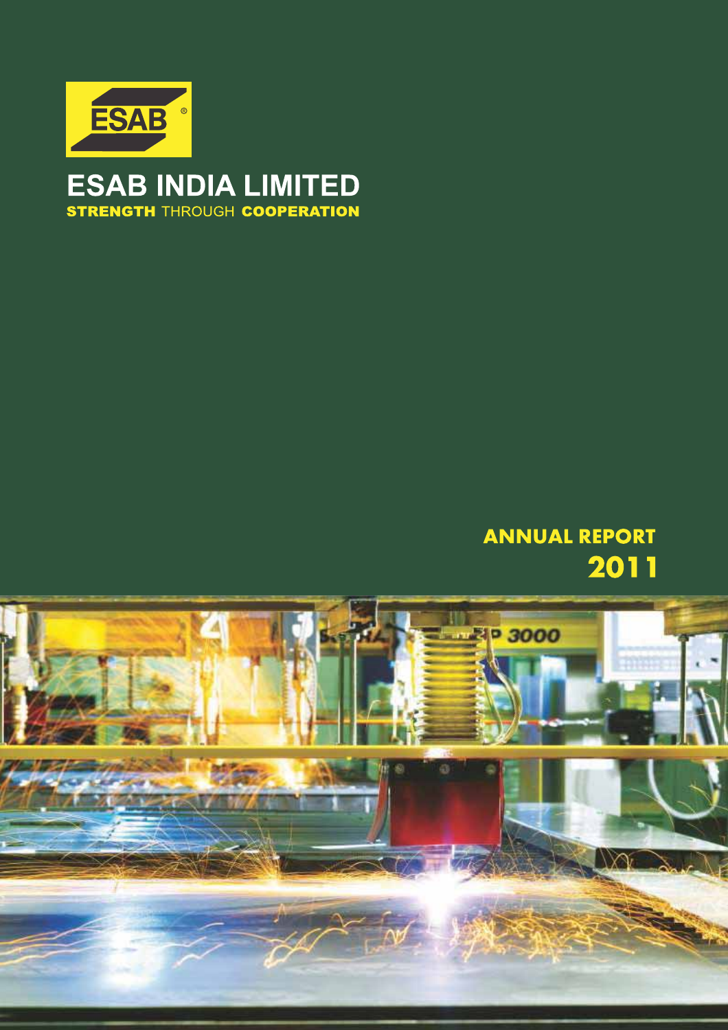ESAB

# ESAB INDIA LIMITED

**STRENGTH** THROUGH **COOPERATION**

## ANNUAL REPORT 2011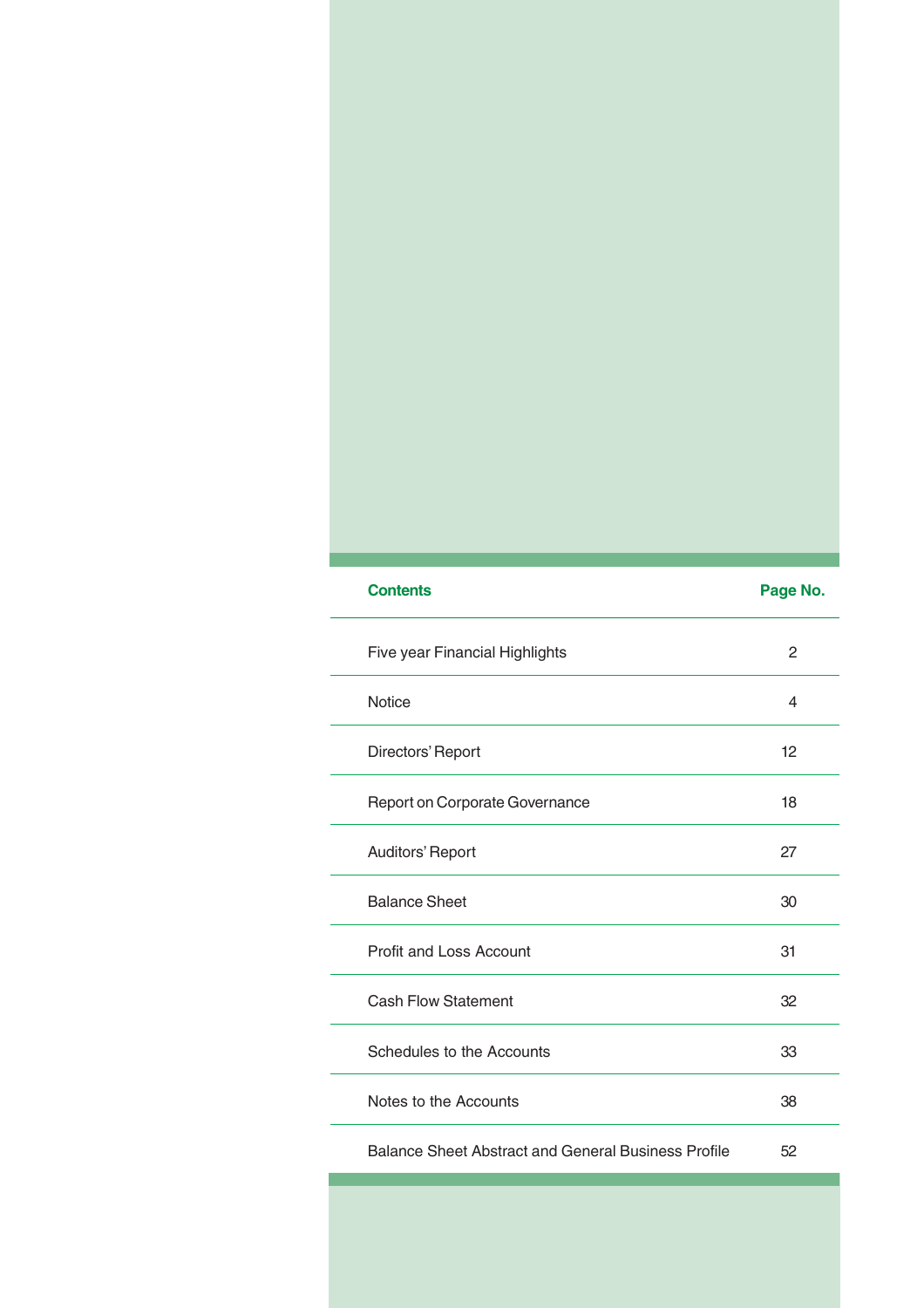| Contents | Page No. |
| --- | --- |
| Five year Financial Highlights | 2 |
| Notice | 4 |
| Directors' Report | 12 |
| Report on Corporate Governance | 18 |
| Auditors' Report | 27 |
| Balance Sheet | 30 |
| Profit and Loss Account | 31 |
| Cash Flow Statement | 32 |
| Schedules to the Accounts | 33 |
| Notes to the Accounts | 38 |
| Balance Sheet Abstract and General Business Profile | 52 |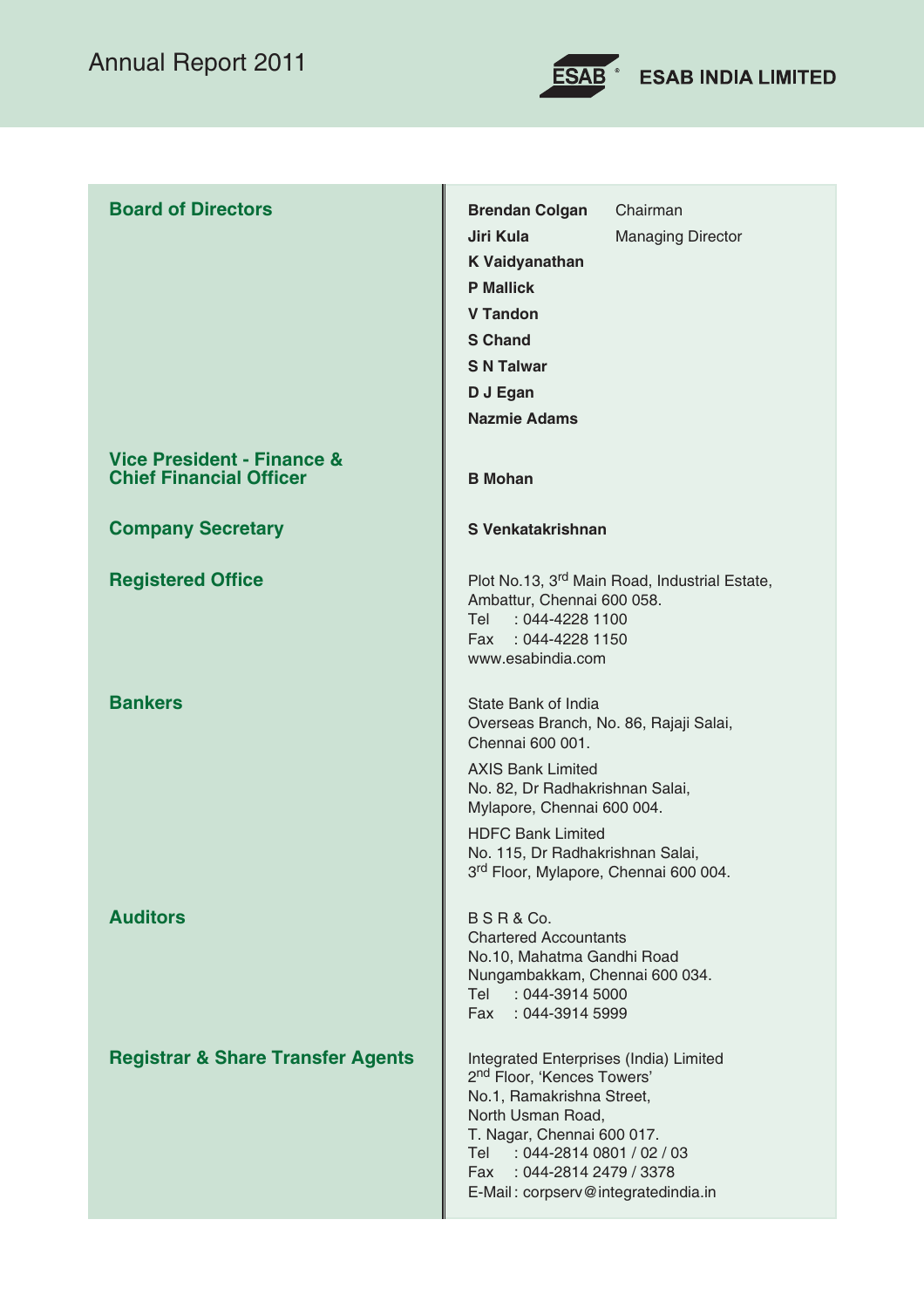## Board of Directors

**Brendan Colgan** Chairman
**Jiri Kula** Managing Director
**K Vaidyanathan**
**P Mallick**
**V Tandon**
**S Chand**
**S N Talwar**
**D J Egan**
**Nazmie Adams**

## Vice President - Finance & Chief Financial Officer

**B Mohan**

## Company Secretary

**S Venkatakrishnan**

## Registered Office

Plot No.13, 3rd Main Road, Industrial Estate,
Ambattur, Chennai 600 058.
Tel : 044-4228 1100
Fax : 044-4228 1150
www.esabindia.com

## Bankers

State Bank of India
Overseas Branch, No. 86, Rajaji Salai,
Chennai 600 001.

AXIS Bank Limited
No. 82, Dr Radhakrishnan Salai,
Mylapore, Chennai 600 004.

HDFC Bank Limited
No. 115, Dr Radhakrishnan Salai,
3rd Floor, Mylapore, Chennai 600 004.

## Auditors

B S R & Co.
Chartered Accountants
No.10, Mahatma Gandhi Road
Nungambakkam, Chennai 600 034.
Tel : 044-3914 5000
Fax : 044-3914 5999

## Registrar & Share Transfer Agents

Integrated Enterprises (India) Limited
2nd Floor, 'Kences Towers'
No.1, Ramakrishna Street,
North Usman Road,
T. Nagar, Chennai 600 017.
Tel : 044-2814 0801 / 02 / 03
Fax : 044-2814 2479 / 3378
E-Mail : corpserv@integratedindia.in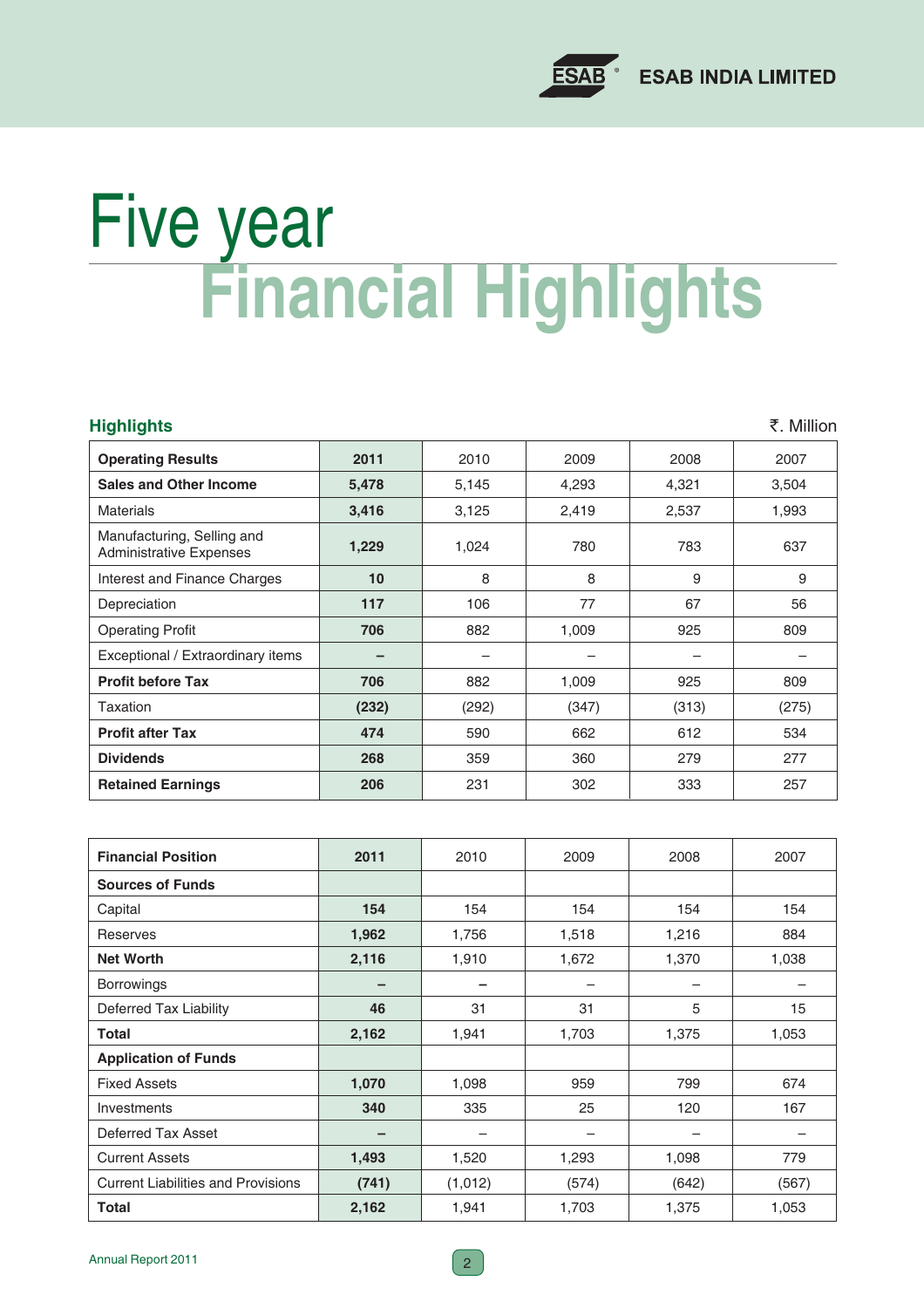# Five year
# Financial Highlights

## Highlights

₹. Million

| Operating Results | 2011 | 2010 | 2009 | 2008 | 2007 |
|---|---|---|---|---|---|
| **Sales and Other Income** | **5,478** | 5,145 | 4,293 | 4,321 | 3,504 |
| Materials | **3,416** | 3,125 | 2,419 | 2,537 | 1,993 |
| Manufacturing, Selling and Administrative Expenses | **1,229** | 1,024 | 780 | 783 | 637 |
| Interest and Finance Charges | **10** | 8 | 8 | 9 | 9 |
| Depreciation | **117** | 106 | 77 | 67 | 56 |
| Operating Profit | **706** | 882 | 1,009 | 925 | 809 |
| Exceptional / Extraordinary items | **–** | – | – | – | – |
| **Profit before Tax** | **706** | 882 | 1,009 | 925 | 809 |
| Taxation | **(232)** | (292) | (347) | (313) | (275) |
| **Profit after Tax** | **474** | 590 | 662 | 612 | 534 |
| **Dividends** | **268** | 359 | 360 | 279 | 277 |
| **Retained Earnings** | **206** | 231 | 302 | 333 | 257 |

| Financial Position | 2011 | 2010 | 2009 | 2008 | 2007 |
|---|---|---|---|---|---|
| **Sources of Funds** | | | | | |
| Capital | **154** | 154 | 154 | 154 | 154 |
| Reserves | **1,962** | 1,756 | 1,518 | 1,216 | 884 |
| **Net Worth** | **2,116** | 1,910 | 1,672 | 1,370 | 1,038 |
| Borrowings | **–** | – | – | – | – |
| Deferred Tax Liability | **46** | 31 | 31 | 5 | 15 |
| **Total** | **2,162** | 1,941 | 1,703 | 1,375 | 1,053 |
| **Application of Funds** | | | | | |
| Fixed Assets | **1,070** | 1,098 | 959 | 799 | 674 |
| Investments | **340** | 335 | 25 | 120 | 167 |
| Deferred Tax Asset | **–** | – | – | – | – |
| Current Assets | **1,493** | 1,520 | 1,293 | 1,098 | 779 |
| Current Liabilities and Provisions | **(741)** | (1,012) | (574) | (642) | (567) |
| **Total** | **2,162** | 1,941 | 1,703 | 1,375 | 1,053 |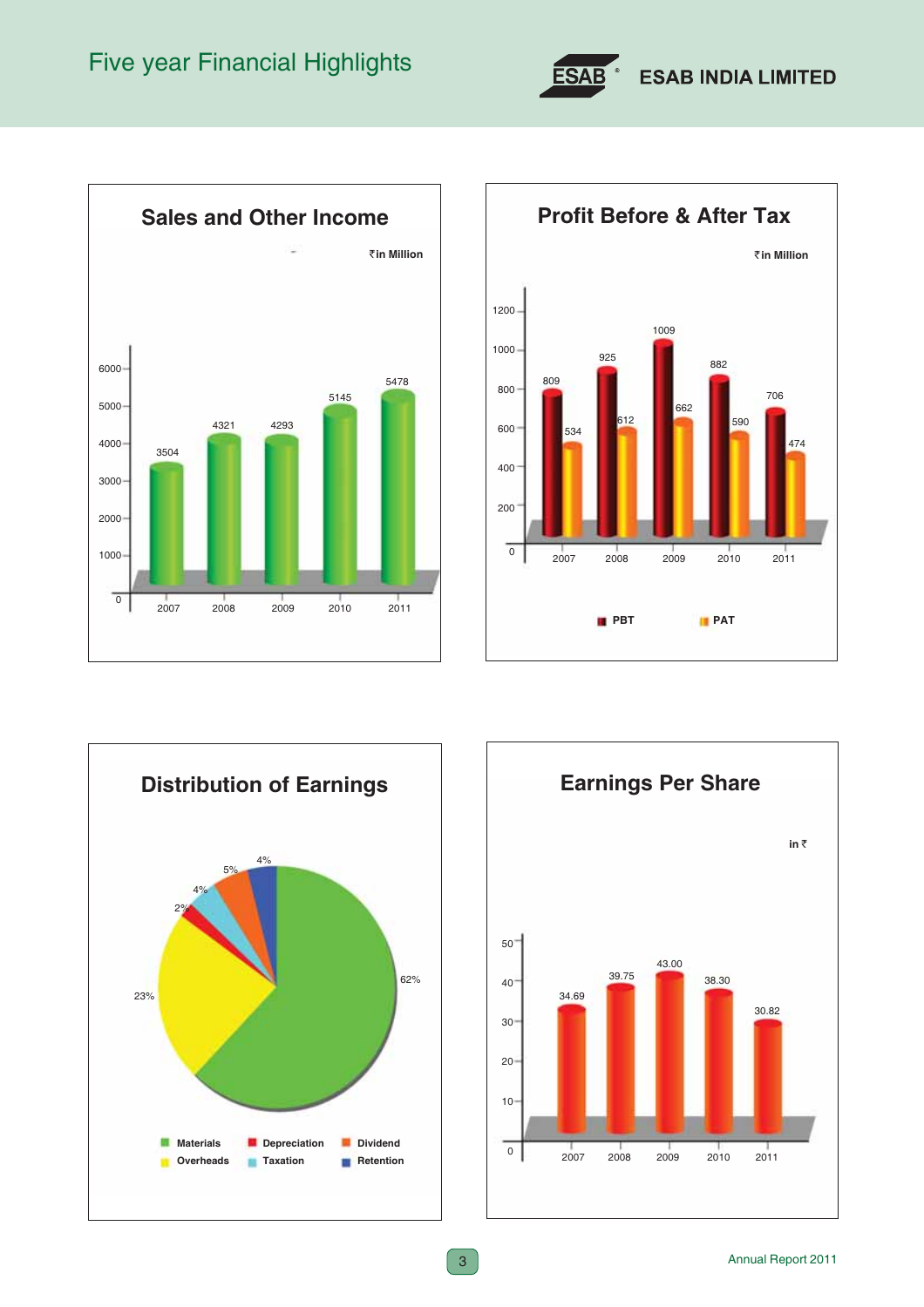# Five year Financial Highlights

## Sales and Other Income

₹in Million

| Year | Sales and Other Income |
|---|---|
| 2007 | 3504 |
| 2008 | 4321 |
| 2009 | 4293 |
| 2010 | 5145 |
| 2011 | 5478 |

## Profit Before & After Tax

₹in Million

| Year | PBT | PAT |
|---|---|---|
| 2007 | 809 | 534 |
| 2008 | 925 | 612 |
| 2009 | 1009 | 662 |
| 2010 | 882 | 590 |
| 2011 | 706 | 474 |

## Distribution of Earnings

| Component | Share |
|---|---|
| Materials | 62% |
| Overheads | 23% |
| Depreciation | 2% |
| Taxation | 4% |
| Dividend | 5% |
| Retention | 4% |

## Earnings Per Share

in ₹

| Year | EPS |
|---|---|
| 2007 | 34.69 |
| 2008 | 39.75 |
| 2009 | 43.00 |
| 2010 | 38.30 |
| 2011 | 30.82 |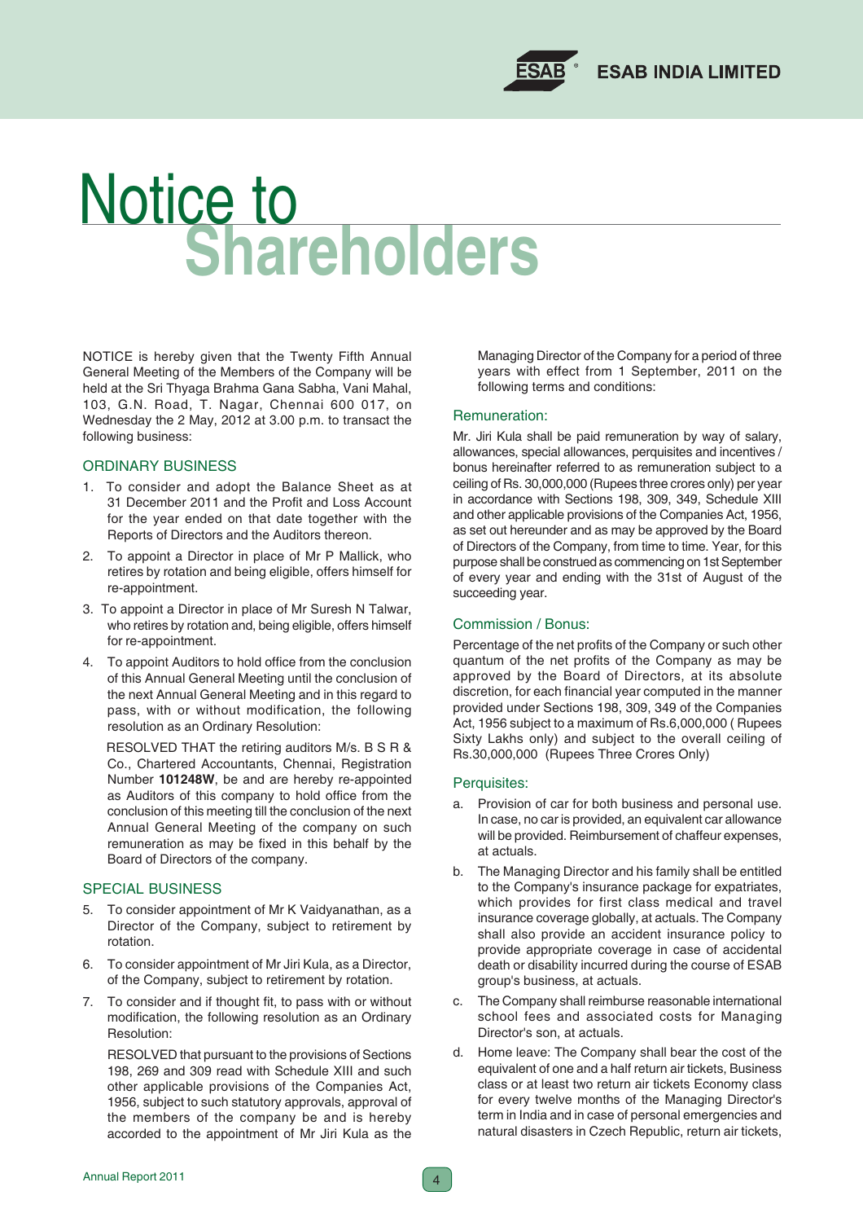# Notice to Shareholders

NOTICE is hereby given that the Twenty Fifth Annual General Meeting of the Members of the Company will be held at the Sri Thyaga Brahma Gana Sabha, Vani Mahal, 103, G.N. Road, T. Nagar, Chennai 600 017, on Wednesday the 2 May, 2012 at 3.00 p.m. to transact the following business:

## ORDINARY BUSINESS

1. To consider and adopt the Balance Sheet as at 31 December 2011 and the Profit and Loss Account for the year ended on that date together with the Reports of Directors and the Auditors thereon.
2. To appoint a Director in place of Mr P Mallick, who retires by rotation and being eligible, offers himself for re-appointment.
3. To appoint a Director in place of Mr Suresh N Talwar, who retires by rotation and, being eligible, offers himself for re-appointment.
4. To appoint Auditors to hold office from the conclusion of this Annual General Meeting until the conclusion of the next Annual General Meeting and in this regard to pass, with or without modification, the following resolution as an Ordinary Resolution:

   RESOLVED THAT the retiring auditors M/s. B S R & Co., Chartered Accountants, Chennai, Registration Number **101248W**, be and are hereby re-appointed as Auditors of this company to hold office from the conclusion of this meeting till the conclusion of the next Annual General Meeting of the company on such remuneration as may be fixed in this behalf by the Board of Directors of the company.

## SPECIAL BUSINESS

5. To consider appointment of Mr K Vaidyanathan, as a Director of the Company, subject to retirement by rotation.
6. To consider appointment of Mr Jiri Kula, as a Director, of the Company, subject to retirement by rotation.
7. To consider and if thought fit, to pass with or without modification, the following resolution as an Ordinary Resolution:

   RESOLVED that pursuant to the provisions of Sections 198, 269 and 309 read with Schedule XIII and such other applicable provisions of the Companies Act, 1956, subject to such statutory approvals, approval of the members of the company be and is hereby accorded to the appointment of Mr Jiri Kula as the Managing Director of the Company for a period of three years with effect from 1 September, 2011 on the following terms and conditions:

### Remuneration:

Mr. Jiri Kula shall be paid remuneration by way of salary, allowances, special allowances, perquisites and incentives / bonus hereinafter referred to as remuneration subject to a ceiling of Rs. 30,000,000 (Rupees three crores only) per year in accordance with Sections 198, 309, 349, Schedule XIII and other applicable provisions of the Companies Act, 1956, as set out hereunder and as may be approved by the Board of Directors of the Company, from time to time. Year, for this purpose shall be construed as commencing on 1st September of every year and ending with the 31st of August of the succeeding year.

### Commission / Bonus:

Percentage of the net profits of the Company or such other quantum of the net profits of the Company as may be approved by the Board of Directors, at its absolute discretion, for each financial year computed in the manner provided under Sections 198, 309, 349 of the Companies Act, 1956 subject to a maximum of Rs.6,000,000 ( Rupees Sixty Lakhs only) and subject to the overall ceiling of Rs.30,000,000 (Rupees Three Crores Only)

### Perquisites:

a. Provision of car for both business and personal use. In case, no car is provided, an equivalent car allowance will be provided. Reimbursement of chaffeur expenses, at actuals.

b. The Managing Director and his family shall be entitled to the Company's insurance package for expatriates, which provides for first class medical and travel insurance coverage globally, at actuals. The Company shall also provide an accident insurance policy to provide appropriate coverage in case of accidental death or disability incurred during the course of ESAB group's business, at actuals.

c. The Company shall reimburse reasonable international school fees and associated costs for Managing Director's son, at actuals.

d. Home leave: The Company shall bear the cost of the equivalent of one and a half return air tickets, Business class or at least two return air tickets Economy class for every twelve months of the Managing Director's term in India and in case of personal emergencies and natural disasters in Czech Republic, return air tickets,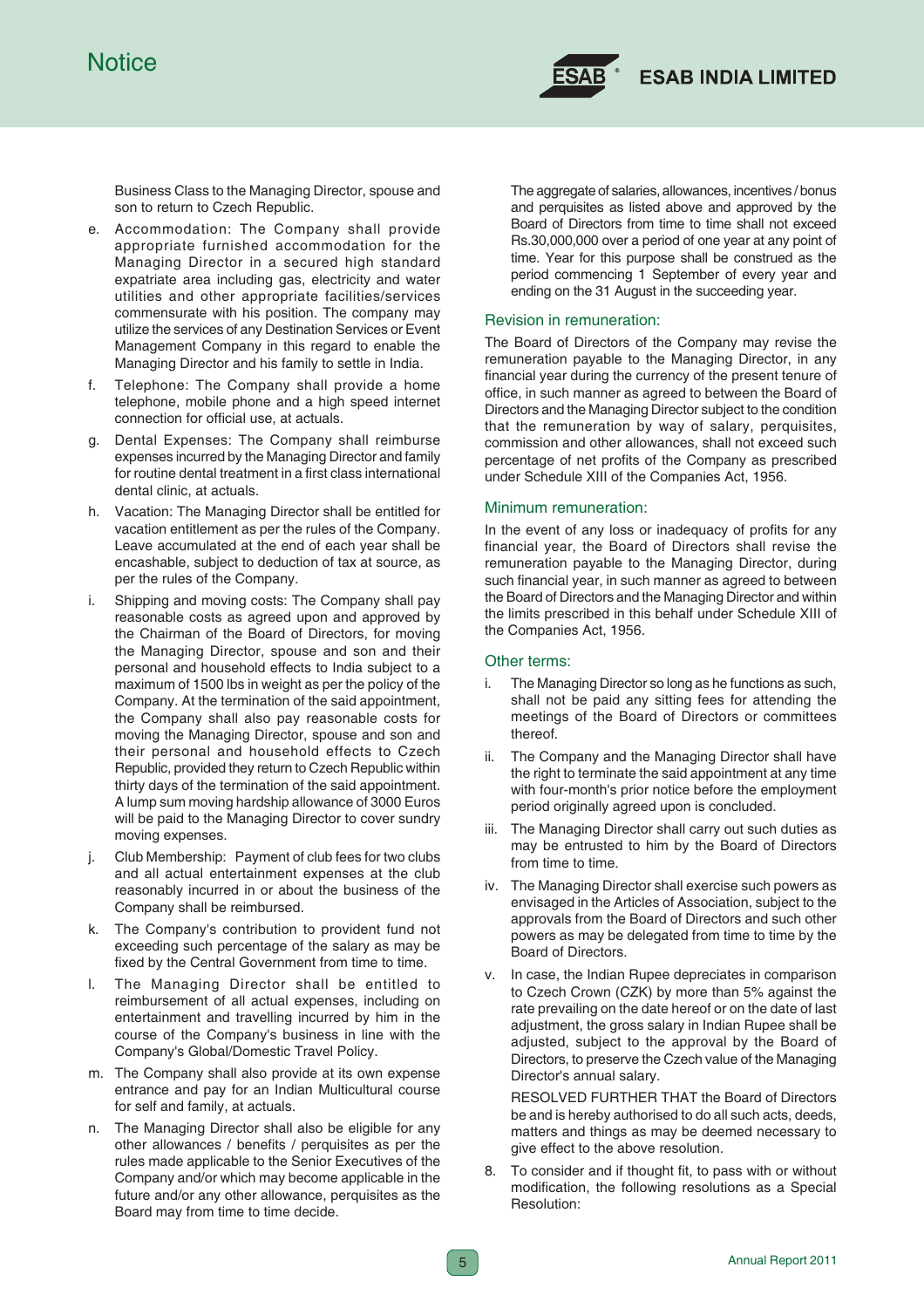Business Class to the Managing Director, spouse and son to return to Czech Republic.

e. Accommodation: The Company shall provide appropriate furnished accommodation for the Managing Director in a secured high standard expatriate area including gas, electricity and water utilities and other appropriate facilities/services commensurate with his position. The company may utilize the services of any Destination Services or Event Management Company in this regard to enable the Managing Director and his family to settle in India.

f. Telephone: The Company shall provide a home telephone, mobile phone and a high speed internet connection for official use, at actuals.

g. Dental Expenses: The Company shall reimburse expenses incurred by the Managing Director and family for routine dental treatment in a first class international dental clinic, at actuals.

h. Vacation: The Managing Director shall be entitled for vacation entitlement as per the rules of the Company. Leave accumulated at the end of each year shall be encashable, subject to deduction of tax at source, as per the rules of the Company.

i. Shipping and moving costs: The Company shall pay reasonable costs as agreed upon and approved by the Chairman of the Board of Directors, for moving the Managing Director, spouse and son and their personal and household effects to India subject to a maximum of 1500 lbs in weight as per the policy of the Company. At the termination of the said appointment, the Company shall also pay reasonable costs for moving the Managing Director, spouse and son and their personal and household effects to Czech Republic, provided they return to Czech Republic within thirty days of the termination of the said appointment. A lump sum moving hardship allowance of 3000 Euros will be paid to the Managing Director to cover sundry moving expenses.

j. Club Membership: Payment of club fees for two clubs and all actual entertainment expenses at the club reasonably incurred in or about the business of the Company shall be reimbursed.

k. The Company's contribution to provident fund not exceeding such percentage of the salary as may be fixed by the Central Government from time to time.

l. The Managing Director shall be entitled to reimbursement of all actual expenses, including on entertainment and travelling incurred by him in the course of the Company's business in line with the Company's Global/Domestic Travel Policy.

m. The Company shall also provide at its own expense entrance and pay for an Indian Multicultural course for self and family, at actuals.

n. The Managing Director shall also be eligible for any other allowances / benefits / perquisites as per the rules made applicable to the Senior Executives of the Company and/or which may become applicable in the future and/or any other allowance, perquisites as the Board may from time to time decide.

The aggregate of salaries, allowances, incentives / bonus and perquisites as listed above and approved by the Board of Directors from time to time shall not exceed Rs.30,000,000 over a period of one year at any point of time. Year for this purpose shall be construed as the period commencing 1 September of every year and ending on the 31 August in the succeeding year.

### Revision in remuneration:

The Board of Directors of the Company may revise the remuneration payable to the Managing Director, in any financial year during the currency of the present tenure of office, in such manner as agreed to between the Board of Directors and the Managing Director subject to the condition that the remuneration by way of salary, perquisites, commission and other allowances, shall not exceed such percentage of net profits of the Company as prescribed under Schedule XIII of the Companies Act, 1956.

### Minimum remuneration:

In the event of any loss or inadequacy of profits for any financial year, the Board of Directors shall revise the remuneration payable to the Managing Director, during such financial year, in such manner as agreed to between the Board of Directors and the Managing Director and within the limits prescribed in this behalf under Schedule XIII of the Companies Act, 1956.

### Other terms:

i. The Managing Director so long as he functions as such, shall not be paid any sitting fees for attending the meetings of the Board of Directors or committees thereof.

ii. The Company and the Managing Director shall have the right to terminate the said appointment at any time with four-month's prior notice before the employment period originally agreed upon is concluded.

iii. The Managing Director shall carry out such duties as may be entrusted to him by the Board of Directors from time to time.

iv. The Managing Director shall exercise such powers as envisaged in the Articles of Association, subject to the approvals from the Board of Directors and such other powers as may be delegated from time to time by the Board of Directors.

v. In case, the Indian Rupee depreciates in comparison to Czech Crown (CZK) by more than 5% against the rate prevailing on the date hereof or on the date of last adjustment, the gross salary in Indian Rupee shall be adjusted, subject to the approval by the Board of Directors, to preserve the Czech value of the Managing Director's annual salary.

RESOLVED FURTHER THAT the Board of Directors be and is hereby authorised to do all such acts, deeds, matters and things as may be deemed necessary to give effect to the above resolution.

8. To consider and if thought fit, to pass with or without modification, the following resolutions as a Special Resolution: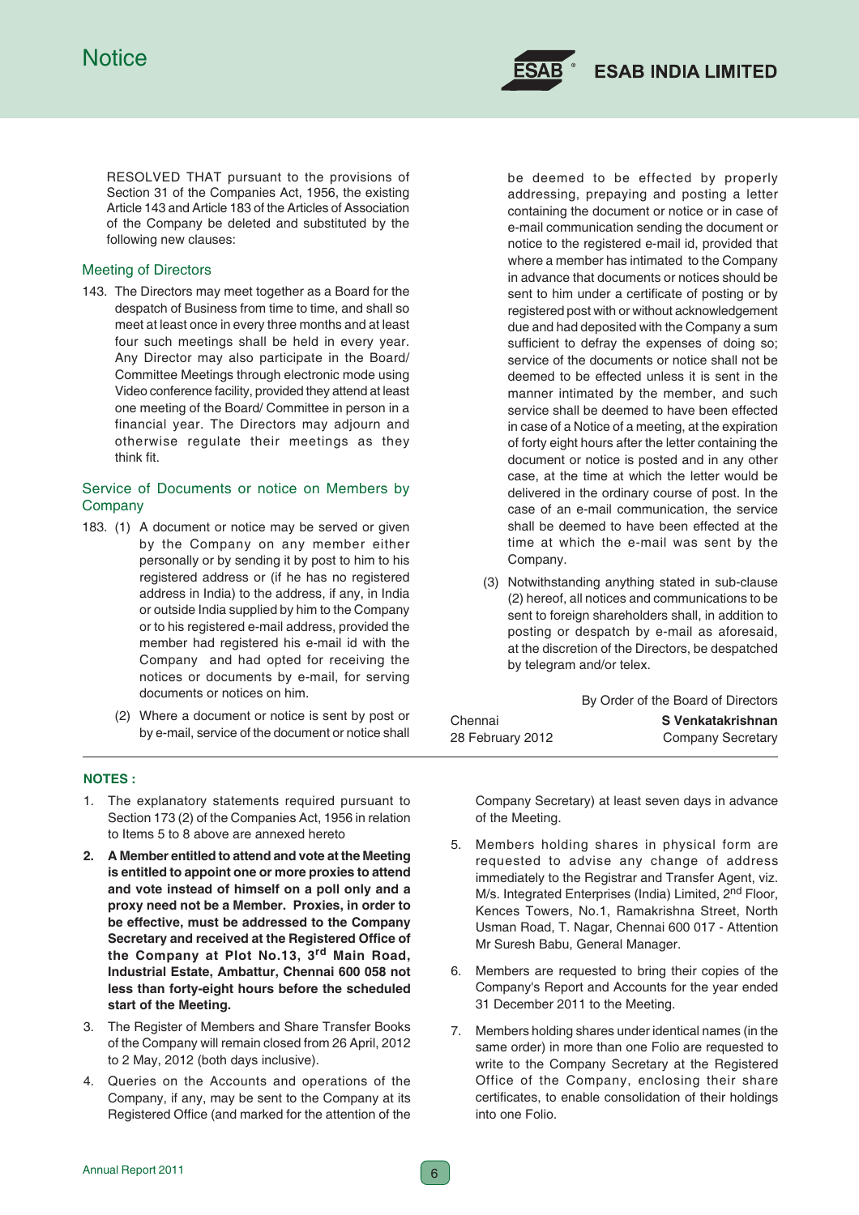RESOLVED THAT pursuant to the provisions of Section 31 of the Companies Act, 1956, the existing Article 143 and Article 183 of the Articles of Association of the Company be deleted and substituted by the following new clauses:

### Meeting of Directors

143. The Directors may meet together as a Board for the despatch of Business from time to time, and shall so meet at least once in every three months and at least four such meetings shall be held in every year. Any Director may also participate in the Board/ Committee Meetings through electronic mode using Video conference facility, provided they attend at least one meeting of the Board/ Committee in person in a financial year. The Directors may adjourn and otherwise regulate their meetings as they think fit.

### Service of Documents or notice on Members by Company

183. (1) A document or notice may be served or given by the Company on any member either personally or by sending it by post to him to his registered address or (if he has no registered address in India) to the address, if any, in India or outside India supplied by him to the Company or to his registered e-mail address, provided the member had registered his e-mail id with the Company and had opted for receiving the notices or documents by e-mail, for serving documents or notices on him.

(2) Where a document or notice is sent by post or by e-mail, service of the document or notice shall be deemed to be effected by properly addressing, prepaying and posting a letter containing the document or notice or in case of e-mail communication sending the document or notice to the registered e-mail id, provided that where a member has intimated to the Company in advance that documents or notices should be sent to him under a certificate of posting or by registered post with or without acknowledgement due and had deposited with the Company a sum sufficient to defray the expenses of doing so; service of the documents or notice shall not be deemed to be effected unless it is sent in the manner intimated by the member, and such service shall be deemed to have been effected in case of a Notice of a meeting, at the expiration of forty eight hours after the letter containing the document or notice is posted and in any other case, at the time at which the letter would be delivered in the ordinary course of post. In the case of an e-mail communication, the service shall be deemed to have been effected at the time at which the e-mail was sent by the Company.

(3) Notwithstanding anything stated in sub-clause (2) hereof, all notices and communications to be sent to foreign shareholders shall, in addition to posting or despatch by e-mail as aforesaid, at the discretion of the Directors, be despatched by telegram and/or telex.

By Order of the Board of Directors

Chennai
28 February 2012

**S Venkatakrishnan**
Company Secretary

---

**NOTES :**

1. The explanatory statements required pursuant to Section 173 (2) of the Companies Act, 1956 in relation to Items 5 to 8 above are annexed hereto

2. **A Member entitled to attend and vote at the Meeting is entitled to appoint one or more proxies to attend and vote instead of himself on a poll only and a proxy need not be a Member. Proxies, in order to be effective, must be addressed to the Company Secretary and received at the Registered Office of the Company at Plot No.13, 3rd Main Road, Industrial Estate, Ambattur, Chennai 600 058 not less than forty-eight hours before the scheduled start of the Meeting.**

3. The Register of Members and Share Transfer Books of the Company will remain closed from 26 April, 2012 to 2 May, 2012 (both days inclusive).

4. Queries on the Accounts and operations of the Company, if any, may be sent to the Company at its Registered Office (and marked for the attention of the Company Secretary) at least seven days in advance of the Meeting.

5. Members holding shares in physical form are requested to advise any change of address immediately to the Registrar and Transfer Agent, viz. M/s. Integrated Enterprises (India) Limited, 2nd Floor, Kences Towers, No.1, Ramakrishna Street, North Usman Road, T. Nagar, Chennai 600 017 - Attention Mr Suresh Babu, General Manager.

6. Members are requested to bring their copies of the Company's Report and Accounts for the year ended 31 December 2011 to the Meeting.

7. Members holding shares under identical names (in the same order) in more than one Folio are requested to write to the Company Secretary at the Registered Office of the Company, enclosing their share certificates, to enable consolidation of their holdings into one Folio.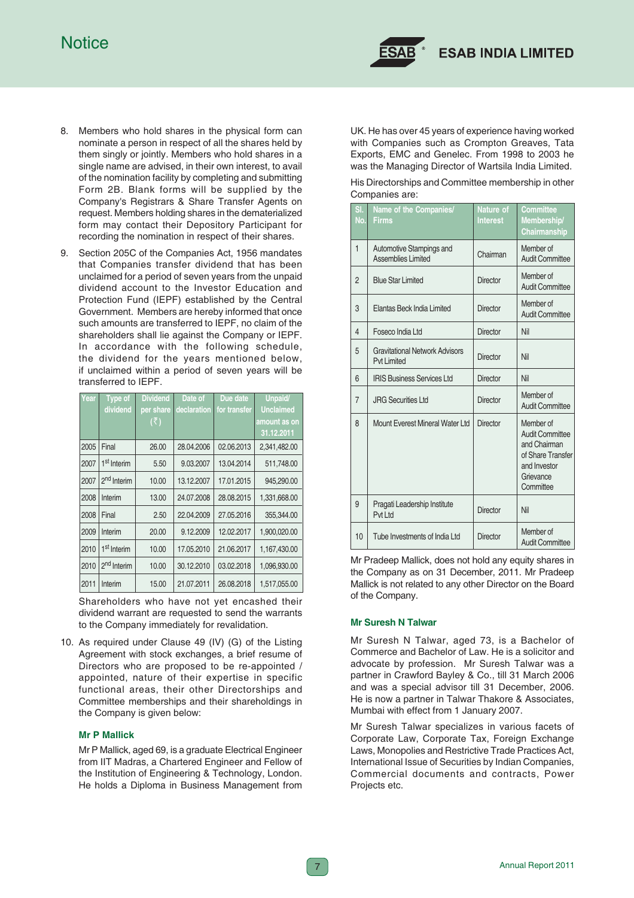8. Members who hold shares in the physical form can nominate a person in respect of all the shares held by them singly or jointly. Members who hold shares in a single name are advised, in their own interest, to avail of the nomination facility by completing and submitting Form 2B. Blank forms will be supplied by the Company's Registrars & Share Transfer Agents on request. Members holding shares in the dematerialized form may contact their Depository Participant for recording the nomination in respect of their shares.

9. Section 205C of the Companies Act, 1956 mandates that Companies transfer dividend that has been unclaimed for a period of seven years from the unpaid dividend account to the Investor Education and Protection Fund (IEPF) established by the Central Government. Members are hereby informed that once such amounts are transferred to IEPF, no claim of the shareholders shall lie against the Company or IEPF. In accordance with the following schedule, the dividend for the years mentioned below, if unclaimed within a period of seven years will be transferred to IEPF.

| Year | Type of dividend | Dividend per share (₹) | Date of declaration | Due date for transfer | Unpaid/ Unclaimed amount as on 31.12.2011 |
|---|---|---|---|---|---|
| 2005 | Final | 26.00 | 28.04.2006 | 02.06.2013 | 2,341,482.00 |
| 2007 | 1st Interim | 5.50 | 9.03.2007 | 13.04.2014 | 511,748.00 |
| 2007 | 2nd Interim | 10.00 | 13.12.2007 | 17.01.2015 | 945,290.00 |
| 2008 | Interim | 13.00 | 24.07.2008 | 28.08.2015 | 1,331,668.00 |
| 2008 | Final | 2.50 | 22.04.2009 | 27.05.2016 | 355,344.00 |
| 2009 | Interim | 20.00 | 9.12.2009 | 12.02.2017 | 1,900,020.00 |
| 2010 | 1st Interim | 10.00 | 17.05.2010 | 21.06.2017 | 1,167,430.00 |
| 2010 | 2nd Interim | 10.00 | 30.12.2010 | 03.02.2018 | 1,096,930.00 |
| 2011 | Interim | 15.00 | 21.07.2011 | 26.08.2018 | 1,517,055.00 |

Shareholders who have not yet encashed their dividend warrant are requested to send the warrants to the Company immediately for revalidation.

10. As required under Clause 49 (IV) (G) of the Listing Agreement with stock exchanges, a brief resume of Directors who are proposed to be re-appointed / appointed, nature of their expertise in specific functional areas, their other Directorships and Committee memberships and their shareholdings in the Company is given below:

### Mr P Mallick

Mr P Mallick, aged 69, is a graduate Electrical Engineer from IIT Madras, a Chartered Engineer and Fellow of the Institution of Engineering & Technology, London. He holds a Diploma in Business Management from UK. He has over 45 years of experience having worked with Companies such as Crompton Greaves, Tata Exports, EMC and Genelec. From 1998 to 2003 he was the Managing Director of Wartsila India Limited.

His Directorships and Committee membership in other Companies are:

| Sl. No. | Name of the Companies/ Firms | Nature of Interest | Committee Membership/ Chairmanship |
|---|---|---|---|
| 1 | Automotive Stampings and Assemblies Limited | Chairman | Member of Audit Committee |
| 2 | Blue Star Limited | Director | Member of Audit Committee |
| 3 | Elantas Beck India Limited | Director | Member of Audit Committee |
| 4 | Foseco India Ltd | Director | Nil |
| 5 | Gravitational Network Advisors Pvt Limited | Director | Nil |
| 6 | IRIS Business Services Ltd | Director | Nil |
| 7 | JRG Securities Ltd | Director | Member of Audit Committee |
| 8 | Mount Everest Mineral Water Ltd | Director | Member of Audit Committee and Chairman of Share Transfer and Investor Grievance Committee |
| 9 | Pragati Leadership Institute Pvt Ltd | Director | Nil |
| 10 | Tube Investments of India Ltd | Director | Member of Audit Committee |

Mr Pradeep Mallick, does not hold any equity shares in the Company as on 31 December, 2011. Mr Pradeep Mallick is not related to any other Director on the Board of the Company.

### Mr Suresh N Talwar

Mr Suresh N Talwar, aged 73, is a Bachelor of Commerce and Bachelor of Law. He is a solicitor and advocate by profession. Mr Suresh Talwar was a partner in Crawford Bayley & Co., till 31 March 2006 and was a special advisor till 31 December, 2006. He is now a partner in Talwar Thakore & Associates, Mumbai with effect from 1 January 2007.

Mr Suresh Talwar specializes in various facets of Corporate Law, Corporate Tax, Foreign Exchange Laws, Monopolies and Restrictive Trade Practices Act, International Issue of Securities by Indian Companies, Commercial documents and contracts, Power Projects etc.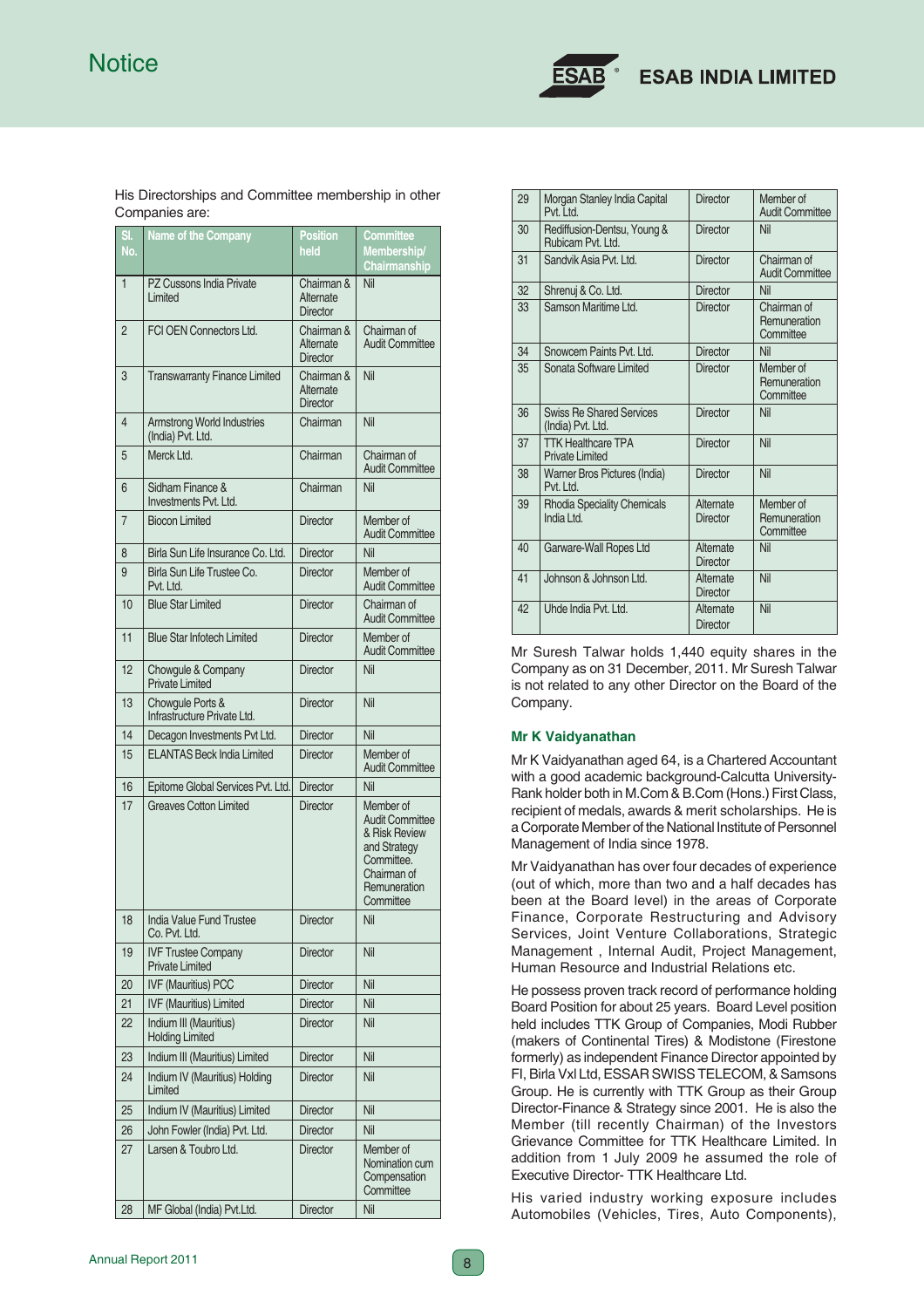His Directorships and Committee membership in other Companies are:

| Sl. No. | Name of the Company | Position held | Committee Membership/ Chairmanship |
|---|---|---|---|
| 1 | PZ Cussons India Private Limited | Chairman & Alternate Director | Nil |
| 2 | FCI OEN Connectors Ltd. | Chairman & Alternate Director | Chairman of Audit Committee |
| 3 | Transwarranty Finance Limited | Chairman & Alternate Director | Nil |
| 4 | Armstrong World Industries (India) Pvt. Ltd. | Chairman | Nil |
| 5 | Merck Ltd. | Chairman | Chairman of Audit Committee |
| 6 | Sidham Finance & Investments Pvt. Ltd. | Chairman | Nil |
| 7 | Biocon Limited | Director | Member of Audit Committee |
| 8 | Birla Sun Life Insurance Co. Ltd. | Director | Nil |
| 9 | Birla Sun Life Trustee Co. Pvt. Ltd. | Director | Member of Audit Committee |
| 10 | Blue Star Limited | Director | Chairman of Audit Committee |
| 11 | Blue Star Infotech Limited | Director | Member of Audit Committee |
| 12 | Chowgule & Company Private Limited | Director | Nil |
| 13 | Chowgule Ports & Infrastructure Private Ltd. | Director | Nil |
| 14 | Decagon Investments Pvt Ltd. | Director | Nil |
| 15 | ELANTAS Beck India Limited | Director | Member of Audit Committee |
| 16 | Epitome Global Services Pvt. Ltd. | Director | Nil |
| 17 | Greaves Cotton Limited | Director | Member of Audit Committee & Risk Review and Strategy Committee. Chairman of Remuneration Committee |
| 18 | India Value Fund Trustee Co. Pvt. Ltd. | Director | Nil |
| 19 | IVF Trustee Company Private Limited | Director | Nil |
| 20 | IVF (Mauritius) PCC | Director | Nil |
| 21 | IVF (Mauritius) Limited | Director | Nil |
| 22 | Indium III (Mauritius) Holding Limited | Director | Nil |
| 23 | Indium III (Mauritius) Limited | Director | Nil |
| 24 | Indium IV (Mauritius) Holding Limited | Director | Nil |
| 25 | Indium IV (Mauritius) Limited | Director | Nil |
| 26 | John Fowler (India) Pvt. Ltd. | Director | Nil |
| 27 | Larsen & Toubro Ltd. | Director | Member of Nomination cum Compensation Committee |
| 28 | MF Global (India) Pvt.Ltd. | Director | Nil |
| 29 | Morgan Stanley India Capital Pvt. Ltd. | Director | Member of Audit Committee |
| 30 | Rediffusion-Dentsu, Young & Rubicam Pvt. Ltd. | Director | Nil |
| 31 | Sandvik Asia Pvt. Ltd. | Director | Chairman of Audit Committee |
| 32 | Shrenuj & Co. Ltd. | Director | Nil |
| 33 | Samson Maritime Ltd. | Director | Chairman of Remuneration Committee |
| 34 | Snowcem Paints Pvt. Ltd. | Director | Nil |
| 35 | Sonata Software Limited | Director | Member of Remuneration Committee |
| 36 | Swiss Re Shared Services (India) Pvt. Ltd. | Director | Nil |
| 37 | TTK Healthcare TPA Private Limited | Director | Nil |
| 38 | Warner Bros Pictures (India) Pvt. Ltd. | Director | Nil |
| 39 | Rhodia Speciality Chemicals India Ltd. | Alternate Director | Member of Remuneration Committee |
| 40 | Garware-Wall Ropes Ltd | Alternate Director | Nil |
| 41 | Johnson & Johnson Ltd. | Alternate Director | Nil |
| 42 | Uhde India Pvt. Ltd. | Alternate Director | Nil |

Mr Suresh Talwar holds 1,440 equity shares in the Company as on 31 December, 2011. Mr Suresh Talwar is not related to any other Director on the Board of the Company.

**Mr K Vaidyanathan**

Mr K Vaidyanathan aged 64, is a Chartered Accountant with a good academic background-Calcutta University-Rank holder both in M.Com & B.Com (Hons.) First Class, recipient of medals, awards & merit scholarships. He is a Corporate Member of the National Institute of Personnel Management of India since 1978.

Mr Vaidyanathan has over four decades of experience (out of which, more than two and a half decades has been at the Board level) in the areas of Corporate Finance, Corporate Restructuring and Advisory Services, Joint Venture Collaborations, Strategic Management , Internal Audit, Project Management, Human Resource and Industrial Relations etc.

He possess proven track record of performance holding Board Position for about 25 years. Board Level position held includes TTK Group of Companies, Modi Rubber (makers of Continental Tires) & Modistone (Firestone formerly) as independent Finance Director appointed by FI, Birla Vxl Ltd, ESSAR SWISS TELECOM, & Samsons Group. He is currently with TTK Group as their Group Director-Finance & Strategy since 2001. He is also the Member (till recently Chairman) of the Investors Grievance Committee for TTK Healthcare Limited. In addition from 1 July 2009 he assumed the role of Executive Director- TTK Healthcare Ltd.

His varied industry working exposure includes Automobiles (Vehicles, Tires, Auto Components),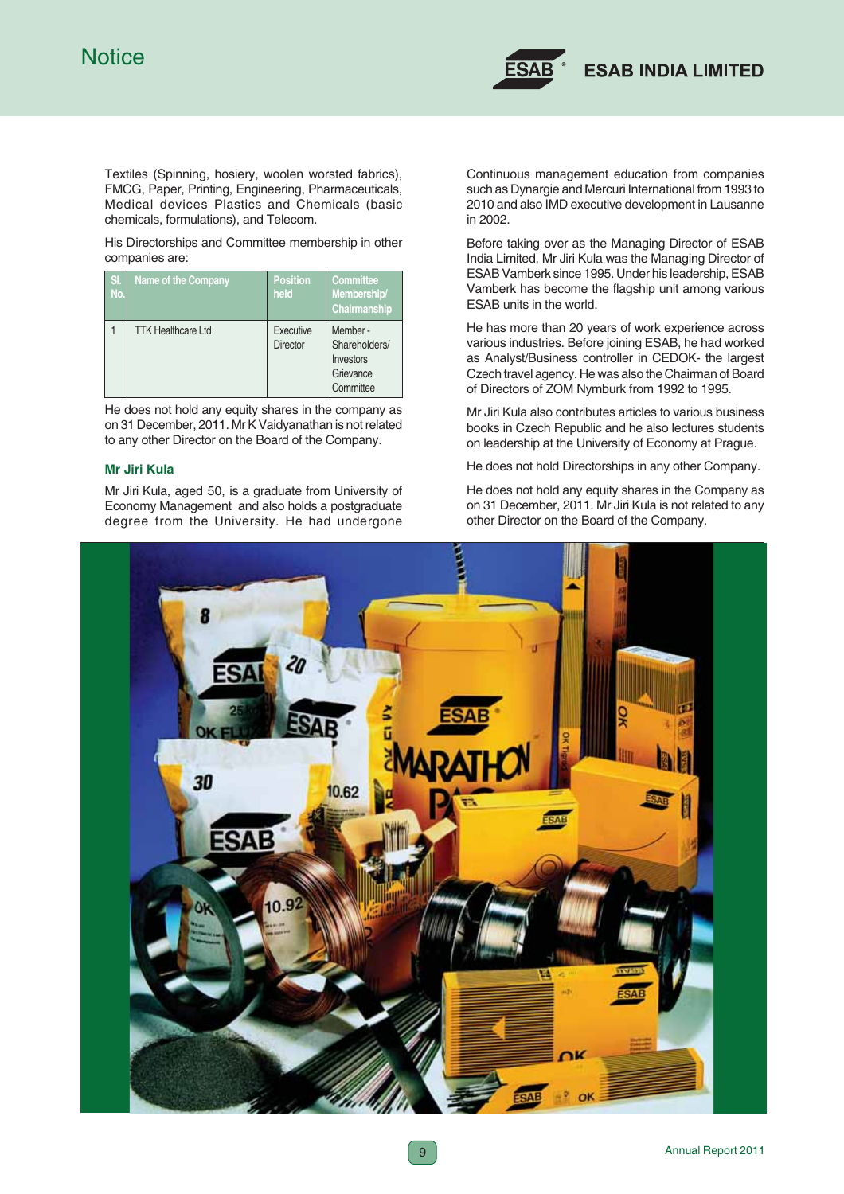Textiles (Spinning, hosiery, woolen worsted fabrics), FMCG, Paper, Printing, Engineering, Pharmaceuticals, Medical devices Plastics and Chemicals (basic chemicals, formulations), and Telecom.

His Directorships and Committee membership in other companies are:

| Sl. No. | Name of the Company | Position held | Committee Membership/ Chairmanship |
|---|---|---|---|
| 1 | TTK Healthcare Ltd | Executive Director | Member - Shareholders/ Investors Grievance Committee |

He does not hold any equity shares in the company as on 31 December, 2011. Mr K Vaidyanathan is not related to any other Director on the Board of the Company.

### Mr Jiri Kula

Mr Jiri Kula, aged 50, is a graduate from University of Economy Management and also holds a postgraduate degree from the University. He had undergone Continuous management education from companies such as Dynargie and Mercuri International from 1993 to 2010 and also IMD executive development in Lausanne in 2002.

Before taking over as the Managing Director of ESAB India Limited, Mr Jiri Kula was the Managing Director of ESAB Vamberk since 1995. Under his leadership, ESAB Vamberk has become the flagship unit among various ESAB units in the world.

He has more than 20 years of work experience across various industries. Before joining ESAB, he had worked as Analyst/Business controller in CEDOK- the largest Czech travel agency. He was also the Chairman of Board of Directors of ZOM Nymburk from 1992 to 1995.

Mr Jiri Kula also contributes articles to various business books in Czech Republic and he also lectures students on leadership at the University of Economy at Prague.

He does not hold Directorships in any other Company.

He does not hold any equity shares in the Company as on 31 December, 2011. Mr Jiri Kula is not related to any other Director on the Board of the Company.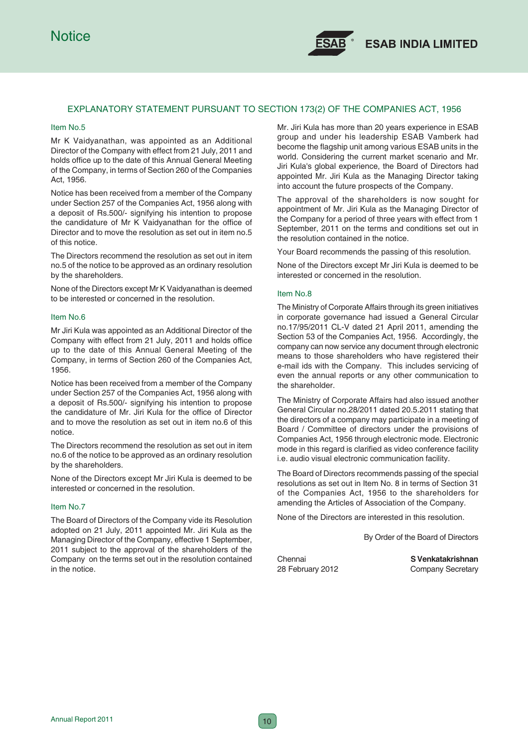## EXPLANATORY STATEMENT PURSUANT TO SECTION 173(2) OF THE COMPANIES ACT, 1956

### Item No.5

Mr K Vaidyanathan, was appointed as an Additional Director of the Company with effect from 21 July, 2011 and holds office up to the date of this Annual General Meeting of the Company, in terms of Section 260 of the Companies Act, 1956.

Notice has been received from a member of the Company under Section 257 of the Companies Act, 1956 along with a deposit of Rs.500/- signifying his intention to propose the candidature of Mr K Vaidyanathan for the office of Director and to move the resolution as set out in item no.5 of this notice.

The Directors recommend the resolution as set out in item no.5 of the notice to be approved as an ordinary resolution by the shareholders.

None of the Directors except Mr K Vaidyanathan is deemed to be interested or concerned in the resolution.

### Item No.6

Mr Jiri Kula was appointed as an Additional Director of the Company with effect from 21 July, 2011 and holds office up to the date of this Annual General Meeting of the Company, in terms of Section 260 of the Companies Act, 1956.

Notice has been received from a member of the Company under Section 257 of the Companies Act, 1956 along with a deposit of Rs.500/- signifying his intention to propose the candidature of Mr. Jiri Kula for the office of Director and to move the resolution as set out in item no.6 of this notice.

The Directors recommend the resolution as set out in item no.6 of the notice to be approved as an ordinary resolution by the shareholders.

None of the Directors except Mr Jiri Kula is deemed to be interested or concerned in the resolution.

### Item No.7

The Board of Directors of the Company vide its Resolution adopted on 21 July, 2011 appointed Mr. Jiri Kula as the Managing Director of the Company, effective 1 September, 2011 subject to the approval of the shareholders of the Company on the terms set out in the resolution contained in the notice.

Mr. Jiri Kula has more than 20 years experience in ESAB group and under his leadership ESAB Vamberk had become the flagship unit among various ESAB units in the world. Considering the current market scenario and Mr. Jiri Kula's global experience, the Board of Directors had appointed Mr. Jiri Kula as the Managing Director taking into account the future prospects of the Company.

The approval of the shareholders is now sought for appointment of Mr. Jiri Kula as the Managing Director of the Company for a period of three years with effect from 1 September, 2011 on the terms and conditions set out in the resolution contained in the notice.

Your Board recommends the passing of this resolution.

None of the Directors except Mr Jiri Kula is deemed to be interested or concerned in the resolution.

### Item No.8

The Ministry of Corporate Affairs through its green initiatives in corporate governance had issued a General Circular no.17/95/2011 CL-V dated 21 April 2011, amending the Section 53 of the Companies Act, 1956. Accordingly, the company can now service any document through electronic means to those shareholders who have registered their e-mail ids with the Company. This includes servicing of even the annual reports or any other communication to the shareholder.

The Ministry of Corporate Affairs had also issued another General Circular no.28/2011 dated 20.5.2011 stating that the directors of a company may participate in a meeting of Board / Committee of directors under the provisions of Companies Act, 1956 through electronic mode. Electronic mode in this regard is clarified as video conference facility i.e. audio visual electronic communication facility.

The Board of Directors recommends passing of the special resolutions as set out in Item No. 8 in terms of Section 31 of the Companies Act, 1956 to the shareholders for amending the Articles of Association of the Company.

None of the Directors are interested in this resolution.

By Order of the Board of Directors

Chennai
28 February 2012

**S Venkatakrishnan**
Company Secretary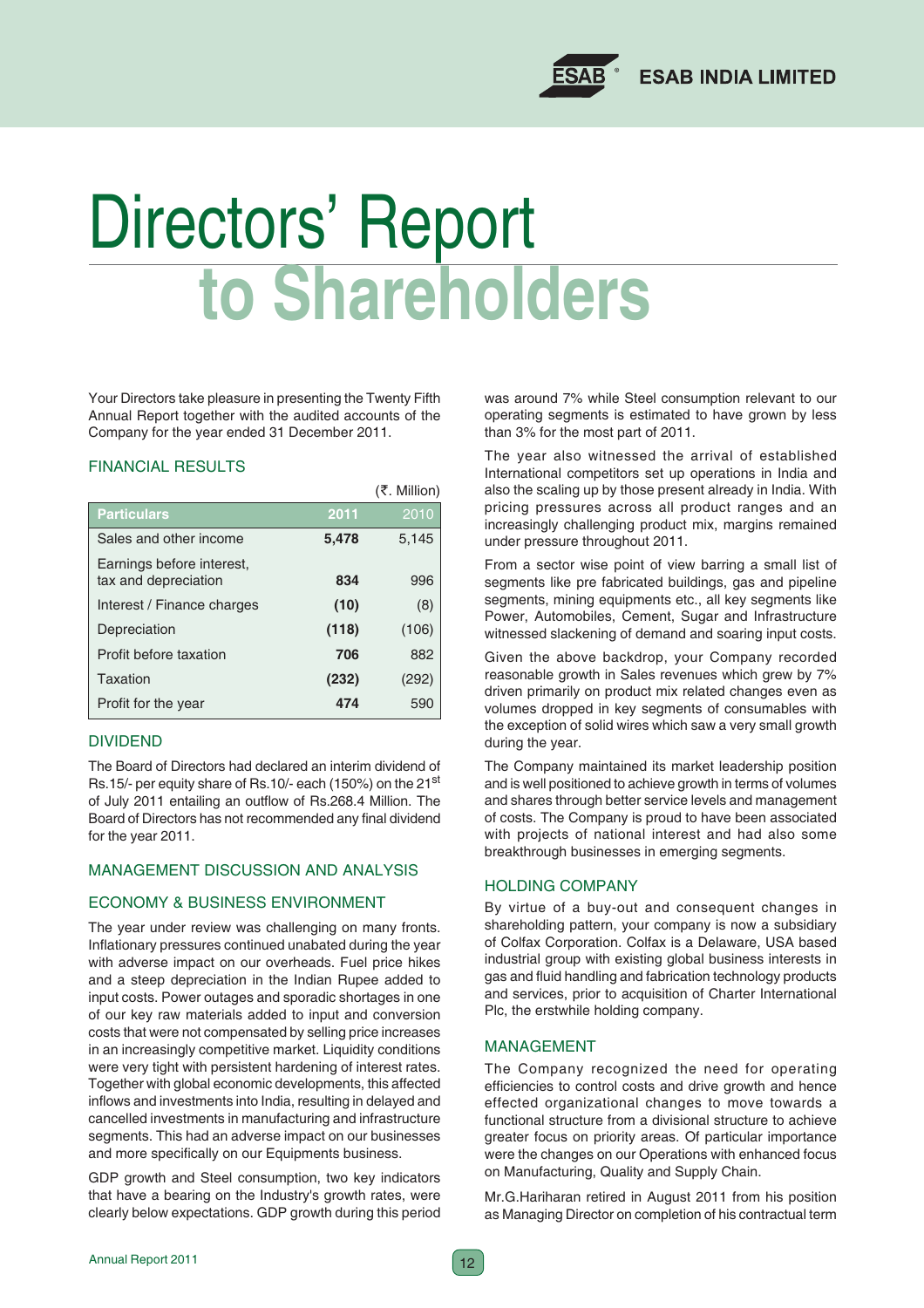# Directors' Report to Shareholders

Your Directors take pleasure in presenting the Twenty Fifth Annual Report together with the audited accounts of the Company for the year ended 31 December 2011.

## FINANCIAL RESULTS

(₹. Million)

| Particulars | 2011 | 2010 |
|---|---|---|
| Sales and other income | **5,478** | 5,145 |
| Earnings before interest, tax and depreciation | **834** | 996 |
| Interest / Finance charges | **(10)** | (8) |
| Depreciation | **(118)** | (106) |
| Profit before taxation | **706** | 882 |
| Taxation | **(232)** | (292) |
| Profit for the year | **474** | 590 |

## DIVIDEND

The Board of Directors had declared an interim dividend of Rs.15/- per equity share of Rs.10/- each (150%) on the 21st of July 2011 entailing an outflow of Rs.268.4 Million. The Board of Directors has not recommended any final dividend for the year 2011.

## MANAGEMENT DISCUSSION AND ANALYSIS

## ECONOMY & BUSINESS ENVIRONMENT

The year under review was challenging on many fronts. Inflationary pressures continued unabated during the year with adverse impact on our overheads. Fuel price hikes and a steep depreciation in the Indian Rupee added to input costs. Power outages and sporadic shortages in one of our key raw materials added to input and conversion costs that were not compensated by selling price increases in an increasingly competitive market. Liquidity conditions were very tight with persistent hardening of interest rates. Together with global economic developments, this affected inflows and investments into India, resulting in delayed and cancelled investments in manufacturing and infrastructure segments. This had an adverse impact on our businesses and more specifically on our Equipments business.

GDP growth and Steel consumption, two key indicators that have a bearing on the Industry's growth rates, were clearly below expectations. GDP growth during this period was around 7% while Steel consumption relevant to our operating segments is estimated to have grown by less than 3% for the most part of 2011.

The year also witnessed the arrival of established International competitors set up operations in India and also the scaling up by those present already in India. With pricing pressures across all product ranges and an increasingly challenging product mix, margins remained under pressure throughout 2011.

From a sector wise point of view barring a small list of segments like pre fabricated buildings, gas and pipeline segments, mining equipments etc., all key segments like Power, Automobiles, Cement, Sugar and Infrastructure witnessed slackening of demand and soaring input costs.

Given the above backdrop, your Company recorded reasonable growth in Sales revenues which grew by 7% driven primarily on product mix related changes even as volumes dropped in key segments of consumables with the exception of solid wires which saw a very small growth during the year.

The Company maintained its market leadership position and is well positioned to achieve growth in terms of volumes and shares through better service levels and management of costs. The Company is proud to have been associated with projects of national interest and had also some breakthrough businesses in emerging segments.

## HOLDING COMPANY

By virtue of a buy-out and consequent changes in shareholding pattern, your company is now a subsidiary of Colfax Corporation. Colfax is a Delaware, USA based industrial group with existing global business interests in gas and fluid handling and fabrication technology products and services, prior to acquisition of Charter International Plc, the erstwhile holding company.

## MANAGEMENT

The Company recognized the need for operating efficiencies to control costs and drive growth and hence effected organizational changes to move towards a functional structure from a divisional structure to achieve greater focus on priority areas. Of particular importance were the changes on our Operations with enhanced focus on Manufacturing, Quality and Supply Chain.

Mr.G.Hariharan retired in August 2011 from his position as Managing Director on completion of his contractual term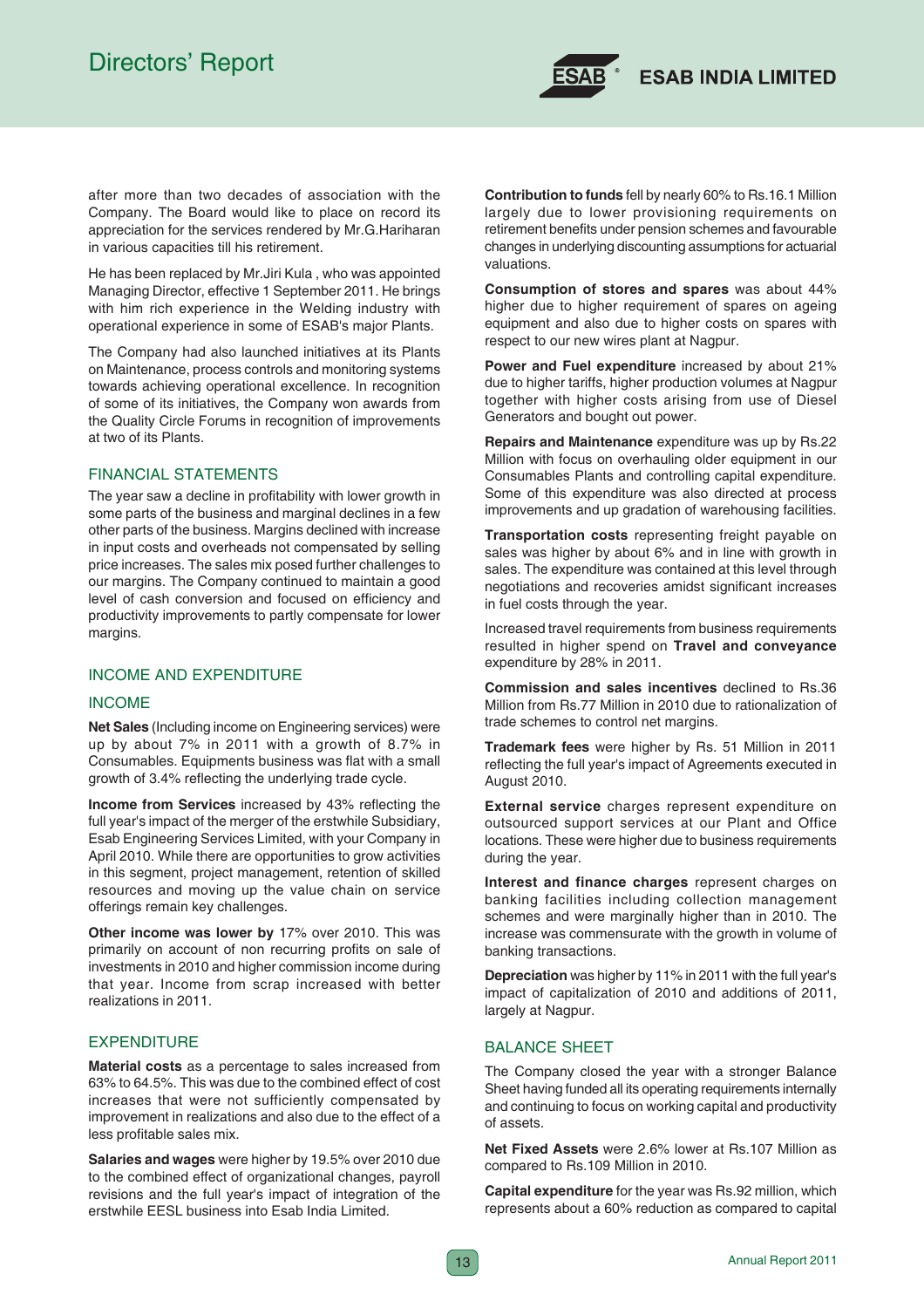after more than two decades of association with the Company. The Board would like to place on record its appreciation for the services rendered by Mr.G.Hariharan in various capacities till his retirement.

He has been replaced by Mr.Jiri Kula , who was appointed Managing Director, effective 1 September 2011. He brings with him rich experience in the Welding industry with operational experience in some of ESAB's major Plants.

The Company had also launched initiatives at its Plants on Maintenance, process controls and monitoring systems towards achieving operational excellence. In recognition of some of its initiatives, the Company won awards from the Quality Circle Forums in recognition of improvements at two of its Plants.

## FINANCIAL STATEMENTS

The year saw a decline in profitability with lower growth in some parts of the business and marginal declines in a few other parts of the business. Margins declined with increase in input costs and overheads not compensated by selling price increases. The sales mix posed further challenges to our margins. The Company continued to maintain a good level of cash conversion and focused on efficiency and productivity improvements to partly compensate for lower margins.

## INCOME AND EXPENDITURE

### INCOME

**Net Sales** (Including income on Engineering services) were up by about 7% in 2011 with a growth of 8.7% in Consumables. Equipments business was flat with a small growth of 3.4% reflecting the underlying trade cycle.

**Income from Services** increased by 43% reflecting the full year's impact of the merger of the erstwhile Subsidiary, Esab Engineering Services Limited, with your Company in April 2010. While there are opportunities to grow activities in this segment, project management, retention of skilled resources and moving up the value chain on service offerings remain key challenges.

**Other income was lower by** 17% over 2010. This was primarily on account of non recurring profits on sale of investments in 2010 and higher commission income during that year. Income from scrap increased with better realizations in 2011.

### EXPENDITURE

**Material costs** as a percentage to sales increased from 63% to 64.5%. This was due to the combined effect of cost increases that were not sufficiently compensated by improvement in realizations and also due to the effect of a less profitable sales mix.

**Salaries and wages** were higher by 19.5% over 2010 due to the combined effect of organizational changes, payroll revisions and the full year's impact of integration of the erstwhile EESL business into Esab India Limited.

**Contribution to funds** fell by nearly 60% to Rs.16.1 Million largely due to lower provisioning requirements on retirement benefits under pension schemes and favourable changes in underlying discounting assumptions for actuarial valuations.

**Consumption of stores and spares** was about 44% higher due to higher requirement of spares on ageing equipment and also due to higher costs on spares with respect to our new wires plant at Nagpur.

**Power and Fuel expenditure** increased by about 21% due to higher tariffs, higher production volumes at Nagpur together with higher costs arising from use of Diesel Generators and bought out power.

**Repairs and Maintenance** expenditure was up by Rs.22 Million with focus on overhauling older equipment in our Consumables Plants and controlling capital expenditure. Some of this expenditure was also directed at process improvements and up gradation of warehousing facilities.

**Transportation costs** representing freight payable on sales was higher by about 6% and in line with growth in sales. The expenditure was contained at this level through negotiations and recoveries amidst significant increases in fuel costs through the year.

Increased travel requirements from business requirements resulted in higher spend on **Travel and conveyance** expenditure by 28% in 2011.

**Commission and sales incentives** declined to Rs.36 Million from Rs.77 Million in 2010 due to rationalization of trade schemes to control net margins.

**Trademark fees** were higher by Rs. 51 Million in 2011 reflecting the full year's impact of Agreements executed in August 2010.

**External service** charges represent expenditure on outsourced support services at our Plant and Office locations. These were higher due to business requirements during the year.

**Interest and finance charges** represent charges on banking facilities including collection management schemes and were marginally higher than in 2010. The increase was commensurate with the growth in volume of banking transactions.

**Depreciation** was higher by 11% in 2011 with the full year's impact of capitalization of 2010 and additions of 2011, largely at Nagpur.

## BALANCE SHEET

The Company closed the year with a stronger Balance Sheet having funded all its operating requirements internally and continuing to focus on working capital and productivity of assets.

**Net Fixed Assets** were 2.6% lower at Rs.107 Million as compared to Rs.109 Million in 2010.

**Capital expenditure** for the year was Rs.92 million, which represents about a 60% reduction as compared to capital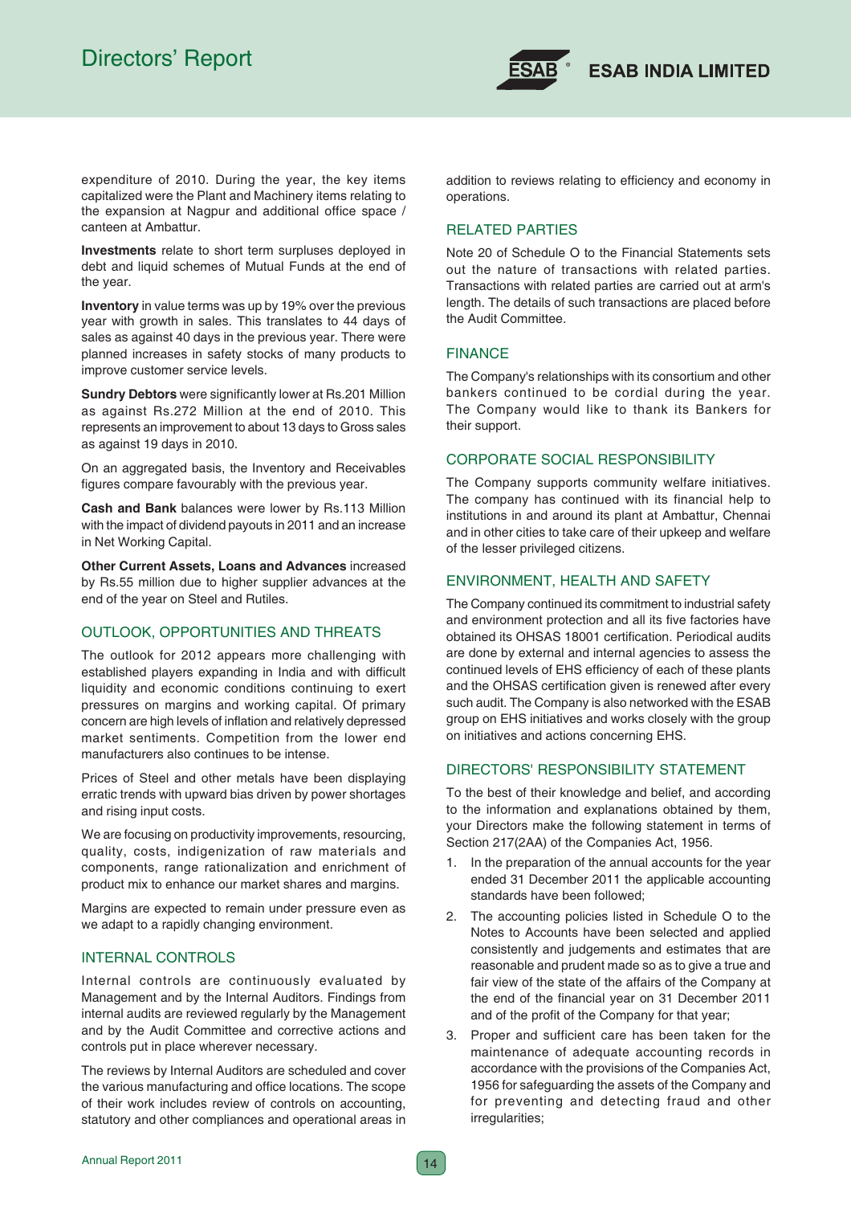expenditure of 2010. During the year, the key items capitalized were the Plant and Machinery items relating to the expansion at Nagpur and additional office space / canteen at Ambattur.

**Investments** relate to short term surpluses deployed in debt and liquid schemes of Mutual Funds at the end of the year.

**Inventory** in value terms was up by 19% over the previous year with growth in sales. This translates to 44 days of sales as against 40 days in the previous year. There were planned increases in safety stocks of many products to improve customer service levels.

**Sundry Debtors** were significantly lower at Rs.201 Million as against Rs.272 Million at the end of 2010. This represents an improvement to about 13 days to Gross sales as against 19 days in 2010.

On an aggregated basis, the Inventory and Receivables figures compare favourably with the previous year.

**Cash and Bank** balances were lower by Rs.113 Million with the impact of dividend payouts in 2011 and an increase in Net Working Capital.

**Other Current Assets, Loans and Advances** increased by Rs.55 million due to higher supplier advances at the end of the year on Steel and Rutiles.

## OUTLOOK, OPPORTUNITIES AND THREATS

The outlook for 2012 appears more challenging with established players expanding in India and with difficult liquidity and economic conditions continuing to exert pressures on margins and working capital. Of primary concern are high levels of inflation and relatively depressed market sentiments. Competition from the lower end manufacturers also continues to be intense.

Prices of Steel and other metals have been displaying erratic trends with upward bias driven by power shortages and rising input costs.

We are focusing on productivity improvements, resourcing, quality, costs, indigenization of raw materials and components, range rationalization and enrichment of product mix to enhance our market shares and margins.

Margins are expected to remain under pressure even as we adapt to a rapidly changing environment.

## INTERNAL CONTROLS

Internal controls are continuously evaluated by Management and by the Internal Auditors. Findings from internal audits are reviewed regularly by the Management and by the Audit Committee and corrective actions and controls put in place wherever necessary.

The reviews by Internal Auditors are scheduled and cover the various manufacturing and office locations. The scope of their work includes review of controls on accounting, statutory and other compliances and operational areas in addition to reviews relating to efficiency and economy in operations.

## RELATED PARTIES

Note 20 of Schedule O to the Financial Statements sets out the nature of transactions with related parties. Transactions with related parties are carried out at arm's length. The details of such transactions are placed before the Audit Committee.

## FINANCE

The Company's relationships with its consortium and other bankers continued to be cordial during the year. The Company would like to thank its Bankers for their support.

## CORPORATE SOCIAL RESPONSIBILITY

The Company supports community welfare initiatives. The company has continued with its financial help to institutions in and around its plant at Ambattur, Chennai and in other cities to take care of their upkeep and welfare of the lesser privileged citizens.

## ENVIRONMENT, HEALTH AND SAFETY

The Company continued its commitment to industrial safety and environment protection and all its five factories have obtained its OHSAS 18001 certification. Periodical audits are done by external and internal agencies to assess the continued levels of EHS efficiency of each of these plants and the OHSAS certification given is renewed after every such audit. The Company is also networked with the ESAB group on EHS initiatives and works closely with the group on initiatives and actions concerning EHS.

## DIRECTORS' RESPONSIBILITY STATEMENT

To the best of their knowledge and belief, and according to the information and explanations obtained by them, your Directors make the following statement in terms of Section 217(2AA) of the Companies Act, 1956.

1. In the preparation of the annual accounts for the year ended 31 December 2011 the applicable accounting standards have been followed;
2. The accounting policies listed in Schedule O to the Notes to Accounts have been selected and applied consistently and judgements and estimates that are reasonable and prudent made so as to give a true and fair view of the state of the affairs of the Company at the end of the financial year on 31 December 2011 and of the profit of the Company for that year;
3. Proper and sufficient care has been taken for the maintenance of adequate accounting records in accordance with the provisions of the Companies Act, 1956 for safeguarding the assets of the Company and for preventing and detecting fraud and other irregularities;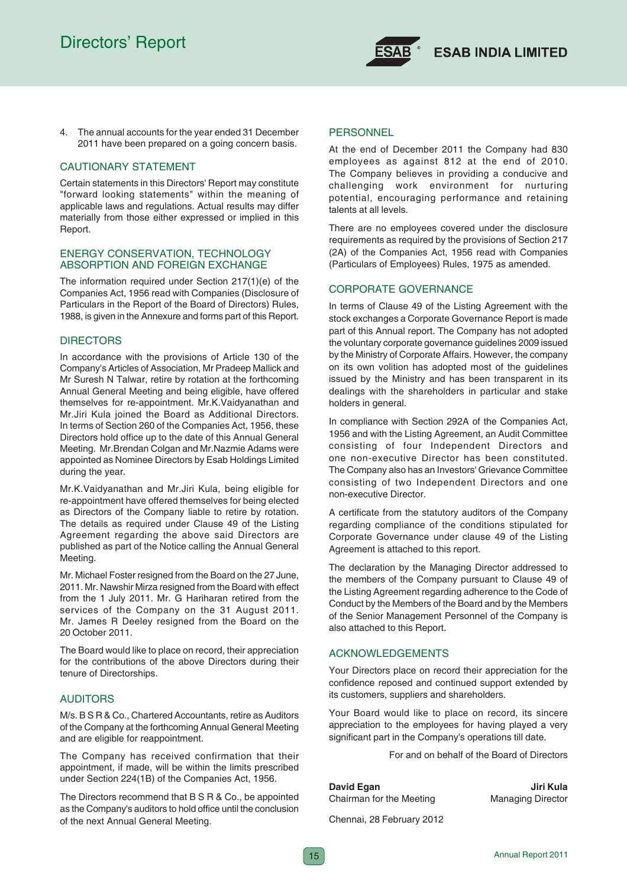4. The annual accounts for the year ended 31 December 2011 have been prepared on a going concern basis.

## CAUTIONARY STATEMENT

Certain statements in this Directors' Report may constitute "forward looking statements" within the meaning of applicable laws and regulations. Actual results may differ materially from those either expressed or implied in this Report.

## ENERGY CONSERVATION, TECHNOLOGY ABSORPTION AND FOREIGN EXCHANGE

The information required under Section 217(1)(e) of the Companies Act, 1956 read with Companies (Disclosure of Particulars in the Report of the Board of Directors) Rules, 1988, is given in the Annexure and forms part of this Report.

## DIRECTORS

In accordance with the provisions of Article 130 of the Company's Articles of Association, Mr Pradeep Mallick and Mr Suresh N Talwar, retire by rotation at the forthcoming Annual General Meeting and being eligible, have offered themselves for re-appointment. Mr.K.Vaidyanathan and Mr.Jiri Kula joined the Board as Additional Directors. In terms of Section 260 of the Companies Act, 1956, these Directors hold office up to the date of this Annual General Meeting. Mr.Brendan Colgan and Mr.Nazmie Adams were appointed as Nominee Directors by Esab Holdings Limited during the year.

Mr.K.Vaidyanathan and Mr.Jiri Kula, being eligible for re-appointment have offered themselves for being elected as Directors of the Company liable to retire by rotation. The details as required under Clause 49 of the Listing Agreement regarding the above said Directors are published as part of the Notice calling the Annual General Meeting.

Mr. Michael Foster resigned from the Board on the 27 June, 2011. Mr. Nawshir Mirza resigned from the Board with effect from the 1 July 2011. Mr. G Hariharan retired from the services of the Company on the 31 August 2011. Mr. James R Deeley resigned from the Board on the 20 October 2011.

The Board would like to place on record, their appreciation for the contributions of the above Directors during their tenure of Directorships.

## AUDITORS

M/s. B S R & Co., Chartered Accountants, retire as Auditors of the Company at the forthcoming Annual General Meeting and are eligible for reappointment.

The Company has received confirmation that their appointment, if made, will be within the limits prescribed under Section 224(1B) of the Companies Act, 1956.

The Directors recommend that B S R & Co., be appointed as the Company's auditors to hold office until the conclusion of the next Annual General Meeting.

## PERSONNEL

At the end of December 2011 the Company had 830 employees as against 812 at the end of 2010. The Company believes in providing a conducive and challenging work environment for nurturing potential, encouraging performance and retaining talents at all levels.

There are no employees covered under the disclosure requirements as required by the provisions of Section 217 (2A) of the Companies Act, 1956 read with Companies (Particulars of Employees) Rules, 1975 as amended.

## CORPORATE GOVERNANCE

In terms of Clause 49 of the Listing Agreement with the stock exchanges a Corporate Governance Report is made part of this Annual report. The Company has not adopted the voluntary corporate governance guidelines 2009 issued by the Ministry of Corporate Affairs. However, the company on its own volition has adopted most of the guidelines issued by the Ministry and has been transparent in its dealings with the shareholders in particular and stake holders in general.

In compliance with Section 292A of the Companies Act, 1956 and with the Listing Agreement, an Audit Committee consisting of four Independent Directors and one non-executive Director has been constituted. The Company also has an Investors' Grievance Committee consisting of two Independent Directors and one non-executive Director.

A certificate from the statutory auditors of the Company regarding compliance of the conditions stipulated for Corporate Governance under clause 49 of the Listing Agreement is attached to this report.

The declaration by the Managing Director addressed to the members of the Company pursuant to Clause 49 of the Listing Agreement regarding adherence to the Code of Conduct by the Members of the Board and by the Members of the Senior Management Personnel of the Company is also attached to this Report.

## ACKNOWLEDGEMENTS

Your Directors place on record their appreciation for the confidence reposed and continued support extended by its customers, suppliers and shareholders.

Your Board would like to place on record, its sincere appreciation to the employees for having played a very significant part in the Company's operations till date.

For and on behalf of the Board of Directors

**David Egan**
Chairman for the Meeting

**Jiri Kula**
Managing Director

Chennai, 28 February 2012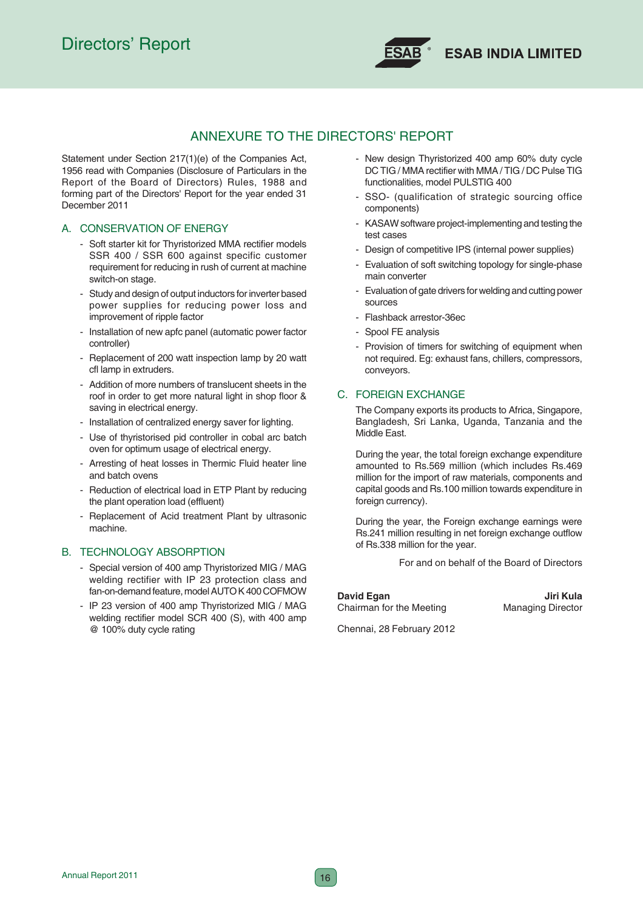# ANNEXURE TO THE DIRECTORS' REPORT

Statement under Section 217(1)(e) of the Companies Act, 1956 read with Companies (Disclosure of Particulars in the Report of the Board of Directors) Rules, 1988 and forming part of the Directors' Report for the year ended 31 December 2011

## A. CONSERVATION OF ENERGY

- Soft starter kit for Thyristorized MMA rectifier models SSR 400 / SSR 600 against specific customer requirement for reducing in rush of current at machine switch-on stage.
- Study and design of output inductors for inverter based power supplies for reducing power loss and improvement of ripple factor
- Installation of new apfc panel (automatic power factor controller)
- Replacement of 200 watt inspection lamp by 20 watt cfl lamp in extruders.
- Addition of more numbers of translucent sheets in the roof in order to get more natural light in shop floor & saving in electrical energy.
- Installation of centralized energy saver for lighting.
- Use of thyristorised pid controller in cobal arc batch oven for optimum usage of electrical energy.
- Arresting of heat losses in Thermic Fluid heater line and batch ovens
- Reduction of electrical load in ETP Plant by reducing the plant operation load (effluent)
- Replacement of Acid treatment Plant by ultrasonic machine.

## B. TECHNOLOGY ABSORPTION

- Special version of 400 amp Thyristorized MIG / MAG welding rectifier with IP 23 protection class and fan-on-demand feature, model AUTO K 400 COFMOW
- IP 23 version of 400 amp Thyristorized MIG / MAG welding rectifier model SCR 400 (S), with 400 amp @ 100% duty cycle rating
- New design Thyristorized 400 amp 60% duty cycle DC TIG / MMA rectifier with MMA / TIG / DC Pulse TIG functionalities, model PULSTIG 400
- SSO- (qualification of strategic sourcing office components)
- KASAW software project-implementing and testing the test cases
- Design of competitive IPS (internal power supplies)
- Evaluation of soft switching topology for single-phase main converter
- Evaluation of gate drivers for welding and cutting power sources
- Flashback arrestor-36ec
- Spool FE analysis
- Provision of timers for switching of equipment when not required. Eg: exhaust fans, chillers, compressors, conveyors.

## C. FOREIGN EXCHANGE

The Company exports its products to Africa, Singapore, Bangladesh, Sri Lanka, Uganda, Tanzania and the Middle East.

During the year, the total foreign exchange expenditure amounted to Rs.569 million (which includes Rs.469 million for the import of raw materials, components and capital goods and Rs.100 million towards expenditure in foreign currency).

During the year, the Foreign exchange earnings were Rs.241 million resulting in net foreign exchange outflow of Rs.338 million for the year.

For and on behalf of the Board of Directors

**David Egan**
Chairman for the Meeting

**Jiri Kula**
Managing Director

Chennai, 28 February 2012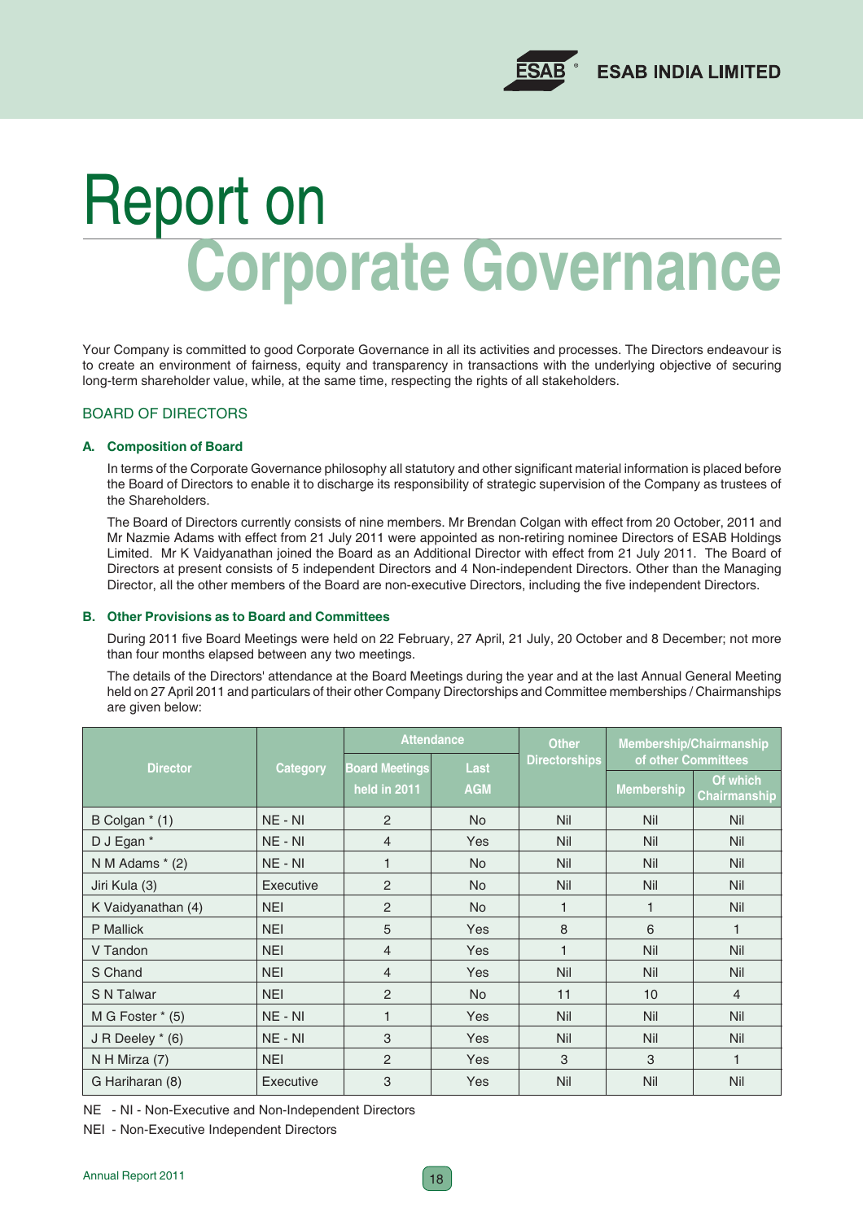# Report on Corporate Governance

Your Company is committed to good Corporate Governance in all its activities and processes. The Directors endeavour is to create an environment of fairness, equity and transparency in transactions with the underlying objective of securing long-term shareholder value, while, at the same time, respecting the rights of all stakeholders.

## BOARD OF DIRECTORS

### A. Composition of Board

In terms of the Corporate Governance philosophy all statutory and other significant material information is placed before the Board of Directors to enable it to discharge its responsibility of strategic supervision of the Company as trustees of the Shareholders.

The Board of Directors currently consists of nine members. Mr Brendan Colgan with effect from 20 October, 2011 and Mr Nazmie Adams with effect from 21 July 2011 were appointed as non-retiring nominee Directors of ESAB Holdings Limited. Mr K Vaidyanathan joined the Board as an Additional Director with effect from 21 July 2011. The Board of Directors at present consists of 5 independent Directors and 4 Non-independent Directors. Other than the Managing Director, all the other members of the Board are non-executive Directors, including the five independent Directors.

### B. Other Provisions as to Board and Committees

During 2011 five Board Meetings were held on 22 February, 27 April, 21 July, 20 October and 8 December; not more than four months elapsed between any two meetings.

The details of the Directors' attendance at the Board Meetings during the year and at the last Annual General Meeting held on 27 April 2011 and particulars of their other Company Directorships and Committee memberships / Chairmanships are given below:

| Director | Category | Attendance | | Other Directorships | Membership/Chairmanship of other Committees | |
|---|---|---|---|---|---|---|
| | | Board Meetings held in 2011 | Last AGM | | Membership | Of which Chairmanship |
| B Colgan * (1) | NE - NI | 2 | No | Nil | Nil | Nil |
| D J Egan * | NE - NI | 4 | Yes | Nil | Nil | Nil |
| N M Adams * (2) | NE - NI | 1 | No | Nil | Nil | Nil |
| Jiri Kula (3) | Executive | 2 | No | Nil | Nil | Nil |
| K Vaidyanathan (4) | NEI | 2 | No | 1 | 1 | Nil |
| P Mallick | NEI | 5 | Yes | 8 | 6 | 1 |
| V Tandon | NEI | 4 | Yes | 1 | Nil | Nil |
| S Chand | NEI | 4 | Yes | Nil | Nil | Nil |
| S N Talwar | NEI | 2 | No | 11 | 10 | 4 |
| M G Foster * (5) | NE - NI | 1 | Yes | Nil | Nil | Nil |
| J R Deeley * (6) | NE - NI | 3 | Yes | Nil | Nil | Nil |
| N H Mirza (7) | NEI | 2 | Yes | 3 | 3 | 1 |
| G Hariharan (8) | Executive | 3 | Yes | Nil | Nil | Nil |

NE - NI - Non-Executive and Non-Independent Directors

NEI - Non-Executive Independent Directors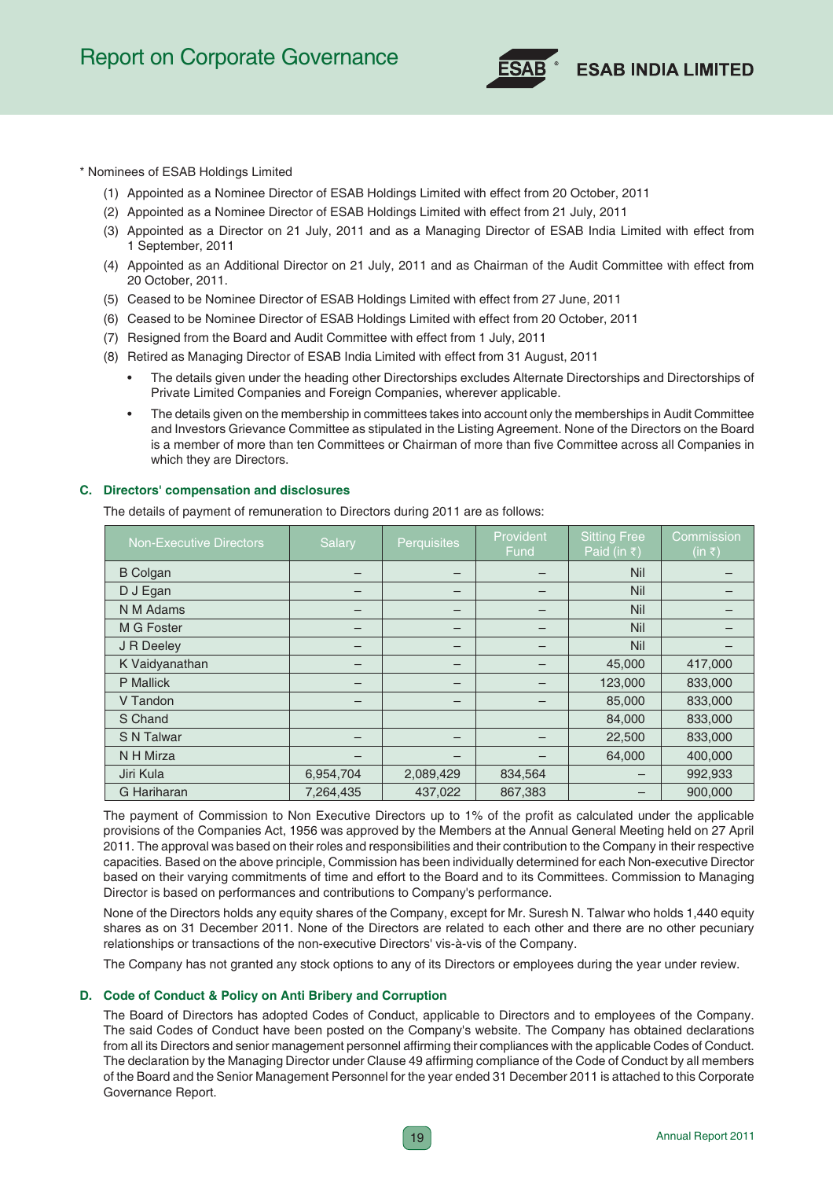\* Nominees of ESAB Holdings Limited

(1) Appointed as a Nominee Director of ESAB Holdings Limited with effect from 20 October, 2011

(2) Appointed as a Nominee Director of ESAB Holdings Limited with effect from 21 July, 2011

(3) Appointed as a Director on 21 July, 2011 and as a Managing Director of ESAB India Limited with effect from 1 September, 2011

(4) Appointed as an Additional Director on 21 July, 2011 and as Chairman of the Audit Committee with effect from 20 October, 2011.

(5) Ceased to be Nominee Director of ESAB Holdings Limited with effect from 27 June, 2011

(6) Ceased to be Nominee Director of ESAB Holdings Limited with effect from 20 October, 2011

(7) Resigned from the Board and Audit Committee with effect from 1 July, 2011

(8) Retired as Managing Director of ESAB India Limited with effect from 31 August, 2011

- The details given under the heading other Directorships excludes Alternate Directorships and Directorships of Private Limited Companies and Foreign Companies, wherever applicable.
- The details given on the membership in committees takes into account only the memberships in Audit Committee and Investors Grievance Committee as stipulated in the Listing Agreement. None of the Directors on the Board is a member of more than ten Committees or Chairman of more than five Committee across all Companies in which they are Directors.

### C. Directors' compensation and disclosures

The details of payment of remuneration to Directors during 2011 are as follows:

| Non-Executive Directors | Salary | Perquisites | Provident Fund | Sitting Free Paid (in ₹) | Commission (in ₹) |
|---|---|---|---|---|---|
| B Colgan | – | – | – | Nil | – |
| D J Egan | – | – | – | Nil | – |
| N M Adams | – | – | – | Nil | – |
| M G Foster | – | – | – | Nil | – |
| J R Deeley | – | – | – | Nil | – |
| K Vaidyanathan | – | – | – | 45,000 | 417,000 |
| P Mallick | – | – | – | 123,000 | 833,000 |
| V Tandon | – | – | – | 85,000 | 833,000 |
| S Chand | | | | 84,000 | 833,000 |
| S N Talwar | – | – | – | 22,500 | 833,000 |
| N H Mirza | – | – | – | 64,000 | 400,000 |
| Jiri Kula | 6,954,704 | 2,089,429 | 834,564 | – | 992,933 |
| G Hariharan | 7,264,435 | 437,022 | 867,383 | – | 900,000 |

The payment of Commission to Non Executive Directors up to 1% of the profit as calculated under the applicable provisions of the Companies Act, 1956 was approved by the Members at the Annual General Meeting held on 27 April 2011. The approval was based on their roles and responsibilities and their contribution to the Company in their respective capacities. Based on the above principle, Commission has been individually determined for each Non-executive Director based on their varying commitments of time and effort to the Board and to its Committees. Commission to Managing Director is based on performances and contributions to Company's performance.

None of the Directors holds any equity shares of the Company, except for Mr. Suresh N. Talwar who holds 1,440 equity shares as on 31 December 2011. None of the Directors are related to each other and there are no other pecuniary relationships or transactions of the non-executive Directors' vis-à-vis of the Company.

The Company has not granted any stock options to any of its Directors or employees during the year under review.

### D. Code of Conduct & Policy on Anti Bribery and Corruption

The Board of Directors has adopted Codes of Conduct, applicable to Directors and to employees of the Company. The said Codes of Conduct have been posted on the Company's website. The Company has obtained declarations from all its Directors and senior management personnel affirming their compliances with the applicable Codes of Conduct. The declaration by the Managing Director under Clause 49 affirming compliance of the Code of Conduct by all members of the Board and the Senior Management Personnel for the year ended 31 December 2011 is attached to this Corporate Governance Report.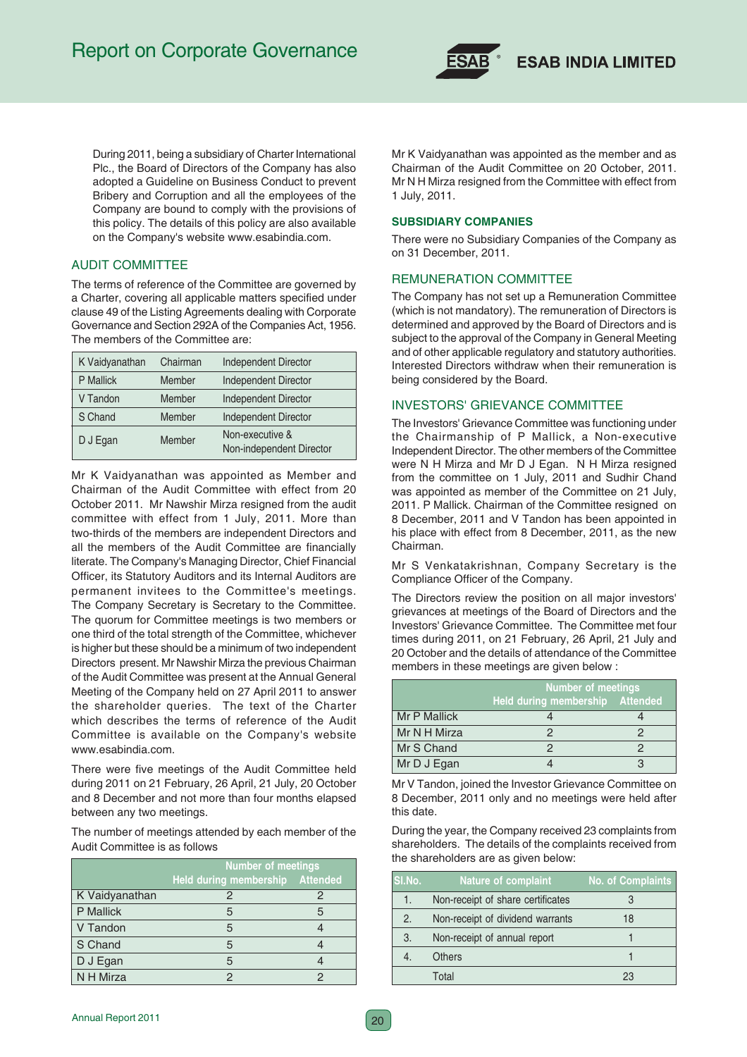During 2011, being a subsidiary of Charter International Plc., the Board of Directors of the Company has also adopted a Guideline on Business Conduct to prevent Bribery and Corruption and all the employees of the Company are bound to comply with the provisions of this policy. The details of this policy are also available on the Company's website www.esabindia.com.

## AUDIT COMMITTEE

The terms of reference of the Committee are governed by a Charter, covering all applicable matters specified under clause 49 of the Listing Agreements dealing with Corporate Governance and Section 292A of the Companies Act, 1956. The members of the Committee are:

| | | |
|---|---|---|
| K Vaidyanathan | Chairman | Independent Director |
| P Mallick | Member | Independent Director |
| V Tandon | Member | Independent Director |
| S Chand | Member | Independent Director |
| D J Egan | Member | Non-executive & Non-independent Director |

Mr K Vaidyanathan was appointed as Member and Chairman of the Audit Committee with effect from 20 October 2011. Mr Nawshir Mirza resigned from the audit committee with effect from 1 July, 2011. More than two-thirds of the members are independent Directors and all the members of the Audit Committee are financially literate. The Company's Managing Director, Chief Financial Officer, its Statutory Auditors and its Internal Auditors are permanent invitees to the Committee's meetings. The Company Secretary is Secretary to the Committee. The quorum for Committee meetings is two members or one third of the total strength of the Committee, whichever is higher but these should be a minimum of two independent Directors present. Mr Nawshir Mirza the previous Chairman of the Audit Committee was present at the Annual General Meeting of the Company held on 27 April 2011 to answer the shareholder queries. The text of the Charter which describes the terms of reference of the Audit Committee is available on the Company's website www.esabindia.com.

There were five meetings of the Audit Committee held during 2011 on 21 February, 26 April, 21 July, 20 October and 8 December and not more than four months elapsed between any two meetings.

The number of meetings attended by each member of the Audit Committee is as follows

| | Number of meetings | |
|---|---|---|
| | Held during membership | Attended |
| K Vaidyanathan | 2 | 2 |
| P Mallick | 5 | 5 |
| V Tandon | 5 | 4 |
| S Chand | 5 | 4 |
| D J Egan | 5 | 4 |
| N H Mirza | 2 | 2 |

Mr K Vaidyanathan was appointed as the member and as Chairman of the Audit Committee on 20 October, 2011. Mr N H Mirza resigned from the Committee with effect from 1 July, 2011.

### SUBSIDIARY COMPANIES

There were no Subsidiary Companies of the Company as on 31 December, 2011.

## REMUNERATION COMMITTEE

The Company has not set up a Remuneration Committee (which is not mandatory). The remuneration of Directors is determined and approved by the Board of Directors and is subject to the approval of the Company in General Meeting and of other applicable regulatory and statutory authorities. Interested Directors withdraw when their remuneration is being considered by the Board.

## INVESTORS' GRIEVANCE COMMITTEE

The Investors' Grievance Committee was functioning under the Chairmanship of P Mallick, a Non-executive Independent Director. The other members of the Committee were N H Mirza and Mr D J Egan. N H Mirza resigned from the committee on 1 July, 2011 and Sudhir Chand was appointed as member of the Committee on 21 July, 2011. P Mallick. Chairman of the Committee resigned on 8 December, 2011 and V Tandon has been appointed in his place with effect from 8 December, 2011, as the new Chairman.

Mr S Venkatakrishnan, Company Secretary is the Compliance Officer of the Company.

The Directors review the position on all major investors' grievances at meetings of the Board of Directors and the Investors' Grievance Committee. The Committee met four times during 2011, on 21 February, 26 April, 21 July and 20 October and the details of attendance of the Committee members in these meetings are given below :

| | Number of meetings | |
|---|---|---|
| | Held during membership | Attended |
| Mr P Mallick | 4 | 4 |
| Mr N H Mirza | 2 | 2 |
| Mr S Chand | 2 | 2 |
| Mr D J Egan | 4 | 3 |

Mr V Tandon, joined the Investor Grievance Committee on 8 December, 2011 only and no meetings were held after this date.

During the year, the Company received 23 complaints from shareholders. The details of the complaints received from the shareholders are as given below:

| Sl.No. | Nature of complaint | No. of Complaints |
|---|---|---|
| 1. | Non-receipt of share certificates | 3 |
| 2. | Non-receipt of dividend warrants | 18 |
| 3. | Non-receipt of annual report | 1 |
| 4. | Others | 1 |
| | Total | 23 |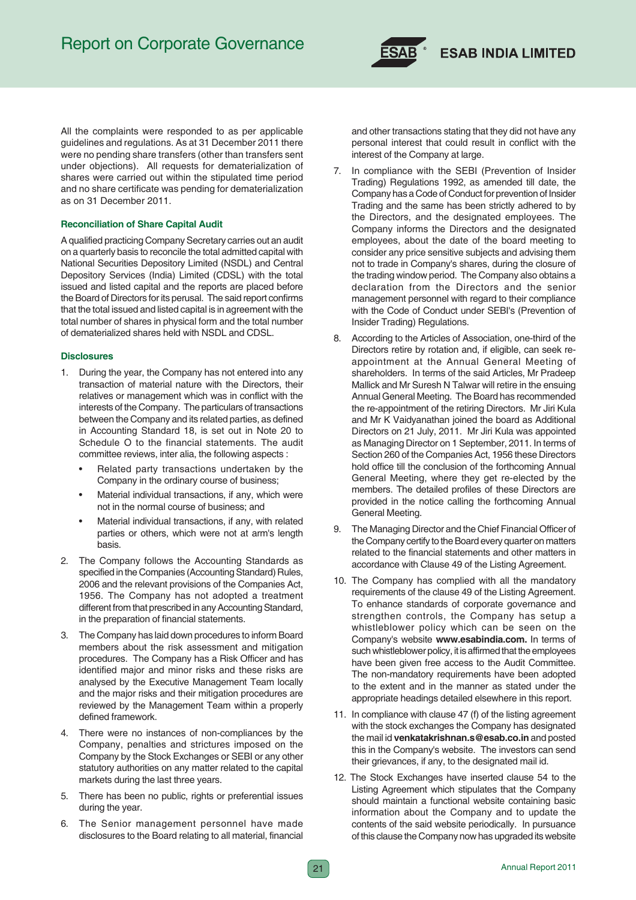All the complaints were responded to as per applicable guidelines and regulations. As at 31 December 2011 there were no pending share transfers (other than transfers sent under objections). All requests for dematerialization of shares were carried out within the stipulated time period and no share certificate was pending for dematerialization as on 31 December 2011.

### Reconciliation of Share Capital Audit

A qualified practicing Company Secretary carries out an audit on a quarterly basis to reconcile the total admitted capital with National Securities Depository Limited (NSDL) and Central Depository Services (India) Limited (CDSL) with the total issued and listed capital and the reports are placed before the Board of Directors for its perusal. The said report confirms that the total issued and listed capital is in agreement with the total number of shares in physical form and the total number of dematerialized shares held with NSDL and CDSL.

### Disclosures

1. During the year, the Company has not entered into any transaction of material nature with the Directors, their relatives or management which was in conflict with the interests of the Company. The particulars of transactions between the Company and its related parties, as defined in Accounting Standard 18, is set out in Note 20 to Schedule O to the financial statements. The audit committee reviews, inter alia, the following aspects :
   - Related party transactions undertaken by the Company in the ordinary course of business;
   - Material individual transactions, if any, which were not in the normal course of business; and
   - Material individual transactions, if any, with related parties or others, which were not at arm's length basis.
2. The Company follows the Accounting Standards as specified in the Companies (Accounting Standard) Rules, 2006 and the relevant provisions of the Companies Act, 1956. The Company has not adopted a treatment different from that prescribed in any Accounting Standard, in the preparation of financial statements.
3. The Company has laid down procedures to inform Board members about the risk assessment and mitigation procedures. The Company has a Risk Officer and has identified major and minor risks and these risks are analysed by the Executive Management Team locally and the major risks and their mitigation procedures are reviewed by the Management Team within a properly defined framework.
4. There were no instances of non-compliances by the Company, penalties and strictures imposed on the Company by the Stock Exchanges or SEBI or any other statutory authorities on any matter related to the capital markets during the last three years.
5. There has been no public, rights or preferential issues during the year.
6. The Senior management personnel have made disclosures to the Board relating to all material, financial and other transactions stating that they did not have any personal interest that could result in conflict with the interest of the Company at large.
7. In compliance with the SEBI (Prevention of Insider Trading) Regulations 1992, as amended till date, the Company has a Code of Conduct for prevention of Insider Trading and the same has been strictly adhered to by the Directors, and the designated employees. The Company informs the Directors and the designated employees, about the date of the board meeting to consider any price sensitive subjects and advising them not to trade in Company's shares, during the closure of the trading window period. The Company also obtains a declaration from the Directors and the senior management personnel with regard to their compliance with the Code of Conduct under SEBI's (Prevention of Insider Trading) Regulations.
8. According to the Articles of Association, one-third of the Directors retire by rotation and, if eligible, can seek re-appointment at the Annual General Meeting of shareholders. In terms of the said Articles, Mr Pradeep Mallick and Mr Suresh N Talwar will retire in the ensuing Annual General Meeting. The Board has recommended the re-appointment of the retiring Directors. Mr Jiri Kula and Mr K Vaidyanathan joined the board as Additional Directors on 21 July, 2011. Mr Jiri Kula was appointed as Managing Director on 1 September, 2011. In terms of Section 260 of the Companies Act, 1956 these Directors hold office till the conclusion of the forthcoming Annual General Meeting, where they get re-elected by the members. The detailed profiles of these Directors are provided in the notice calling the forthcoming Annual General Meeting.
9. The Managing Director and the Chief Financial Officer of the Company certify to the Board every quarter on matters related to the financial statements and other matters in accordance with Clause 49 of the Listing Agreement.
10. The Company has complied with all the mandatory requirements of the clause 49 of the Listing Agreement. To enhance standards of corporate governance and strengthen controls, the Company has setup a whistleblower policy which can be seen on the Company's website **www.esabindia.com.** In terms of such whistleblower policy, it is affirmed that the employees have been given free access to the Audit Committee. The non-mandatory requirements have been adopted to the extent and in the manner as stated under the appropriate headings detailed elsewhere in this report.
11. In compliance with clause 47 (f) of the listing agreement with the stock exchanges the Company has designated the mail id **venkatakrishnan.s@esab.co.in** and posted this in the Company's website. The investors can send their grievances, if any, to the designated mail id.
12. The Stock Exchanges have inserted clause 54 to the Listing Agreement which stipulates that the Company should maintain a functional website containing basic information about the Company and to update the contents of the said website periodically. In pursuance of this clause the Company now has upgraded its website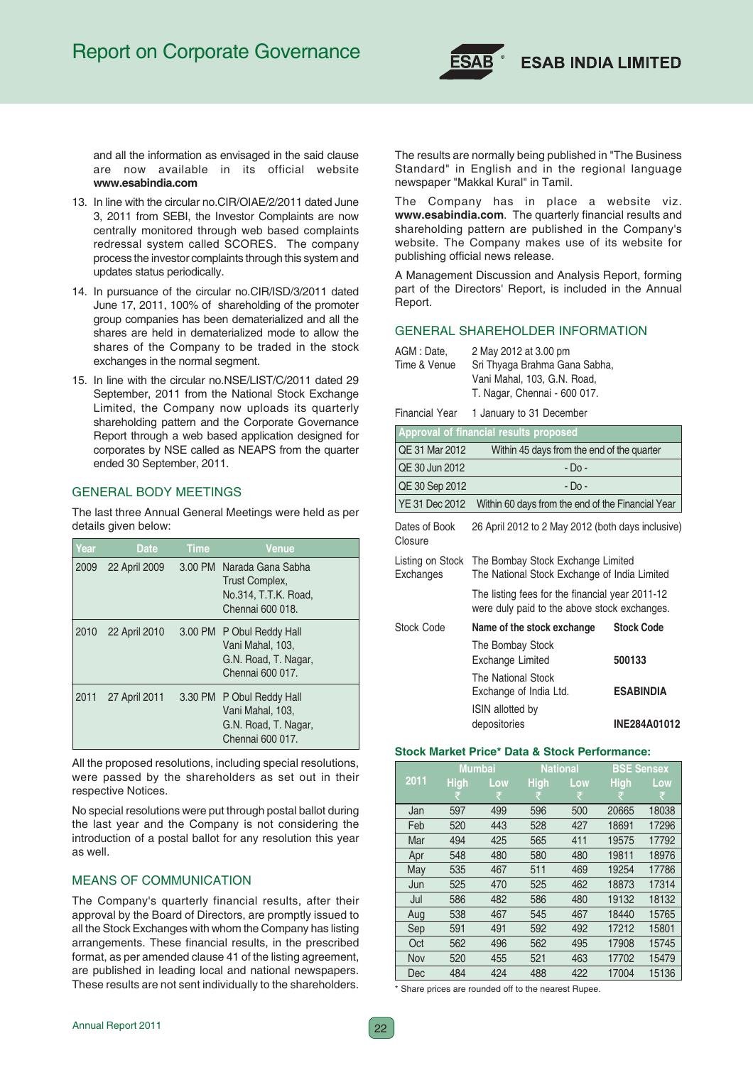and all the information as envisaged in the said clause are now available in its official website **www.esabindia.com**

13. In line with the circular no.CIR/OIAE/2/2011 dated June 3, 2011 from SEBI, the Investor Complaints are now centrally monitored through web based complaints redressal system called SCORES. The company process the investor complaints through this system and updates status periodically.

14. In pursuance of the circular no.CIR/ISD/3/2011 dated June 17, 2011, 100% of shareholding of the promoter group companies has been dematerialized and all the shares are held in dematerialized mode to allow the shares of the Company to be traded in the stock exchanges in the normal segment.

15. In line with the circular no.NSE/LIST/C/2011 dated 29 September, 2011 from the National Stock Exchange Limited, the Company now uploads its quarterly shareholding pattern and the Corporate Governance Report through a web based application designed for corporates by NSE called as NEAPS from the quarter ended 30 September, 2011.

## GENERAL BODY MEETINGS

The last three Annual General Meetings were held as per details given below:

| Year | Date | Time | Venue |
|---|---|---|---|
| 2009 | 22 April 2009 | 3.00 PM | Narada Gana Sabha Trust Complex, No.314, T.T.K. Road, Chennai 600 018. |
| 2010 | 22 April 2010 | 3.00 PM | P Obul Reddy Hall Vani Mahal, 103, G.N. Road, T. Nagar, Chennai 600 017. |
| 2011 | 27 April 2011 | 3.30 PM | P Obul Reddy Hall Vani Mahal, 103, G.N. Road, T. Nagar, Chennai 600 017. |

All the proposed resolutions, including special resolutions, were passed by the shareholders as set out in their respective Notices.

No special resolutions were put through postal ballot during the last year and the Company is not considering the introduction of a postal ballot for any resolution this year as well.

## MEANS OF COMMUNICATION

The Company's quarterly financial results, after their approval by the Board of Directors, are promptly issued to all the Stock Exchanges with whom the Company has listing arrangements. These financial results, in the prescribed format, as per amended clause 41 of the listing agreement, are published in leading local and national newspapers. These results are not sent individually to the shareholders.

The results are normally being published in "The Business Standard" in English and in the regional language newspaper "Makkal Kural" in Tamil.

The Company has in place a website viz. **www.esabindia.com**. The quarterly financial results and shareholding pattern are published in the Company's website. The Company makes use of its website for publishing official news release.

A Management Discussion and Analysis Report, forming part of the Directors' Report, is included in the Annual Report.

## GENERAL SHAREHOLDER INFORMATION

| | |
|---|---|
| AGM : Date, Time & Venue | 2 May 2012 at 3.00 pm Sri Thyaga Brahma Gana Sabha, Vani Mahal, 103, G.N. Road, T. Nagar, Chennai - 600 017. |
| Financial Year | 1 January to 31 December |

| Approval of financial results proposed | |
|---|---|
| QE 31 Mar 2012 | Within 45 days from the end of the quarter |
| QE 30 Jun 2012 | - Do - |
| QE 30 Sep 2012 | - Do - |
| YE 31 Dec 2012 | Within 60 days from the end of the Financial Year |

| | |
|---|---|
| Dates of Book Closure | 26 April 2012 to 2 May 2012 (both days inclusive) |
| Listing on Stock Exchanges | The Bombay Stock Exchange Limited<br>The National Stock Exchange of India Limited<br>The listing fees for the financial year 2011-12 were duly paid to the above stock exchanges. |

Stock Code

| Name of the stock exchange | Stock Code |
|---|---|
| The Bombay Stock Exchange Limited | **500133** |
| The National Stock Exchange of India Ltd. | **ESABINDIA** |
| ISIN allotted by depositories | **INE284A01012** |

**Stock Market Price* Data & Stock Performance:**

| 2011 | Mumbai | | National | | BSE Sensex | |
|---|---|---|---|---|---|---|
| | High ₹ | Low ₹ | High ₹ | Low ₹ | High ₹ | Low ₹ |
| Jan | 597 | 499 | 596 | 500 | 20665 | 18038 |
| Feb | 520 | 443 | 528 | 427 | 18691 | 17296 |
| Mar | 494 | 425 | 565 | 411 | 19575 | 17792 |
| Apr | 548 | 480 | 580 | 480 | 19811 | 18976 |
| May | 535 | 467 | 511 | 469 | 19254 | 17786 |
| Jun | 525 | 470 | 525 | 462 | 18873 | 17314 |
| Jul | 586 | 482 | 586 | 480 | 19132 | 18132 |
| Aug | 538 | 467 | 545 | 467 | 18440 | 15765 |
| Sep | 591 | 491 | 592 | 492 | 17212 | 15801 |
| Oct | 562 | 496 | 562 | 495 | 17908 | 15745 |
| Nov | 520 | 455 | 521 | 463 | 17702 | 15479 |
| Dec | 484 | 424 | 488 | 422 | 17004 | 15136 |

\* Share prices are rounded off to the nearest Rupee.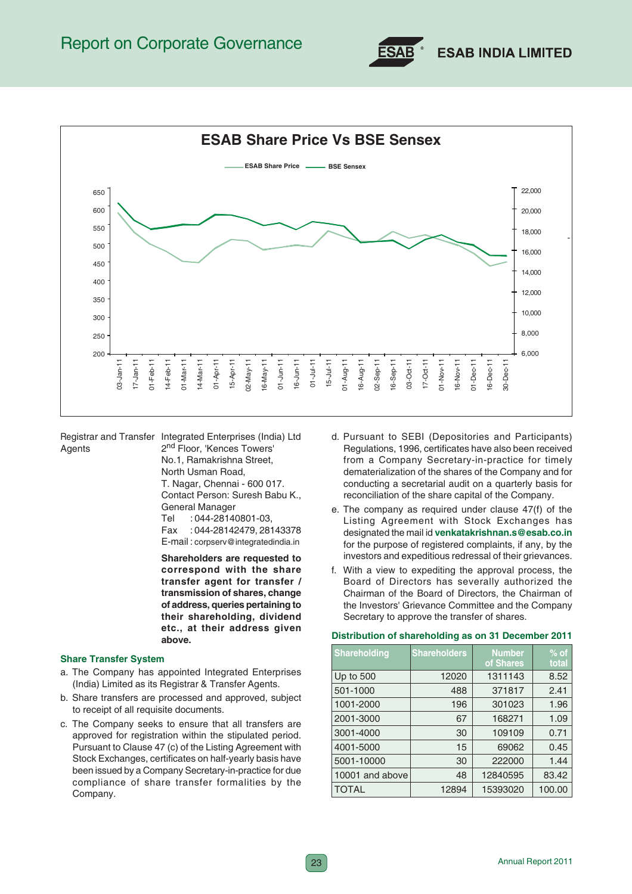## ESAB Share Price Vs BSE Sensex

Registrar and Transfer Agents

Integrated Enterprises (India) Ltd
2nd Floor, 'Kences Towers'
No.1, Ramakrishna Street,
North Usman Road,
T. Nagar, Chennai - 600 017.
Contact Person: Suresh Babu K., General Manager
Tel : 044-28140801-03,
Fax : 044-28142479, 28143378
E-mail : corpserv@integratedindia.in

**Shareholders are requested to correspond with the share transfer agent for transfer / transmission of shares, change of address, queries pertaining to their shareholding, dividend etc., at their address given above.**

### Share Transfer System

a. The Company has appointed Integrated Enterprises (India) Limited as its Registrar & Transfer Agents.

b. Share transfers are processed and approved, subject to receipt of all requisite documents.

c. The Company seeks to ensure that all transfers are approved for registration within the stipulated period. Pursuant to Clause 47 (c) of the Listing Agreement with Stock Exchanges, certificates on half-yearly basis have been issued by a Company Secretary-in-practice for due compliance of share transfer formalities by the Company.

d. Pursuant to SEBI (Depositories and Participants) Regulations, 1996, certificates have also been received from a Company Secretary-in-practice for timely dematerialization of the shares of the Company and for conducting a secretarial audit on a quarterly basis for reconciliation of the share capital of the Company.

e. The company as required under clause 47(f) of the Listing Agreement with Stock Exchanges has designated the email id **venkatakrishnan.s@esab.co.in** for the purpose of registered complaints, if any, by the investors and expeditious redressal of their grievances.

f. With a view to expediting the approval process, the Board of Directors has severally authorized the Chairman of the Board of Directors, the Chairman of the Investors' Grievance Committee and the Company Secretary to approve the transfer of shares.

### Distribution of shareholding as on 31 December 2011

| Shareholding | Shareholders | Number of Shares | % of total |
|---|---|---|---|
| Up to 500 | 12020 | 1311143 | 8.52 |
| 501-1000 | 488 | 371817 | 2.41 |
| 1001-2000 | 196 | 301023 | 1.96 |
| 2001-3000 | 67 | 168271 | 1.09 |
| 3001-4000 | 30 | 109109 | 0.71 |
| 4001-5000 | 15 | 69062 | 0.45 |
| 5001-10000 | 30 | 222000 | 1.44 |
| 10001 and above | 48 | 12840595 | 83.42 |
| TOTAL | 12894 | 15393020 | 100.00 |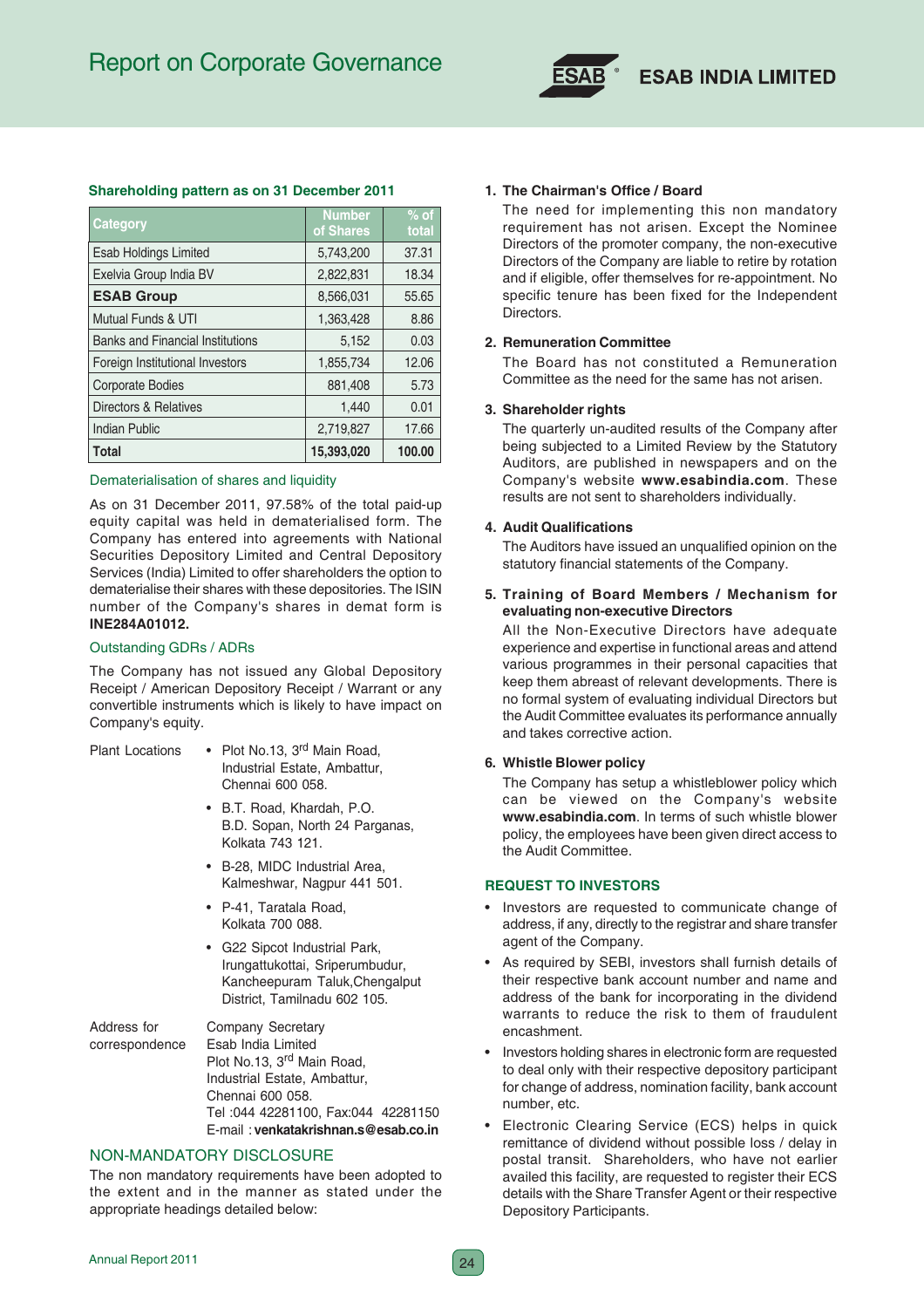### Shareholding pattern as on 31 December 2011

| Category | Number of Shares | % of total |
|---|---|---|
| Esab Holdings Limited | 5,743,200 | 37.31 |
| Exelvia Group India BV | 2,822,831 | 18.34 |
| **ESAB Group** | 8,566,031 | 55.65 |
| Mutual Funds & UTI | 1,363,428 | 8.86 |
| Banks and Financial Institutions | 5,152 | 0.03 |
| Foreign Institutional Investors | 1,855,734 | 12.06 |
| Corporate Bodies | 881,408 | 5.73 |
| Directors & Relatives | 1,440 | 0.01 |
| Indian Public | 2,719,827 | 17.66 |
| **Total** | **15,393,020** | **100.00** |

### Dematerialisation of shares and liquidity

As on 31 December 2011, 97.58% of the total paid-up equity capital was held in dematerialised form. The Company has entered into agreements with National Securities Depository Limited and Central Depository Services (India) Limited to offer shareholders the option to dematerialise their shares with these depositories. The ISIN number of the Company's shares in demat form is **INE284A01012.**

### Outstanding GDRs / ADRs

The Company has not issued any Global Depository Receipt / American Depository Receipt / Warrant or any convertible instruments which is likely to have impact on Company's equity.

Plant Locations

- Plot No.13, 3rd Main Road, Industrial Estate, Ambattur, Chennai 600 058.
- B.T. Road, Khardah, P.O. B.D. Sopan, North 24 Parganas, Kolkata 743 121.
- B-28, MIDC Industrial Area, Kalmeshwar, Nagpur 441 501.
- P-41, Taratala Road, Kolkata 700 088.
- G22 Sipcot Industrial Park, Irungattukottai, Sriperumbudur, Kancheepuram Taluk,Chengalput District, Tamilnadu 602 105.

Address for correspondence

Company Secretary
Esab India Limited
Plot No.13, 3rd Main Road,
Industrial Estate, Ambattur,
Chennai 600 058.
Tel :044 42281100, Fax:044 42281150
E-mail : **venkatakrishnan.s@esab.co.in**

## NON-MANDATORY DISCLOSURE

The non mandatory requirements have been adopted to the extent and in the manner as stated under the appropriate headings detailed below:

**1. The Chairman's Office / Board**

The need for implementing this non mandatory requirement has not arisen. Except the Nominee Directors of the promoter company, the non-executive Directors of the Company are liable to retire by rotation and if eligible, offer themselves for re-appointment. No specific tenure has been fixed for the Independent Directors.

**2. Remuneration Committee**

The Board has not constituted a Remuneration Committee as the need for the same has not arisen.

**3. Shareholder rights**

The quarterly un-audited results of the Company after being subjected to a Limited Review by the Statutory Auditors, are published in newspapers and on the Company's website **www.esabindia.com**. These results are not sent to shareholders individually.

**4. Audit Qualifications**

The Auditors have issued an unqualified opinion on the statutory financial statements of the Company.

**5. Training of Board Members / Mechanism for evaluating non-executive Directors**

All the Non-Executive Directors have adequate experience and expertise in functional areas and attend various programmes in their personal capacities that keep them abreast of relevant developments. There is no formal system of evaluating individual Directors but the Audit Committee evaluates its performance annually and takes corrective action.

**6. Whistle Blower policy**

The Company has setup a whistleblower policy which can be viewed on the Company's website **www.esabindia.com**. In terms of such whistle blower policy, the employees have been given direct access to the Audit Committee.

### REQUEST TO INVESTORS

- Investors are requested to communicate change of address, if any, directly to the registrar and share transfer agent of the Company.
- As required by SEBI, investors shall furnish details of their respective bank account number and name and address of the bank for incorporating in the dividend warrants to reduce the risk to them of fraudulent encashment.
- Investors holding shares in electronic form are requested to deal only with their respective depository participant for change of address, nomination facility, bank account number, etc.
- Electronic Clearing Service (ECS) helps in quick remittance of dividend without possible loss / delay in postal transit. Shareholders, who have not earlier availed this facility, are requested to register their ECS details with the Share Transfer Agent or their respective Depository Participants.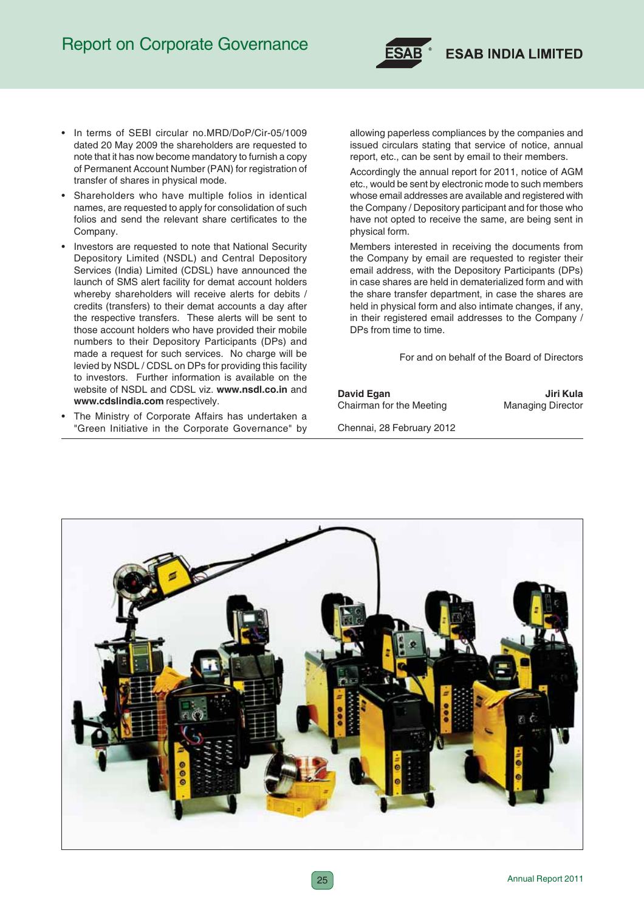- In terms of SEBI circular no.MRD/DoP/Cir-05/1009 dated 20 May 2009 the shareholders are requested to note that it has now become mandatory to furnish a copy of Permanent Account Number (PAN) for registration of transfer of shares in physical mode.
- Shareholders who have multiple folios in identical names, are requested to apply for consolidation of such folios and send the relevant share certificates to the Company.
- Investors are requested to note that National Security Depository Limited (NSDL) and Central Depository Services (India) Limited (CDSL) have announced the launch of SMS alert facility for demat account holders whereby shareholders will receive alerts for debits / credits (transfers) to their demat accounts a day after the respective transfers. These alerts will be sent to those account holders who have provided their mobile numbers to their Depository Participants (DPs) and made a request for such services. No charge will be levied by NSDL / CDSL on DPs for providing this facility to investors. Further information is available on the website of NSDL and CDSL viz. **www.nsdl.co.in** and **www.cdslindia.com** respectively.
- The Ministry of Corporate Affairs has undertaken a "Green Initiative in the Corporate Governance" by allowing paperless compliances by the companies and issued circulars stating that service of notice, annual report, etc., can be sent by email to their members.

  Accordingly the annual report for 2011, notice of AGM etc., would be sent by electronic mode to such members whose email addresses are available and registered with the Company / Depository participant and for those who have not opted to receive the same, are being sent in physical form.

  Members interested in receiving the documents from the Company by email are requested to register their email address, with the Depository Participants (DPs) in case shares are held in dematerialized form and with the share transfer department, in case the shares are held in physical form and also intimate changes, if any, in their registered email addresses to the Company / DPs from time to time.

For and on behalf of the Board of Directors

**David Egan**
Chairman for the Meeting

**Jiri Kula**
Managing Director

Chennai, 28 February 2012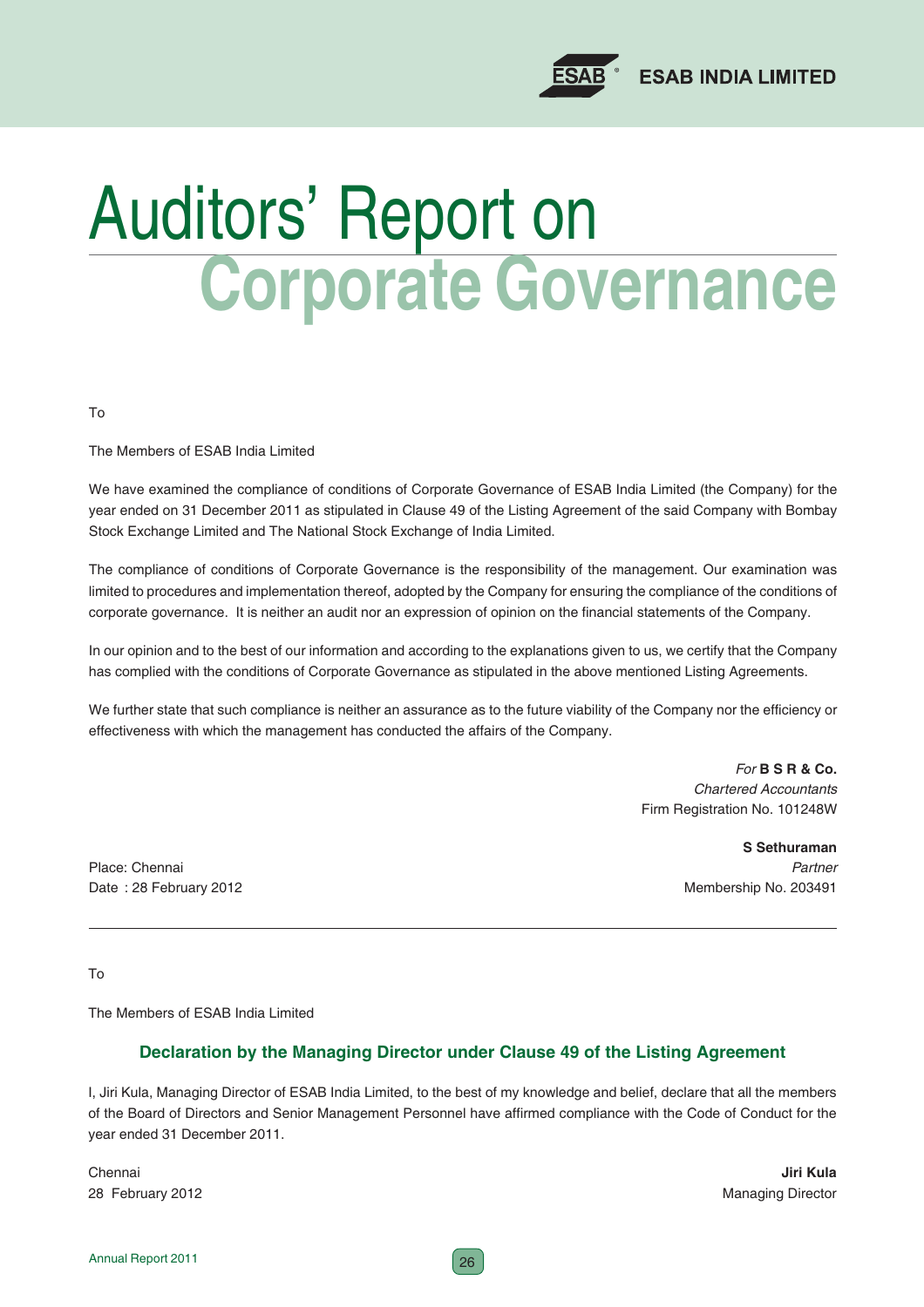# Auditors' Report on Corporate Governance

To

The Members of ESAB India Limited

We have examined the compliance of conditions of Corporate Governance of ESAB India Limited (the Company) for the year ended on 31 December 2011 as stipulated in Clause 49 of the Listing Agreement of the said Company with Bombay Stock Exchange Limited and The National Stock Exchange of India Limited.

The compliance of conditions of Corporate Governance is the responsibility of the management. Our examination was limited to procedures and implementation thereof, adopted by the Company for ensuring the compliance of the conditions of corporate governance. It is neither an audit nor an expression of opinion on the financial statements of the Company.

In our opinion and to the best of our information and according to the explanations given to us, we certify that the Company has complied with the conditions of Corporate Governance as stipulated in the above mentioned Listing Agreements.

We further state that such compliance is neither an assurance as to the future viability of the Company nor the efficiency or effectiveness with which the management has conducted the affairs of the Company.

*For* **B S R & Co.**
*Chartered Accountants*
Firm Registration No. 101248W

**S Sethuraman**
*Partner*
Membership No. 203491

Place: Chennai
Date : 28 February 2012

---

To

The Members of ESAB India Limited

## Declaration by the Managing Director under Clause 49 of the Listing Agreement

I, Jiri Kula, Managing Director of ESAB India Limited, to the best of my knowledge and belief, declare that all the members of the Board of Directors and Senior Management Personnel have affirmed compliance with the Code of Conduct for the year ended 31 December 2011.

Chennai
28 February 2012

**Jiri Kula**
Managing Director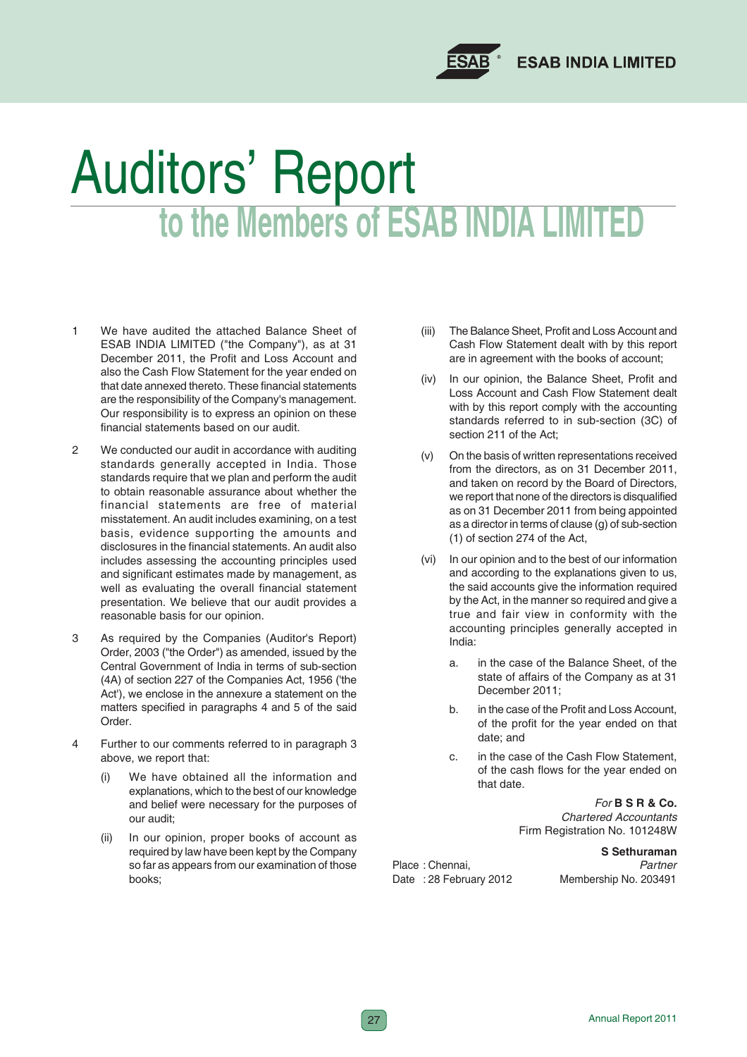# Auditors' Report

## to the Members of ESAB INDIA LIMITED

1. We have audited the attached Balance Sheet of ESAB INDIA LIMITED ("the Company"), as at 31 December 2011, the Profit and Loss Account and also the Cash Flow Statement for the year ended on that date annexed thereto. These financial statements are the responsibility of the Company's management. Our responsibility is to express an opinion on these financial statements based on our audit.

2. We conducted our audit in accordance with auditing standards generally accepted in India. Those standards require that we plan and perform the audit to obtain reasonable assurance about whether the financial statements are free of material misstatement. An audit includes examining, on a test basis, evidence supporting the amounts and disclosures in the financial statements. An audit also includes assessing the accounting principles used and significant estimates made by management, as well as evaluating the overall financial statement presentation. We believe that our audit provides a reasonable basis for our opinion.

3. As required by the Companies (Auditor's Report) Order, 2003 ("the Order") as amended, issued by the Central Government of India in terms of sub-section (4A) of section 227 of the Companies Act, 1956 ('the Act'), we enclose in the annexure a statement on the matters specified in paragraphs 4 and 5 of the said Order.

4. Further to our comments referred to in paragraph 3 above, we report that:

   (i) We have obtained all the information and explanations, which to the best of our knowledge and belief were necessary for the purposes of our audit;

   (ii) In our opinion, proper books of account as required by law have been kept by the Company so far as appears from our examination of those books;

   (iii) The Balance Sheet, Profit and Loss Account and Cash Flow Statement dealt with by this report are in agreement with the books of account;

   (iv) In our opinion, the Balance Sheet, Profit and Loss Account and Cash Flow Statement dealt with by this report comply with the accounting standards referred to in sub-section (3C) of section 211 of the Act;

   (v) On the basis of written representations received from the directors, as on 31 December 2011, and taken on record by the Board of Directors, we report that none of the directors is disqualified as on 31 December 2011 from being appointed as a director in terms of clause (g) of sub-section (1) of section 274 of the Act,

   (vi) In our opinion and to the best of our information and according to the explanations given to us, the said accounts give the information required by the Act, in the manner so required and give a true and fair view in conformity with the accounting principles generally accepted in India:

      a. in the case of the Balance Sheet, of the state of affairs of the Company as at 31 December 2011;

      b. in the case of the Profit and Loss Account, of the profit for the year ended on that date; and

      c. in the case of the Cash Flow Statement, of the cash flows for the year ended on that date.

*For* **B S R & Co.**
*Chartered Accountants*
Firm Registration No. 101248W

**S Sethuraman**
*Partner*
Membership No. 203491

Place : Chennai,
Date : 28 February 2012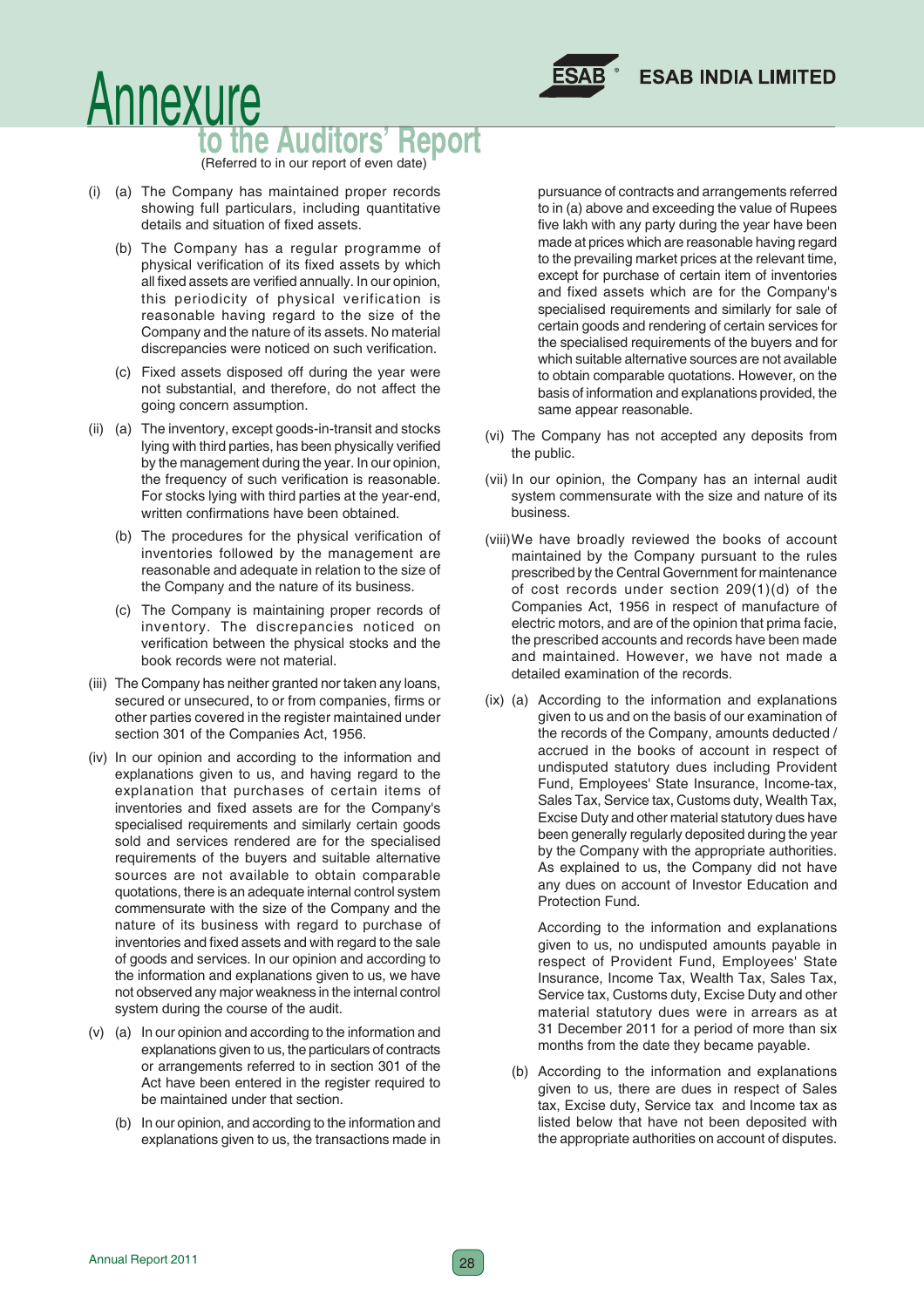# Annexure to the Auditors' Report

(Referred to in our report of even date)

(i) (a) The Company has maintained proper records showing full particulars, including quantitative details and situation of fixed assets.

(b) The Company has a regular programme of physical verification of its fixed assets by which all fixed assets are verified annually. In our opinion, this periodicity of physical verification is reasonable having regard to the size of the Company and the nature of its assets. No material discrepancies were noticed on such verification.

(c) Fixed assets disposed off during the year were not substantial, and therefore, do not affect the going concern assumption.

(ii) (a) The inventory, except goods-in-transit and stocks lying with third parties, has been physically verified by the management during the year. In our opinion, the frequency of such verification is reasonable. For stocks lying with third parties at the year-end, written confirmations have been obtained.

(b) The procedures for the physical verification of inventories followed by the management are reasonable and adequate in relation to the size of the Company and the nature of its business.

(c) The Company is maintaining proper records of inventory. The discrepancies noticed on verification between the physical stocks and the book records were not material.

(iii) The Company has neither granted nor taken any loans, secured or unsecured, to or from companies, firms or other parties covered in the register maintained under section 301 of the Companies Act, 1956.

(iv) In our opinion and according to the information and explanations given to us, and having regard to the explanation that purchases of certain items of inventories and fixed assets are for the Company's specialised requirements and similarly certain goods sold and services rendered are for the specialised requirements of the buyers and suitable alternative sources are not available to obtain comparable quotations, there is an adequate internal control system commensurate with the size of the Company and the nature of its business with regard to purchase of inventories and fixed assets and with regard to the sale of goods and services. In our opinion and according to the information and explanations given to us, we have not observed any major weakness in the internal control system during the course of the audit.

(v) (a) In our opinion and according to the information and explanations given to us, the particulars of contracts or arrangements referred to in section 301 of the Act have been entered in the register required to be maintained under that section.

(b) In our opinion, and according to the information and explanations given to us, the transactions made in pursuance of contracts and arrangements referred to in (a) above and exceeding the value of Rupees five lakh with any party during the year have been made at prices which are reasonable having regard to the prevailing market prices at the relevant time, except for purchase of certain item of inventories and fixed assets which are for the Company's specialised requirements and similarly for sale of certain goods and rendering of certain services for the specialised requirements of the buyers and for which suitable alternative sources are not available to obtain comparable quotations. However, on the basis of information and explanations provided, the same appear reasonable.

(vi) The Company has not accepted any deposits from the public.

(vii) In our opinion, the Company has an internal audit system commensurate with the size and nature of its business.

(viii) We have broadly reviewed the books of account maintained by the Company pursuant to the rules prescribed by the Central Government for maintenance of cost records under section 209(1)(d) of the Companies Act, 1956 in respect of manufacture of electric motors, and are of the opinion that prima facie, the prescribed accounts and records have been made and maintained. However, we have not made a detailed examination of the records.

(ix) (a) According to the information and explanations given to us and on the basis of our examination of the records of the Company, amounts deducted / accrued in the books of account in respect of undisputed statutory dues including Provident Fund, Employees' State Insurance, Income-tax, Sales Tax, Service tax, Customs duty, Wealth Tax, Excise Duty and other material statutory dues have been generally regularly deposited during the year by the Company with the appropriate authorities. As explained to us, the Company did not have any dues on account of Investor Education and Protection Fund.

According to the information and explanations given to us, no undisputed amounts payable in respect of Provident Fund, Employees' State Insurance, Income Tax, Wealth Tax, Sales Tax, Service tax, Customs duty, Excise Duty and other material statutory dues were in arrears as at 31 December 2011 for a period of more than six months from the date they became payable.

(b) According to the information and explanations given to us, there are dues in respect of Sales tax, Excise duty, Service tax and Income tax as listed below that have not been deposited with the appropriate authorities on account of disputes.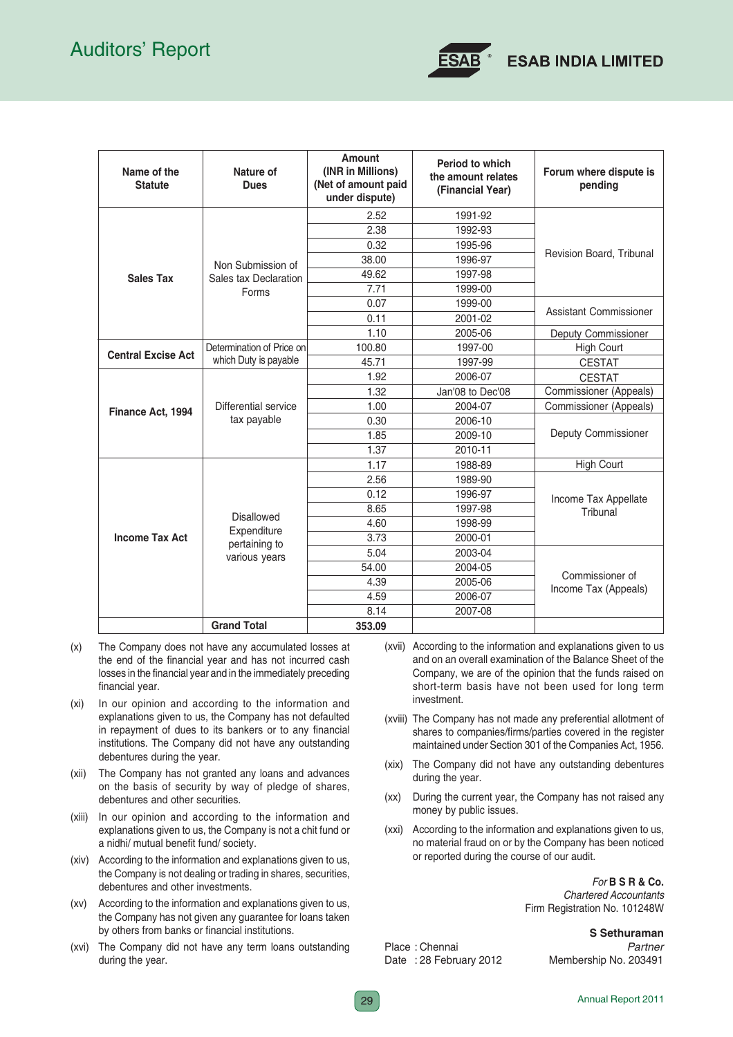| Name of the Statute | Nature of Dues | Amount (INR in Millions) (Net of amount paid under dispute) | Period to which the amount relates (Financial Year) | Forum where dispute is pending |
|---|---|---|---|---|
| **Sales Tax** | Non Submission of Sales tax Declaration Forms | 2.52 | 1991-92 | Revision Board, Tribunal |
| | | 2.38 | 1992-93 | |
| | | 0.32 | 1995-96 | |
| | | 38.00 | 1996-97 | |
| | | 49.62 | 1997-98 | |
| | | 7.71 | 1999-00 | |
| | | 0.07 | 1999-00 | Assistant Commissioner |
| | | 0.11 | 2001-02 | |
| | | 1.10 | 2005-06 | Deputy Commissioner |
| **Central Excise Act** | Determination of Price on which Duty is payable | 100.80 | 1997-00 | High Court |
| | | 45.71 | 1997-99 | CESTAT |
| **Finance Act, 1994** | Differential service tax payable | 1.92 | 2006-07 | CESTAT |
| | | 1.32 | Jan'08 to Dec'08 | Commissioner (Appeals) |
| | | 1.00 | 2004-07 | Commissioner (Appeals) |
| | | 0.30 | 2006-10 | Deputy Commissioner |
| | | 1.85 | 2009-10 | |
| | | 1.37 | 2010-11 | |
| **Income Tax Act** | Disallowed Expenditure pertaining to various years | 1.17 | 1988-89 | High Court |
| | | 2.56 | 1989-90 | Income Tax Appellate Tribunal |
| | | 0.12 | 1996-97 | |
| | | 8.65 | 1997-98 | |
| | | 4.60 | 1998-99 | |
| | | 3.73 | 2000-01 | |
| | | 5.04 | 2003-04 | Commissioner of Income Tax (Appeals) |
| | | 54.00 | 2004-05 | |
| | | 4.39 | 2005-06 | |
| | | 4.59 | 2006-07 | |
| | | 8.14 | 2007-08 | |
| | **Grand Total** | **353.09** | | |

(x) The Company does not have any accumulated losses at the end of the financial year and has not incurred cash losses in the financial year and in the immediately preceding financial year.

(xi) In our opinion and according to the information and explanations given to us, the Company has not defaulted in repayment of dues to its bankers or to any financial institutions. The Company did not have any outstanding debentures during the year.

(xii) The Company has not granted any loans and advances on the basis of security by way of pledge of shares, debentures and other securities.

(xiii) In our opinion and according to the information and explanations given to us, the Company is not a chit fund or a nidhi/ mutual benefit fund/ society.

(xiv) According to the information and explanations given to us, the Company is not dealing or trading in shares, securities, debentures and other investments.

(xv) According to the information and explanations given to us, the Company has not given any guarantee for loans taken by others from banks or financial institutions.

(xvi) The Company did not have any term loans outstanding during the year.

(xvii) According to the information and explanations given to us and on an overall examination of the Balance Sheet of the Company, we are of the opinion that the funds raised on short-term basis have not been used for long term investment.

(xviii) The Company has not made any preferential allotment of shares to companies/firms/parties covered in the register maintained under Section 301 of the Companies Act, 1956.

(xix) The Company did not have any outstanding debentures during the year.

(xx) During the current year, the Company has not raised any money by public issues.

(xxi) According to the information and explanations given to us, no material fraud on or by the Company has been noticed or reported during the course of our audit.

*For* **B S R & Co.**
*Chartered Accountants*
Firm Registration No. 101248W

**S Sethuraman**
*Partner*
Membership No. 203491

Place : Chennai
Date : 28 February 2012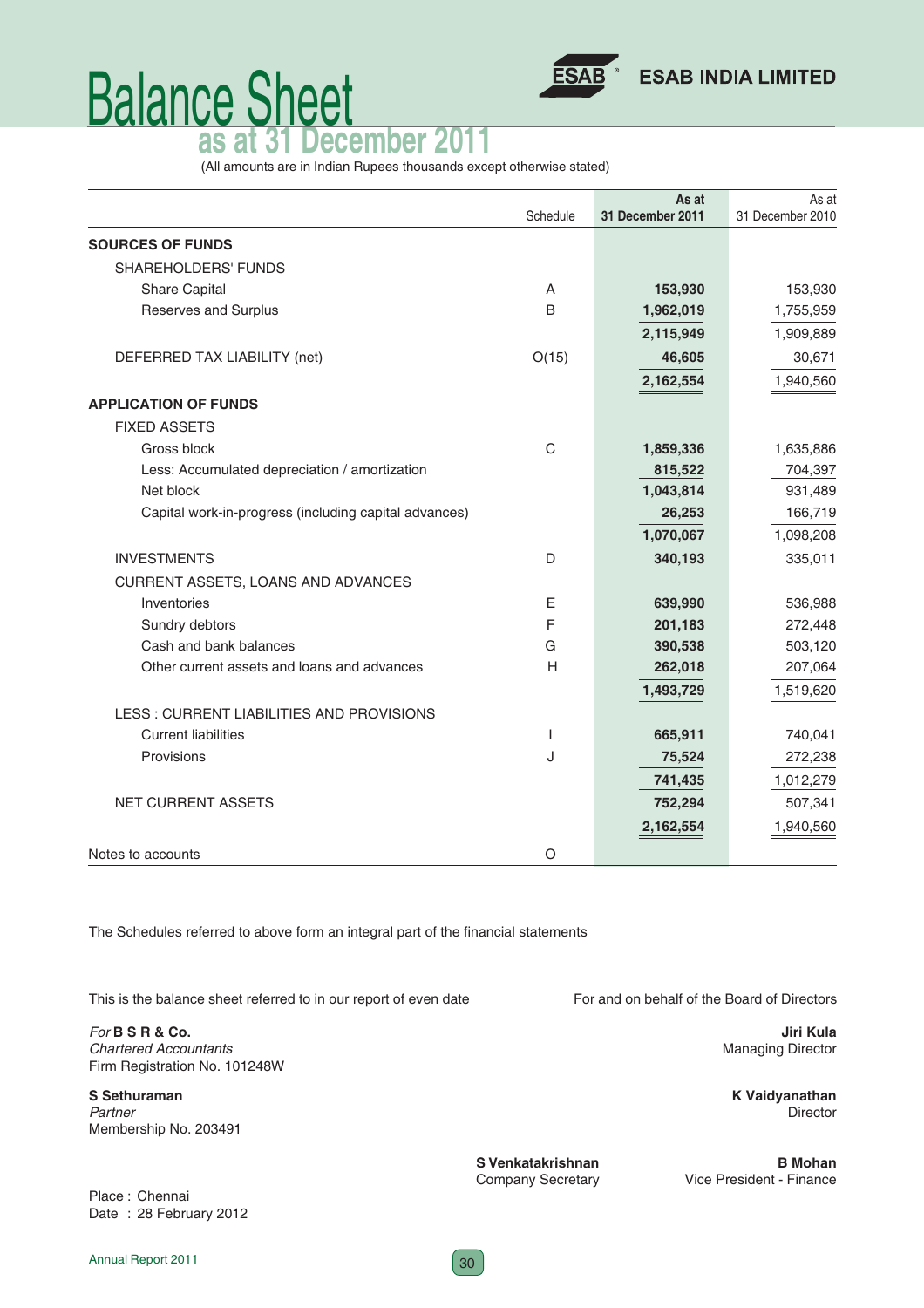ESAB INDIA LIMITED

# Balance Sheet

## as at 31 December 2011

(All amounts are in Indian Rupees thousands except otherwise stated)

| | Schedule | As at 31 December 2011 | As at 31 December 2010 |
|---|---|---|---|
| **SOURCES OF FUNDS** | | | |
| SHAREHOLDERS' FUNDS | | | |
| Share Capital | A | **153,930** | 153,930 |
| Reserves and Surplus | B | **1,962,019** | 1,755,959 |
| | | **2,115,949** | 1,909,889 |
| DEFERRED TAX LIABILITY (net) | O(15) | **46,605** | 30,671 |
| | | **2,162,554** | 1,940,560 |
| **APPLICATION OF FUNDS** | | | |
| FIXED ASSETS | | | |
| Gross block | C | **1,859,336** | 1,635,886 |
| Less: Accumulated depreciation / amortization | | **815,522** | 704,397 |
| Net block | | **1,043,814** | 931,489 |
| Capital work-in-progress (including capital advances) | | **26,253** | 166,719 |
| | | **1,070,067** | 1,098,208 |
| INVESTMENTS | D | **340,193** | 335,011 |
| CURRENT ASSETS, LOANS AND ADVANCES | | | |
| Inventories | E | **639,990** | 536,988 |
| Sundry debtors | F | **201,183** | 272,448 |
| Cash and bank balances | G | **390,538** | 503,120 |
| Other current assets and loans and advances | H | **262,018** | 207,064 |
| | | **1,493,729** | 1,519,620 |
| LESS : CURRENT LIABILITIES AND PROVISIONS | | | |
| Current liabilities | I | **665,911** | 740,041 |
| Provisions | J | **75,524** | 272,238 |
| | | **741,435** | 1,012,279 |
| NET CURRENT ASSETS | | **752,294** | 507,341 |
| | | **2,162,554** | 1,940,560 |
| Notes to accounts | O | | |

The Schedules referred to above form an integral part of the financial statements

This is the balance sheet referred to in our report of even date

*For* **B S R & Co.**
*Chartered Accountants*
Firm Registration No. 101248W

**S Sethuraman**
*Partner*
Membership No. 203491

Place : Chennai
Date : 28 February 2012

For and on behalf of the Board of Directors

**Jiri Kula**
Managing Director

**K Vaidyanathan**
Director

**S Venkatakrishnan**
Company Secretary

**B Mohan**
Vice President - Finance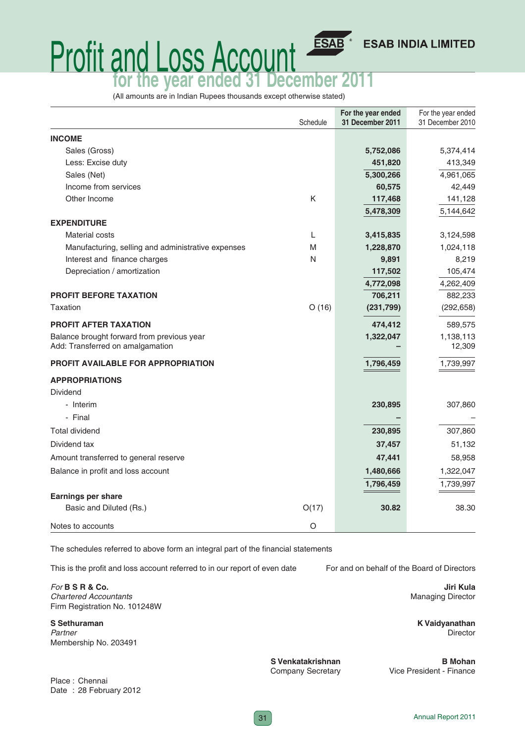# Profit and Loss Account

## for the year ended 31 December 2011

**ESAB INDIA LIMITED**

(All amounts are in Indian Rupees thousands except otherwise stated)

| | Schedule | For the year ended 31 December 2011 | For the year ended 31 December 2010 |
|---|---|---|---|
| **INCOME** | | | |
| Sales (Gross) | | **5,752,086** | 5,374,414 |
| Less: Excise duty | | **451,820** | 413,349 |
| Sales (Net) | | **5,300,266** | 4,961,065 |
| Income from services | | **60,575** | 42,449 |
| Other Income | K | **117,468** | 141,128 |
| | | **5,478,309** | 5,144,642 |
| **EXPENDITURE** | | | |
| Material costs | L | **3,415,835** | 3,124,598 |
| Manufacturing, selling and administrative expenses | M | **1,228,870** | 1,024,118 |
| Interest and finance charges | N | **9,891** | 8,219 |
| Depreciation / amortization | | **117,502** | 105,474 |
| | | **4,772,098** | 4,262,409 |
| **PROFIT BEFORE TAXATION** | | **706,211** | 882,233 |
| Taxation | O (16) | **(231,799)** | (292,658) |
| **PROFIT AFTER TAXATION** | | **474,412** | 589,575 |
| Balance brought forward from previous year | | **1,322,047** | 1,138,113 |
| Add: Transferred on amalgamation | | **–** | 12,309 |
| **PROFIT AVAILABLE FOR APPROPRIATION** | | **1,796,459** | 1,739,997 |
| **APPROPRIATIONS** | | | |
| Dividend | | | |
| - Interim | | **230,895** | 307,860 |
| - Final | | **–** | – |
| Total dividend | | **230,895** | 307,860 |
| Dividend tax | | **37,457** | 51,132 |
| Amount transferred to general reserve | | **47,441** | 58,958 |
| Balance in profit and loss account | | **1,480,666** | 1,322,047 |
| | | **1,796,459** | 1,739,997 |
| **Earnings per share** | | | |
| Basic and Diluted (Rs.) | O(17) | **30.82** | 38.30 |
| Notes to accounts | O | | |

The schedules referred to above form an integral part of the financial statements

This is the profit and loss account referred to in our report of even date

For and on behalf of the Board of Directors

*For* **B S R & Co.**
*Chartered Accountants*
Firm Registration No. 101248W

**S Sethuraman**
*Partner*
Membership No. 203491

Place : Chennai
Date : 28 February 2012

**Jiri Kula**
Managing Director

**K Vaidyanathan**
Director

**S Venkatakrishnan**
Company Secretary

**B Mohan**
Vice President - Finance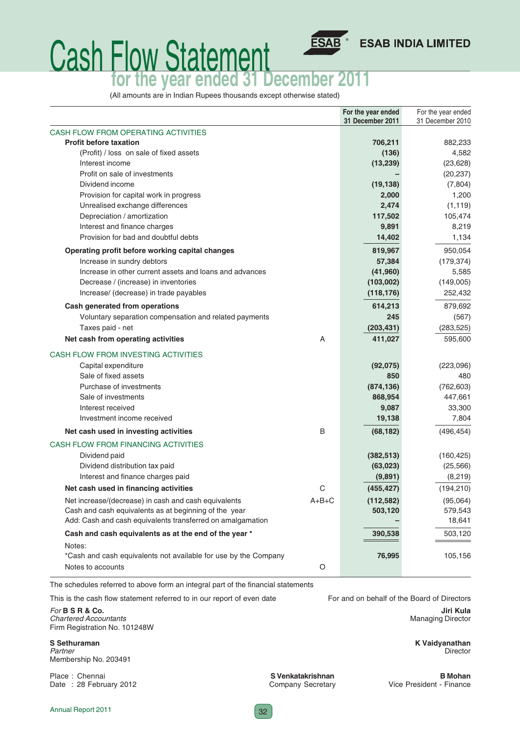# Cash Flow Statement for the year ended 31 December 2011

ESAB INDIA LIMITED

(All amounts are in Indian Rupees thousands except otherwise stated)

| | | For the year ended 31 December 2011 | For the year ended 31 December 2010 |
|---|---|---|---|
| CASH FLOW FROM OPERATING ACTIVITIES | | | |
| **Profit before taxation** | | **706,211** | 882,233 |
| (Profit) / loss on sale of fixed assets | | **(136)** | 4,582 |
| Interest income | | **(13,239)** | (23,628) |
| Profit on sale of investments | | **–** | (20,237) |
| Dividend income | | **(19,138)** | (7,804) |
| Provision for capital work in progress | | **2,000** | 1,200 |
| Unrealised exchange differences | | **2,474** | (1,119) |
| Depreciation / amortization | | **117,502** | 105,474 |
| Interest and finance charges | | **9,891** | 8,219 |
| Provision for bad and doubtful debts | | **14,402** | 1,134 |
| **Operating profit before working capital changes** | | **819,967** | 950,054 |
| Increase in sundry debtors | | **57,384** | (179,374) |
| Increase in other current assets and loans and advances | | **(41,960)** | 5,585 |
| Decrease / (increase) in inventories | | **(103,002)** | (149,005) |
| Increase/ (decrease) in trade payables | | **(118,176)** | 252,432 |
| **Cash generated from operations** | | **614,213** | 879,692 |
| Voluntary separation compensation and related payments | | **245** | (567) |
| Taxes paid - net | | **(203,431)** | (283,525) |
| **Net cash from operating activities** | A | **411,027** | 595,600 |
| CASH FLOW FROM INVESTING ACTIVITIES | | | |
| Capital expenditure | | **(92,075)** | (223,096) |
| Sale of fixed assets | | **850** | 480 |
| Purchase of investments | | **(874,136)** | (762,603) |
| Sale of investments | | **868,954** | 447,661 |
| Interest received | | **9,087** | 33,300 |
| Investment income received | | **19,138** | 7,804 |
| **Net cash used in investing activities** | B | **(68,182)** | (496,454) |
| CASH FLOW FROM FINANCING ACTIVITIES | | | |
| Dividend paid | | **(382,513)** | (160,425) |
| Dividend distribution tax paid | | **(63,023)** | (25,566) |
| Interest and finance charges paid | | **(9,891)** | (8,219) |
| **Net cash used in financing activities** | C | **(455,427)** | (194,210) |
| Net increase/(decrease) in cash and cash equivalents | A+B+C | **(112,582)** | (95,064) |
| Cash and cash equivalents as at beginning of the year | | **503,120** | 579,543 |
| Add: Cash and cash equivalents transferred on amalgamation | | **–** | 18,641 |
| **Cash and cash equivalents as at the end of the year *** | | **390,538** | 503,120 |
| Notes: | | | |
| *Cash and cash equivalents not available for use by the Company | | **76,995** | 105,156 |
| Notes to accounts | O | | |

The schedules referred to above form an integral part of the financial statements

This is the cash flow statement referred to in our report of even date

*For* **B S R & Co.**
*Chartered Accountants*
Firm Registration No. 101248W

**S Sethuraman**
*Partner*
Membership No. 203491

Place : Chennai
Date : 28 February 2012

For and on behalf of the Board of Directors

**Jiri Kula**
Managing Director

**K Vaidyanathan**
Director

**S Venkatakrishnan**
Company Secretary

**B Mohan**
Vice President - Finance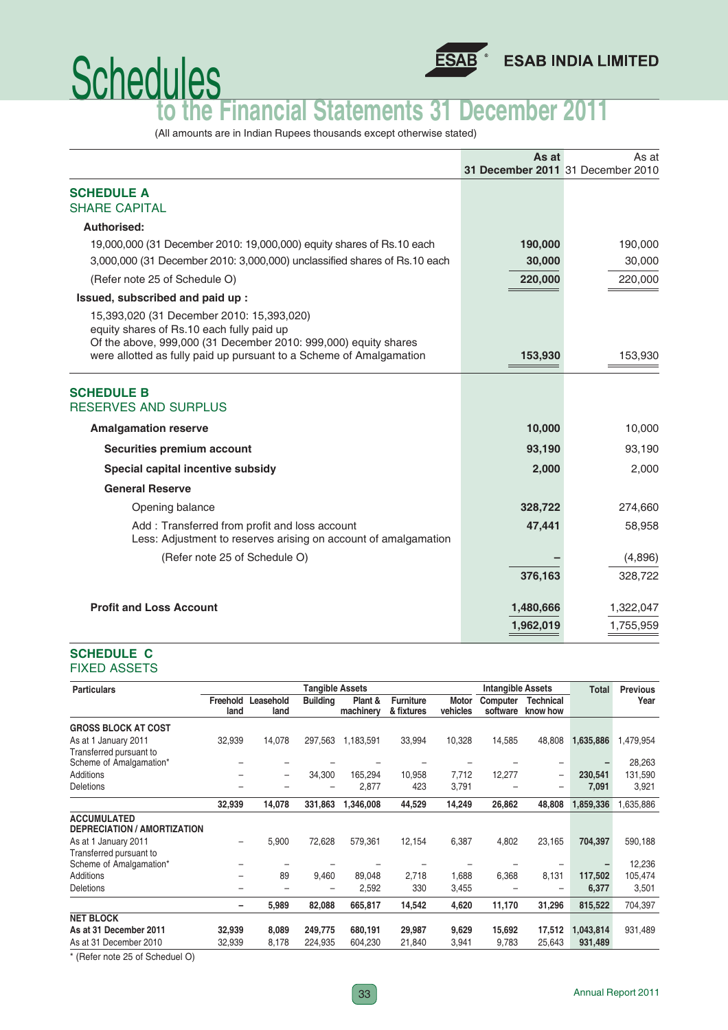# Schedules
## to the Financial Statements 31 December 2011

(All amounts are in Indian Rupees thousands except otherwise stated)

| | As at 31 December 2011 | As at 31 December 2010 |
|---|---|---|
| **SCHEDULE A** | | |
| SHARE CAPITAL | | |
| **Authorised:** | | |
| 19,000,000 (31 December 2010: 19,000,000) equity shares of Rs.10 each | **190,000** | 190,000 |
| 3,000,000 (31 December 2010: 3,000,000) unclassified shares of Rs.10 each | **30,000** | 30,000 |
| (Refer note 25 of Schedule O) | **220,000** | 220,000 |
| **Issued, subscribed and paid up :** | | |
| 15,393,020 (31 December 2010: 15,393,020) equity shares of Rs.10 each fully paid up. Of the above, 999,000 (31 December 2010: 999,000) equity shares were allotted as fully paid up pursuant to a Scheme of Amalgamation | **153,930** | 153,930 |
| **SCHEDULE B** | | |
| RESERVES AND SURPLUS | | |
| **Amalgamation reserve** | **10,000** | 10,000 |
| **Securities premium account** | **93,190** | 93,190 |
| **Special capital incentive subsidy** | **2,000** | 2,000 |
| **General Reserve** | | |
| Opening balance | **328,722** | 274,660 |
| Add : Transferred from profit and loss account | **47,441** | 58,958 |
| Less: Adjustment to reserves arising on account of amalgamation (Refer note 25 of Schedule O) | **–** | (4,896) |
| | **376,163** | 328,722 |
| **Profit and Loss Account** | **1,480,666** | 1,322,047 |
| | **1,962,019** | 1,755,959 |

### SCHEDULE C
FIXED ASSETS

| Particulars | Tangible Assets | | | | | | Intangible Assets | | Total | Previous Year |
|---|---|---|---|---|---|---|---|---|---|---|
| | Freehold land | Leasehold land | Building | Plant & machinery | Furniture & fixtures | Motor vehicles | Computer software | Technical know how | | |
| **GROSS BLOCK AT COST** | | | | | | | | | | |
| As at 1 January 2011 | 32,939 | 14,078 | 297,563 | 1,183,591 | 33,994 | 10,328 | 14,585 | 48,808 | **1,635,886** | 1,479,954 |
| Transferred pursuant to Scheme of Amalgamation* | – | – | – | – | – | – | – | – | **–** | 28,263 |
| Additions | – | – | 34,300 | 165,294 | 10,958 | 7,712 | 12,277 | – | **230,541** | 131,590 |
| Deletions | – | – | – | 2,877 | 423 | 3,791 | – | – | **7,091** | 3,921 |
| | **32,939** | **14,078** | **331,863** | **1,346,008** | **44,529** | **14,249** | **26,862** | **48,808** | **1,859,336** | 1,635,886 |
| **ACCUMULATED DEPRECIATION / AMORTIZATION** | | | | | | | | | | |
| As at 1 January 2011 | – | 5,900 | 72,628 | 579,361 | 12,154 | 6,387 | 4,802 | 23,165 | **704,397** | 590,188 |
| Transferred pursuant to Scheme of Amalgamation* | – | – | – | – | – | – | – | – | **–** | 12,236 |
| Additions | – | 89 | 9,460 | 89,048 | 2,718 | 1,688 | 6,368 | 8,131 | **117,502** | 105,474 |
| Deletions | – | – | – | 2,592 | 330 | 3,455 | – | – | **6,377** | 3,501 |
| | **–** | **5,989** | **82,088** | **665,817** | **14,542** | **4,620** | **11,170** | **31,296** | **815,522** | 704,397 |
| **NET BLOCK** | | | | | | | | | | |
| **As at 31 December 2011** | **32,939** | **8,089** | **249,775** | **680,191** | **29,987** | **9,629** | **15,692** | **17,512** | **1,043,814** | 931,489 |
| As at 31 December 2010 | 32,939 | 8,178 | 224,935 | 604,230 | 21,840 | 3,941 | 9,783 | 25,643 | **931,489** | |

\* (Refer note 25 of Scheduel O)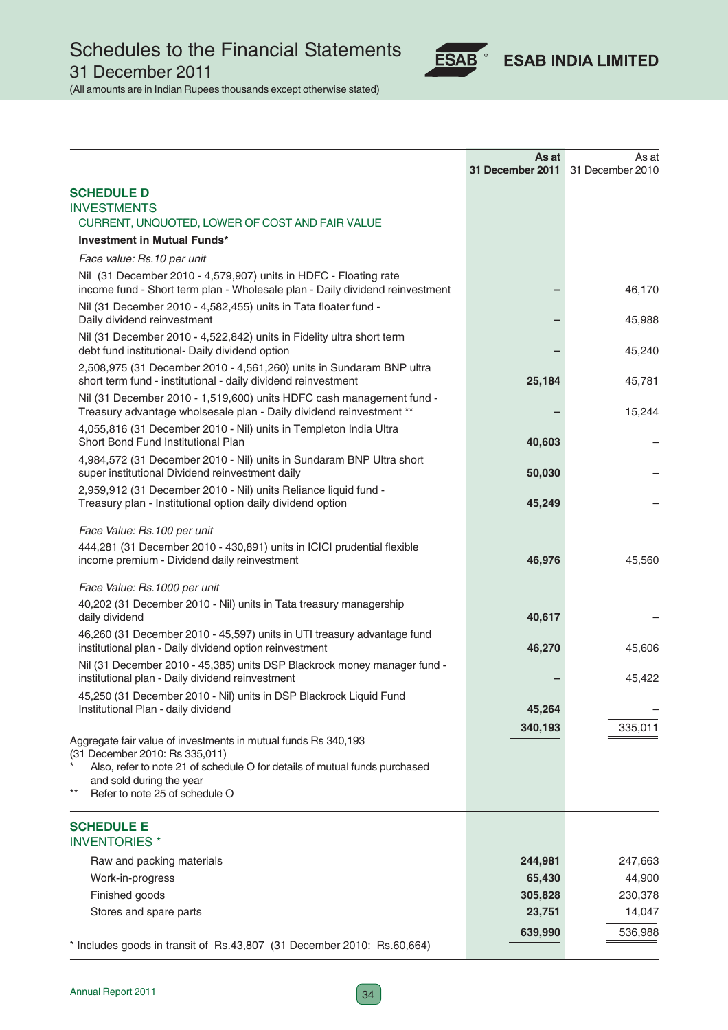# Schedules to the Financial Statements
## 31 December 2011
(All amounts are in Indian Rupees thousands except otherwise stated)

| | As at 31 December 2011 | As at 31 December 2010 |
|---|---|---|
| **SCHEDULE D** | | |
| **INVESTMENTS** | | |
| CURRENT, UNQUOTED, LOWER OF COST AND FAIR VALUE | | |
| **Investment in Mutual Funds*** | | |
| *Face value: Rs.10 per unit* | | |
| Nil (31 December 2010 - 4,579,907) units in HDFC - Floating rate income fund - Short term plan - Wholesale plan - Daily dividend reinvestment | – | 46,170 |
| Nil (31 December 2010 - 4,582,455) units in Tata floater fund - Daily dividend reinvestment | – | 45,988 |
| Nil (31 December 2010 - 4,522,842) units in Fidelity ultra short term debt fund institutional- Daily dividend option | – | 45,240 |
| 2,508,975 (31 December 2010 - 4,561,260) units in Sundaram BNP ultra short term fund - institutional - daily dividend reinvestment | 25,184 | 45,781 |
| Nil (31 December 2010 - 1,519,600) units HDFC cash management fund - Treasury advantage wholsesale plan - Daily dividend reinvestment ** | – | 15,244 |
| 4,055,816 (31 December 2010 - Nil) units in Templeton India Ultra Short Bond Fund Institutional Plan | 40,603 | – |
| 4,984,572 (31 December 2010 - Nil) units in Sundaram BNP Ultra short super institutional Dividend reinvestment daily | 50,030 | – |
| 2,959,912 (31 December 2010 - Nil) units Reliance liquid fund - Treasury plan - Institutional option daily dividend option | 45,249 | – |
| *Face Value: Rs.100 per unit* | | |
| 444,281 (31 December 2010 - 430,891) units in ICICI prudential flexible income premium - Dividend daily reinvestment | 46,976 | 45,560 |
| *Face Value: Rs.1000 per unit* | | |
| 40,202 (31 December 2010 - Nil) units in Tata treasury managership daily dividend | 40,617 | – |
| 46,260 (31 December 2010 - 45,597) units in UTI treasury advantage fund institutional plan - Daily dividend option reinvestment | 46,270 | 45,606 |
| Nil (31 December 2010 - 45,385) units DSP Blackrock money manager fund - institutional plan - Daily dividend reinvestment | – | 45,422 |
| 45,250 (31 December 2010 - Nil) units in DSP Blackrock Liquid Fund Institutional Plan - daily dividend | 45,264 | – |
| | **340,193** | 335,011 |

Aggregate fair value of investments in mutual funds Rs 340,193 (31 December 2010: Rs 335,011)

\* Also, refer to note 21 of schedule O for details of mutual funds purchased and sold during the year

\*\* Refer to note 25 of schedule O

| | As at 31 December 2011 | As at 31 December 2010 |
|---|---|---|
| **SCHEDULE E** | | |
| **INVENTORIES *** | | |
| Raw and packing materials | 244,981 | 247,663 |
| Work-in-progress | 65,430 | 44,900 |
| Finished goods | 305,828 | 230,378 |
| Stores and spare parts | 23,751 | 14,047 |
| | **639,990** | 536,988 |

\* Includes goods in transit of Rs.43,807 (31 December 2010: Rs.60,664)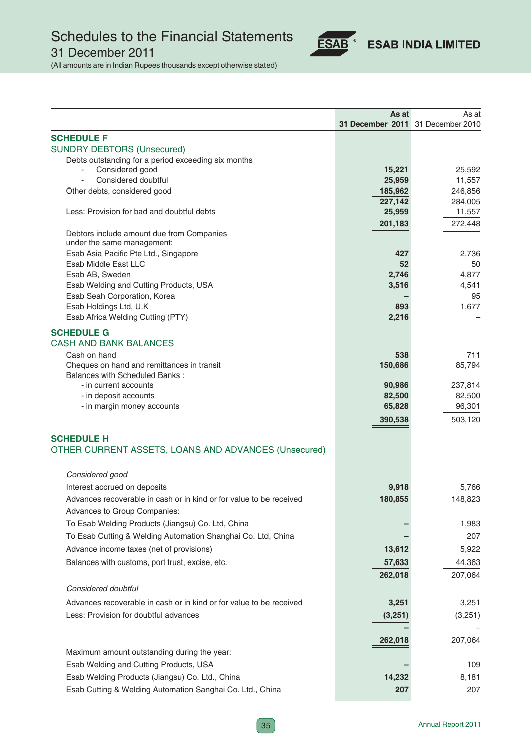# Schedules to the Financial Statements
## 31 December 2011

(All amounts are in Indian Rupees thousands except otherwise stated)

| | As at 31 December 2011 | As at 31 December 2010 |
|---|---|---|
| **SCHEDULE F** | | |
| **SUNDRY DEBTORS (Unsecured)** | | |
| Debts outstanding for a period exceeding six months | | |
| - Considered good | 15,221 | 25,592 |
| - Considered doubtful | 25,959 | 11,557 |
| Other debts, considered good | 185,962 | 246,856 |
| | 227,142 | 284,005 |
| Less: Provision for bad and doubtful debts | 25,959 | 11,557 |
| | 201,183 | 272,448 |
| Debtors include amount due from Companies under the same management: | | |
| Esab Asia Pacific Pte Ltd., Singapore | 427 | 2,736 |
| Esab Middle East LLC | 52 | 50 |
| Esab AB, Sweden | 2,746 | 4,877 |
| Esab Welding and Cutting Products, USA | 3,516 | 4,541 |
| Esab Seah Corporation, Korea | – | 95 |
| Esab Holdings Ltd, U.K | 893 | 1,677 |
| Esab Africa Welding Cutting (PTY) | 2,216 | – |
| **SCHEDULE G** | | |
| **CASH AND BANK BALANCES** | | |
| Cash on hand | 538 | 711 |
| Cheques on hand and remittances in transit | 150,686 | 85,794 |
| Balances with Scheduled Banks : | | |
| - in current accounts | 90,986 | 237,814 |
| - in deposit accounts | 82,500 | 82,500 |
| - in margin money accounts | 65,828 | 96,301 |
| | 390,538 | 503,120 |
| **SCHEDULE H** | | |
| **OTHER CURRENT ASSETS, LOANS AND ADVANCES (Unsecured)** | | |
| *Considered good* | | |
| Interest accrued on deposits | 9,918 | 5,766 |
| Advances recoverable in cash or in kind or for value to be received | 180,855 | 148,823 |
| Advances to Group Companies: | | |
| To Esab Welding Products (Jiangsu) Co. Ltd, China | – | 1,983 |
| To Esab Cutting & Welding Automation Shanghai Co. Ltd, China | – | 207 |
| Advance income taxes (net of provisions) | 13,612 | 5,922 |
| Balances with customs, port trust, excise, etc. | 57,633 | 44,363 |
| | 262,018 | 207,064 |
| *Considered doubtful* | | |
| Advances recoverable in cash or in kind or for value to be received | 3,251 | 3,251 |
| Less: Provision for doubtful advances | (3,251) | (3,251) |
| | – | – |
| | 262,018 | 207,064 |
| Maximum amount outstanding during the year: | | |
| Esab Welding and Cutting Products, USA | – | 109 |
| Esab Welding Products (Jiangsu) Co. Ltd., China | 14,232 | 8,181 |
| Esab Cutting & Welding Automation Sanghai Co. Ltd., China | 207 | 207 |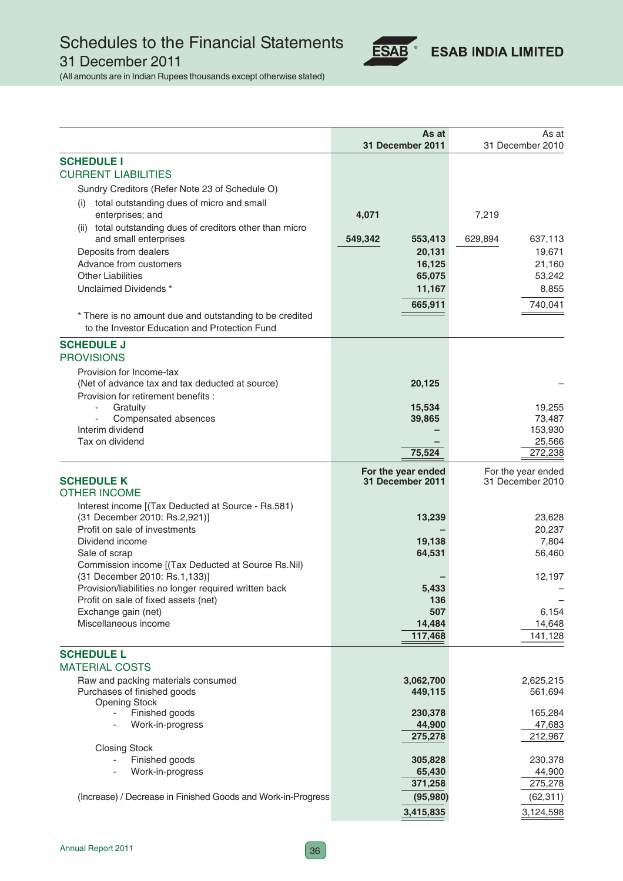# Schedules to the Financial Statements

31 December 2011

(All amounts are in Indian Rupees thousands except otherwise stated)

| | As at 31 December 2011 | | As at 31 December 2010 | |
|---|---|---|---|---|
| **SCHEDULE I** | | | | |
| **CURRENT LIABILITIES** | | | | |
| Sundry Creditors (Refer Note 23 of Schedule O) | | | | |
| (i) total outstanding dues of micro and small enterprises; and | **4,071** | | 7,219 | |
| (ii) total outstanding dues of creditors other than micro and small enterprises | **549,342** | **553,413** | 629,894 | 637,113 |
| Deposits from dealers | | **20,131** | | 19,671 |
| Advance from customers | | **16,125** | | 21,160 |
| Other Liabilities | | **65,075** | | 53,242 |
| Unclaimed Dividends * | | **11,167** | | 8,855 |
| | | **665,911** | | 740,041 |

\* There is no amount due and outstanding to be credited to the Investor Education and Protection Fund

| | As at 31 December 2011 | As at 31 December 2010 |
|---|---|---|
| **SCHEDULE J** | | |
| **PROVISIONS** | | |
| Provision for Income-tax (Net of advance tax and tax deducted at source) | **20,125** | – |
| Provision for retirement benefits : | | |
| - Gratuity | **15,534** | 19,255 |
| - Compensated absences | **39,865** | 73,487 |
| Interim dividend | **–** | 153,930 |
| Tax on dividend | **–** | 25,566 |
| | **75,524** | 272,238 |

| | For the year ended 31 December 2011 | For the year ended 31 December 2010 |
|---|---|---|
| **SCHEDULE K** | | |
| **OTHER INCOME** | | |
| Interest income [(Tax Deducted at Source - Rs.581) (31 December 2010: Rs.2,921)] | **13,239** | 23,628 |
| Profit on sale of investments | **–** | 20,237 |
| Dividend income | **19,138** | 7,804 |
| Sale of scrap | **64,531** | 56,460 |
| Commission income [(Tax Deducted at Source Rs.Nil) (31 December 2010: Rs.1,133)] | **–** | 12,197 |
| Provision/liabilities no longer required written back | **5,433** | – |
| Profit on sale of fixed assets (net) | **136** | – |
| Exchange gain (net) | **507** | 6,154 |
| Miscellaneous income | **14,484** | 14,648 |
| | **117,468** | 141,128 |

| | For the year ended 31 December 2011 | For the year ended 31 December 2010 |
|---|---|---|
| **SCHEDULE L** | | |
| **MATERIAL COSTS** | | |
| Raw and packing materials consumed | **3,062,700** | 2,625,215 |
| Purchases of finished goods | **449,115** | 561,694 |
| Opening Stock | | |
| - Finished goods | **230,378** | 165,284 |
| - Work-in-progress | **44,900** | 47,683 |
| | **275,278** | 212,967 |
| Closing Stock | | |
| - Finished goods | **305,828** | 230,378 |
| - Work-in-progress | **65,430** | 44,900 |
| | **371,258** | 275,278 |
| (Increase) / Decrease in Finished Goods and Work-in-Progress | **(95,980)** | (62,311) |
| | **3,415,835** | 3,124,598 |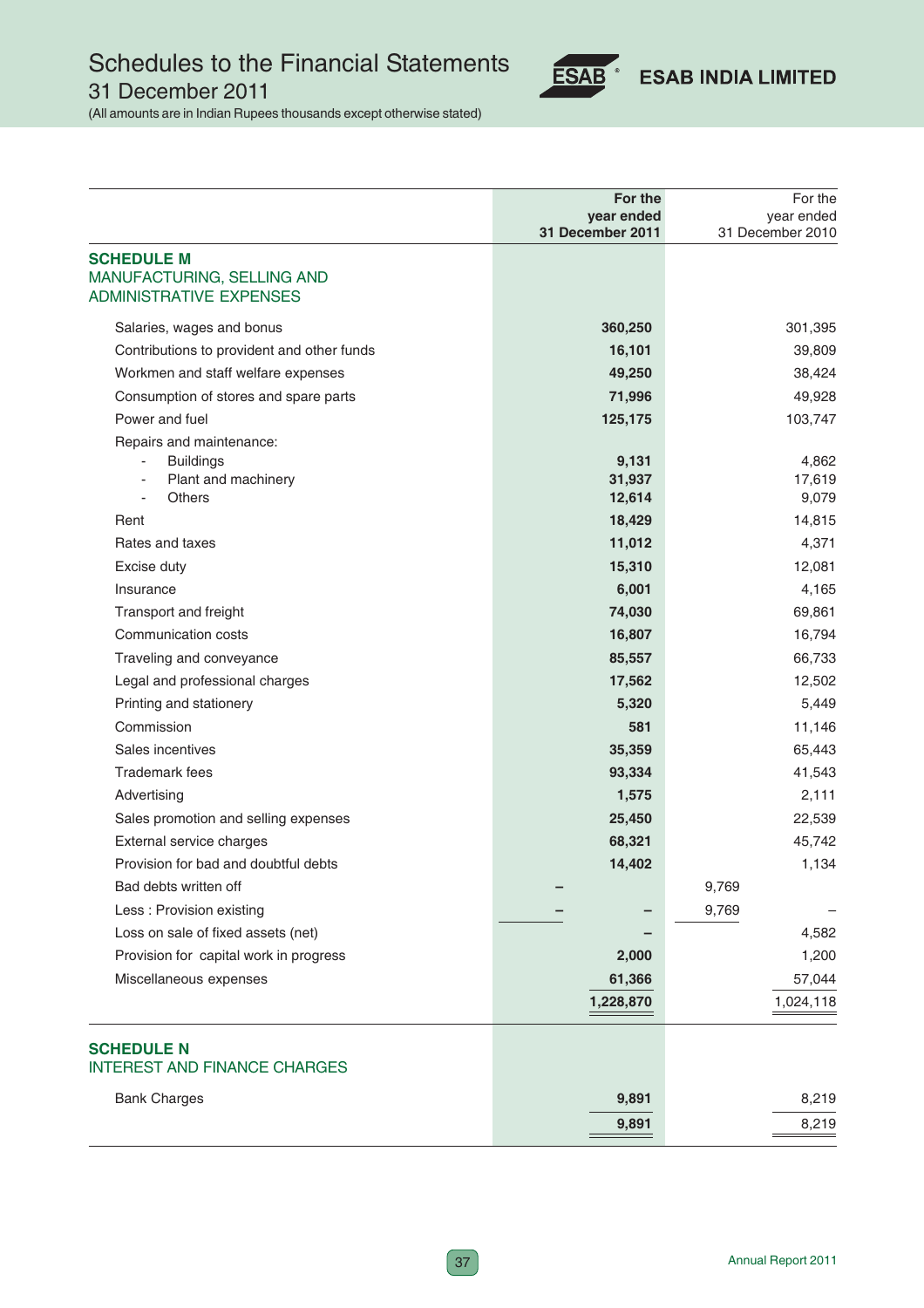# Schedules to the Financial Statements

31 December 2011

(All amounts are in Indian Rupees thousands except otherwise stated)

**ESAB INDIA LIMITED**

| | | For the year ended 31 December 2011 | | For the year ended 31 December 2010 |
|---|---|---|---|---|
| **SCHEDULE M** | | | | |
| **MANUFACTURING, SELLING AND ADMINISTRATIVE EXPENSES** | | | | |
| Salaries, wages and bonus | | **360,250** | | 301,395 |
| Contributions to provident and other funds | | **16,101** | | 39,809 |
| Workmen and staff welfare expenses | | **49,250** | | 38,424 |
| Consumption of stores and spare parts | | **71,996** | | 49,928 |
| Power and fuel | | **125,175** | | 103,747 |
| Repairs and maintenance: | | | | |
| - Buildings | | **9,131** | | 4,862 |
| - Plant and machinery | | **31,937** | | 17,619 |
| - Others | | **12,614** | | 9,079 |
| Rent | | **18,429** | | 14,815 |
| Rates and taxes | | **11,012** | | 4,371 |
| Excise duty | | **15,310** | | 12,081 |
| Insurance | | **6,001** | | 4,165 |
| Transport and freight | | **74,030** | | 69,861 |
| Communication costs | | **16,807** | | 16,794 |
| Traveling and conveyance | | **85,557** | | 66,733 |
| Legal and professional charges | | **17,562** | | 12,502 |
| Printing and stationery | | **5,320** | | 5,449 |
| Commission | | **581** | | 11,146 |
| Sales incentives | | **35,359** | | 65,443 |
| Trademark fees | | **93,334** | | 41,543 |
| Advertising | | **1,575** | | 2,111 |
| Sales promotion and selling expenses | | **25,450** | | 22,539 |
| External service charges | | **68,321** | | 45,742 |
| Provision for bad and doubtful debts | | **14,402** | | 1,134 |
| Bad debts written off | **–** | | 9,769 | |
| Less : Provision existing | **–** | **–** | 9,769 | – |
| Loss on sale of fixed assets (net) | | **–** | | 4,582 |
| Provision for capital work in progress | | **2,000** | | 1,200 |
| Miscellaneous expenses | | **61,366** | | 57,044 |
| | | **1,228,870** | | 1,024,118 |
| **SCHEDULE N** | | | | |
| **INTEREST AND FINANCE CHARGES** | | | | |
| Bank Charges | | **9,891** | | 8,219 |
| | | **9,891** | | 8,219 |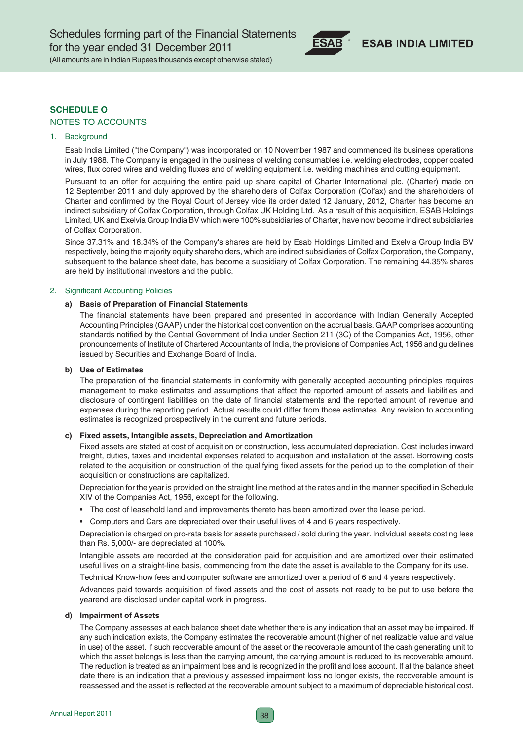## SCHEDULE O

### NOTES TO ACCOUNTS

1. Background

   Esab India Limited ("the Company") was incorporated on 10 November 1987 and commenced its business operations in July 1988. The Company is engaged in the business of welding consumables i.e. welding electrodes, copper coated wires, flux cored wires and welding fluxes and of welding equipment i.e. welding machines and cutting equipment.

   Pursuant to an offer for acquiring the entire paid up share capital of Charter International plc. (Charter) made on 12 September 2011 and duly approved by the shareholders of Colfax Corporation (Colfax) and the shareholders of Charter and confirmed by the Royal Court of Jersey vide its order dated 12 January, 2012, Charter has become an indirect subsidiary of Colfax Corporation, through Colfax UK Holding Ltd. As a result of this acquisition, ESAB Holdings Limited, UK and Exelvia Group India BV which were 100% subsidiaries of Charter, have now become indirect subsidiaries of Colfax Corporation.

   Since 37.31% and 18.34% of the Company's shares are held by Esab Holdings Limited and Exelvia Group India BV respectively, being the majority equity shareholders, which are indirect subsidiaries of Colfax Corporation, the Company, subsequent to the balance sheet date, has become a subsidiary of Colfax Corporation. The remaining 44.35% shares are held by institutional investors and the public.

2. Significant Accounting Policies

   **a) Basis of Preparation of Financial Statements**

   The financial statements have been prepared and presented in accordance with Indian Generally Accepted Accounting Principles (GAAP) under the historical cost convention on the accrual basis. GAAP comprises accounting standards notified by the Central Government of India under Section 211 (3C) of the Companies Act, 1956, other pronouncements of Institute of Chartered Accountants of India, the provisions of Companies Act, 1956 and guidelines issued by Securities and Exchange Board of India.

   **b) Use of Estimates**

   The preparation of the financial statements in conformity with generally accepted accounting principles requires management to make estimates and assumptions that affect the reported amount of assets and liabilities and disclosure of contingent liabilities on the date of financial statements and the reported amount of revenue and expenses during the reporting period. Actual results could differ from those estimates. Any revision to accounting estimates is recognized prospectively in the current and future periods.

   **c) Fixed assets, Intangible assets, Depreciation and Amortization**

   Fixed assets are stated at cost of acquisition or construction, less accumulated depreciation. Cost includes inward freight, duties, taxes and incidental expenses related to acquisition and installation of the asset. Borrowing costs related to the acquisition or construction of the qualifying fixed assets for the period up to the completion of their acquisition or constructions are capitalized.

   Depreciation for the year is provided on the straight line method at the rates and in the manner specified in Schedule XIV of the Companies Act, 1956, except for the following.

   - The cost of leasehold land and improvements thereto has been amortized over the lease period.
   - Computers and Cars are depreciated over their useful lives of 4 and 6 years respectively.

   Depreciation is charged on pro-rata basis for assets purchased / sold during the year. Individual assets costing less than Rs. 5,000/- are depreciated at 100%.

   Intangible assets are recorded at the consideration paid for acquisition and are amortized over their estimated useful lives on a straight-line basis, commencing from the date the asset is available to the Company for its use.

   Technical Know-how fees and computer software are amortized over a period of 6 and 4 years respectively.

   Advances paid towards acquisition of fixed assets and the cost of assets not ready to be put to use before the yearend are disclosed under capital work in progress.

   **d) Impairment of Assets**

   The Company assesses at each balance sheet date whether there is any indication that an asset may be impaired. If any such indication exists, the Company estimates the recoverable amount (higher of net realizable value and value in use) of the asset. If such recoverable amount of the asset or the recoverable amount of the cash generating unit to which the asset belongs is less than the carrying amount, the carrying amount is reduced to its recoverable amount. The reduction is treated as an impairment loss and is recognized in the profit and loss account. If at the balance sheet date there is an indication that a previously assessed impairment loss no longer exists, the recoverable amount is reassessed and the asset is reflected at the recoverable amount subject to a maximum of depreciable historical cost.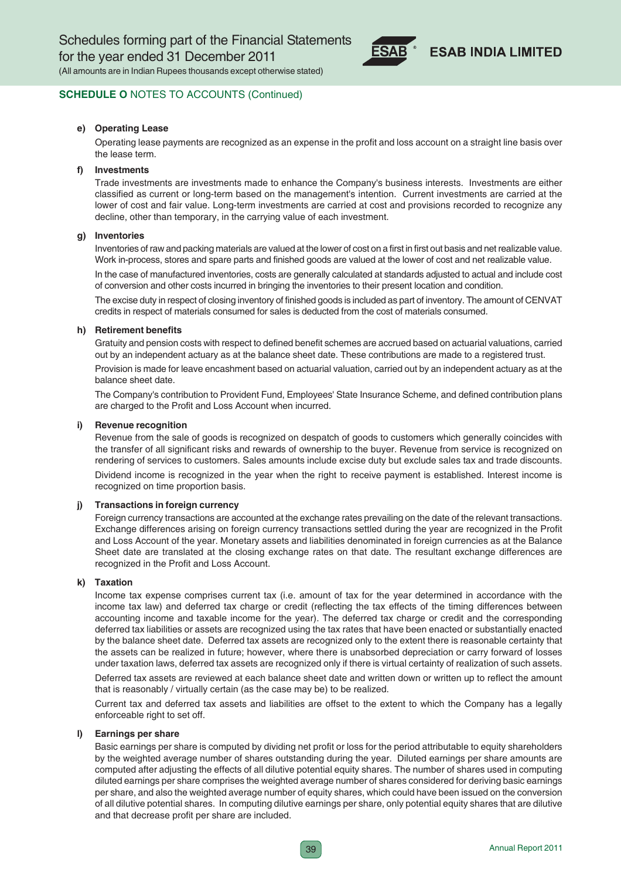## SCHEDULE O NOTES TO ACCOUNTS (Continued)

**e) Operating Lease**

Operating lease payments are recognized as an expense in the profit and loss account on a straight line basis over the lease term.

**f) Investments**

Trade investments are investments made to enhance the Company's business interests. Investments are either classified as current or long-term based on the management's intention. Current investments are carried at the lower of cost and fair value. Long-term investments are carried at cost and provisions recorded to recognize any decline, other than temporary, in the carrying value of each investment.

**g) Inventories**

Inventories of raw and packing materials are valued at the lower of cost on a first in first out basis and net realizable value. Work in-process, stores and spare parts and finished goods are valued at the lower of cost and net realizable value.

In the case of manufactured inventories, costs are generally calculated at standards adjusted to actual and include cost of conversion and other costs incurred in bringing the inventories to their present location and condition.

The excise duty in respect of closing inventory of finished goods is included as part of inventory. The amount of CENVAT credits in respect of materials consumed for sales is deducted from the cost of materials consumed.

**h) Retirement benefits**

Gratuity and pension costs with respect to defined benefit schemes are accrued based on actuarial valuations, carried out by an independent actuary as at the balance sheet date. These contributions are made to a registered trust.

Provision is made for leave encashment based on actuarial valuation, carried out by an independent actuary as at the balance sheet date.

The Company's contribution to Provident Fund, Employees' State Insurance Scheme, and defined contribution plans are charged to the Profit and Loss Account when incurred.

**i) Revenue recognition**

Revenue from the sale of goods is recognized on despatch of goods to customers which generally coincides with the transfer of all significant risks and rewards of ownership to the buyer. Revenue from service is recognized on rendering of services to customers. Sales amounts include excise duty but exclude sales tax and trade discounts.

Dividend income is recognized in the year when the right to receive payment is established. Interest income is recognized on time proportion basis.

**j) Transactions in foreign currency**

Foreign currency transactions are accounted at the exchange rates prevailing on the date of the relevant transactions. Exchange differences arising on foreign currency transactions settled during the year are recognized in the Profit and Loss Account of the year. Monetary assets and liabilities denominated in foreign currencies as at the Balance Sheet date are translated at the closing exchange rates on that date. The resultant exchange differences are recognized in the Profit and Loss Account.

**k) Taxation**

Income tax expense comprises current tax (i.e. amount of tax for the year determined in accordance with the income tax law) and deferred tax charge or credit (reflecting the tax effects of the timing differences between accounting income and taxable income for the year). The deferred tax charge or credit and the corresponding deferred tax liabilities or assets are recognized using the tax rates that have been enacted or substantially enacted by the balance sheet date. Deferred tax assets are recognized only to the extent there is reasonable certainty that the assets can be realized in future; however, where there is unabsorbed depreciation or carry forward of losses under taxation laws, deferred tax assets are recognized only if there is virtual certainty of realization of such assets.

Deferred tax assets are reviewed at each balance sheet date and written down or written up to reflect the amount that is reasonably / virtually certain (as the case may be) to be realized.

Current tax and deferred tax assets and liabilities are offset to the extent to which the Company has a legally enforceable right to set off.

**l) Earnings per share**

Basic earnings per share is computed by dividing net profit or loss for the period attributable to equity shareholders by the weighted average number of shares outstanding during the year. Diluted earnings per share amounts are computed after adjusting the effects of all dilutive potential equity shares. The number of shares used in computing diluted earnings per share comprises the weighted average number of shares considered for deriving basic earnings per share, and also the weighted average number of equity shares, which could have been issued on the conversion of all dilutive potential shares. In computing dilutive earnings per share, only potential equity shares that are dilutive and that decrease profit per share are included.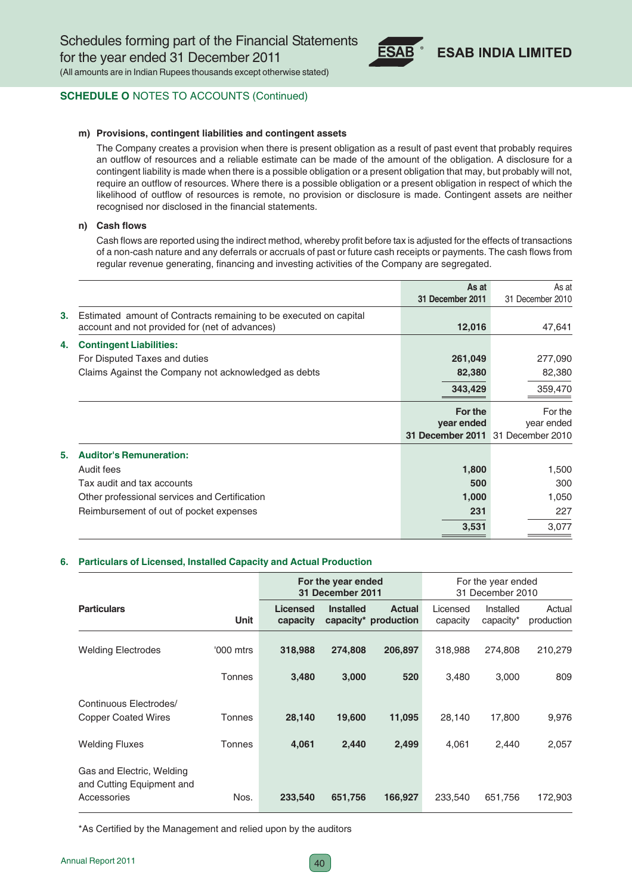## SCHEDULE O NOTES TO ACCOUNTS (Continued)

**m) Provisions, contingent liabilities and contingent assets**

The Company creates a provision when there is present obligation as a result of past event that probably requires an outflow of resources and a reliable estimate can be made of the amount of the obligation. A disclosure for a contingent liability is made when there is a possible obligation or a present obligation that may, but probably will not, require an outflow of resources. Where there is a possible obligation or a present obligation in respect of which the likelihood of outflow of resources is remote, no provision or disclosure is made. Contingent assets are neither recognised nor disclosed in the financial statements.

**n) Cash flows**

Cash flows are reported using the indirect method, whereby profit before tax is adjusted for the effects of transactions of a non-cash nature and any deferrals or accruals of past or future cash receipts or payments. The cash flows from regular revenue generating, financing and investing activities of the Company are segregated.

| | | As at 31 December 2011 | As at 31 December 2010 |
|---|---|---|---|
| **3.** | Estimated amount of Contracts remaining to be executed on capital account and not provided for (net of advances) | **12,016** | 47,641 |
| **4.** | **Contingent Liabilities:** | | |
| | For Disputed Taxes and duties | **261,049** | 277,090 |
| | Claims Against the Company not acknowledged as debts | **82,380** | 82,380 |
| | | **343,429** | 359,470 |

| | | For the year ended 31 December 2011 | For the year ended 31 December 2010 |
|---|---|---|---|
| **5.** | **Auditor's Remuneration:** | | |
| | Audit fees | **1,800** | 1,500 |
| | Tax audit and tax accounts | **500** | 300 |
| | Other professional services and Certification | **1,000** | 1,050 |
| | Reimbursement of out of pocket expenses | **231** | 227 |
| | | **3,531** | 3,077 |

**6. Particulars of Licensed, Installed Capacity and Actual Production**

| Particulars | Unit | For the year ended 31 December 2011 | | | For the year ended 31 December 2010 | | |
|---|---|---|---|---|---|---|---|
| | | Licensed capacity | Installed capacity* | Actual production | Licensed capacity | Installed capacity* | Actual production |
| Welding Electrodes | '000 mtrs | **318,988** | **274,808** | **206,897** | 318,988 | 274,808 | 210,279 |
| | Tonnes | **3,480** | **3,000** | **520** | 3,480 | 3,000 | 809 |
| Continuous Electrodes/ Copper Coated Wires | Tonnes | **28,140** | **19,600** | **11,095** | 28,140 | 17,800 | 9,976 |
| Welding Fluxes | Tonnes | **4,061** | **2,440** | **2,499** | 4,061 | 2,440 | 2,057 |
| Gas and Electric, Welding and Cutting Equipment and Accessories | Nos. | **233,540** | **651,756** | **166,927** | 233,540 | 651,756 | 172,903 |

*As Certified by the Management and relied upon by the auditors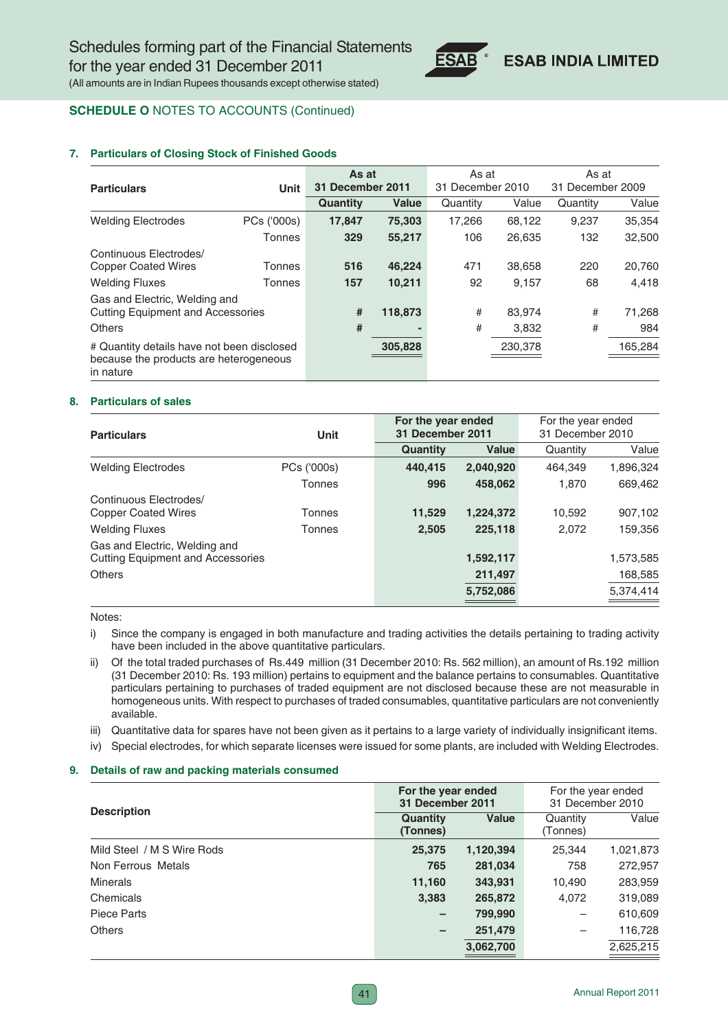## SCHEDULE O NOTES TO ACCOUNTS (Continued)

### 7. Particulars of Closing Stock of Finished Goods

| Particulars | Unit | As at 31 December 2011 | | As at 31 December 2010 | | As at 31 December 2009 | |
|---|---|---|---|---|---|---|---|
| | | **Quantity** | **Value** | Quantity | Value | Quantity | Value |
| Welding Electrodes | PCs ('000s) | **17,847** | **75,303** | 17,266 | 68,122 | 9,237 | 35,354 |
| | Tonnes | **329** | **55,217** | 106 | 26,635 | 132 | 32,500 |
| Continuous Electrodes/ Copper Coated Wires | Tonnes | **516** | **46,224** | 471 | 38,658 | 220 | 20,760 |
| Welding Fluxes | Tonnes | **157** | **10,211** | 92 | 9,157 | 68 | 4,418 |
| Gas and Electric, Welding and Cutting Equipment and Accessories | | **#** | **118,873** | # | 83,974 | # | 71,268 |
| Others | | **#** | **-** | # | 3,832 | # | 984 |
| # Quantity details have not been disclosed because the products are heterogeneous in nature | | | **305,828** | | 230,378 | | 165,284 |

### 8. Particulars of sales

| Particulars | Unit | For the year ended 31 December 2011 | | For the year ended 31 December 2010 | |
|---|---|---|---|---|---|
| | | **Quantity** | **Value** | Quantity | Value |
| Welding Electrodes | PCs ('000s) | **440,415** | **2,040,920** | 464,349 | 1,896,324 |
| | Tonnes | **996** | **458,062** | 1,870 | 669,462 |
| Continuous Electrodes/ Copper Coated Wires | Tonnes | **11,529** | **1,224,372** | 10,592 | 907,102 |
| Welding Fluxes | Tonnes | **2,505** | **225,118** | 2,072 | 159,356 |
| Gas and Electric, Welding and Cutting Equipment and Accessories | | | **1,592,117** | | 1,573,585 |
| Others | | | **211,497** | | 168,585 |
| | | | **5,752,086** | | 5,374,414 |

Notes:

i) Since the company is engaged in both manufacture and trading activities the details pertaining to trading activity have been included in the above quantitative particulars.

ii) Of the total traded purchases of Rs.449 million (31 December 2010: Rs. 562 million), an amount of Rs.192 million (31 December 2010: Rs. 193 million) pertains to equipment and the balance pertains to consumables. Quantitative particulars pertaining to purchases of traded equipment are not disclosed because these are not measurable in homogeneous units. With respect to purchases of traded consumables, quantitative particulars are not conveniently available.

iii) Quantitative data for spares have not been given as it pertains to a large variety of individually insignificant items.

iv) Special electrodes, for which separate licenses were issued for some plants, are included with Welding Electrodes.

### 9. Details of raw and packing materials consumed

| Description | For the year ended 31 December 2011 | | For the year ended 31 December 2010 | |
|---|---|---|---|---|
| | **Quantity (Tonnes)** | **Value** | Quantity (Tonnes) | Value |
| Mild Steel / M S Wire Rods | **25,375** | **1,120,394** | 25,344 | 1,021,873 |
| Non Ferrous Metals | **765** | **281,034** | 758 | 272,957 |
| Minerals | **11,160** | **343,931** | 10,490 | 283,959 |
| Chemicals | **3,383** | **265,872** | 4,072 | 319,089 |
| Piece Parts | **–** | **799,990** | – | 610,609 |
| Others | **–** | **251,479** | – | 116,728 |
| | | **3,062,700** | | 2,625,215 |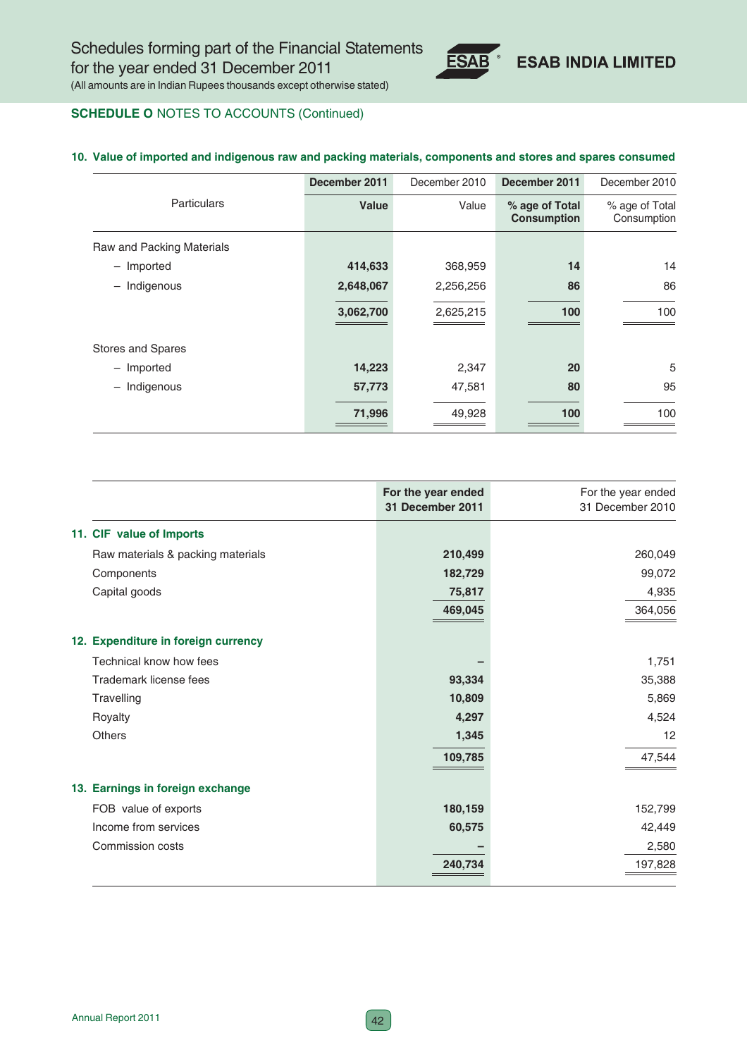## SCHEDULE O NOTES TO ACCOUNTS (Continued)

### 10. Value of imported and indigenous raw and packing materials, components and stores and spares consumed

| Particulars | December 2011 Value | December 2010 Value | December 2011 % age of Total Consumption | December 2010 % age of Total Consumption |
|---|---|---|---|---|
| Raw and Packing Materials | | | | |
| – Imported | **414,633** | 368,959 | **14** | 14 |
| – Indigenous | **2,648,067** | 2,256,256 | **86** | 86 |
| | **3,062,700** | 2,625,215 | **100** | 100 |
| Stores and Spares | | | | |
| – Imported | **14,223** | 2,347 | **20** | 5 |
| – Indigenous | **57,773** | 47,581 | **80** | 95 |
| | **71,996** | 49,928 | **100** | 100 |

| | For the year ended 31 December 2011 | For the year ended 31 December 2010 |
|---|---|---|
| **11. CIF value of Imports** | | |
| Raw materials & packing materials | **210,499** | 260,049 |
| Components | **182,729** | 99,072 |
| Capital goods | **75,817** | 4,935 |
| | **469,045** | 364,056 |
| **12. Expenditure in foreign currency** | | |
| Technical know how fees | **–** | 1,751 |
| Trademark license fees | **93,334** | 35,388 |
| Travelling | **10,809** | 5,869 |
| Royalty | **4,297** | 4,524 |
| Others | **1,345** | 12 |
| | **109,785** | 47,544 |
| **13. Earnings in foreign exchange** | | |
| FOB value of exports | **180,159** | 152,799 |
| Income from services | **60,575** | 42,449 |
| Commission costs | **–** | 2,580 |
| | **240,734** | 197,828 |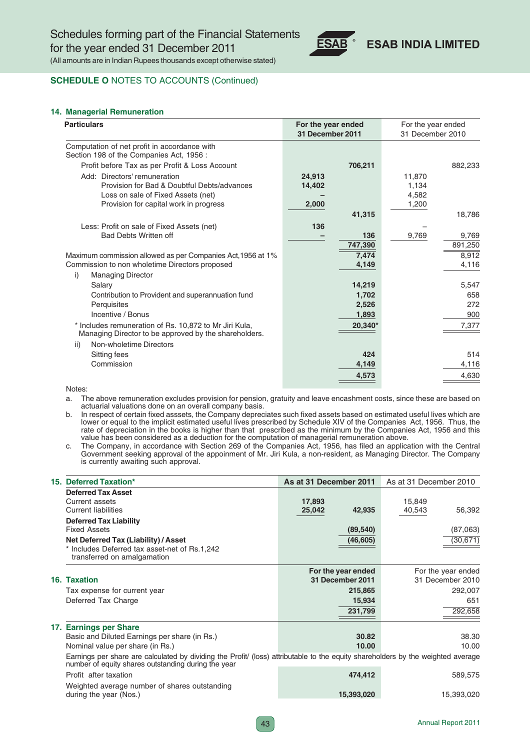## SCHEDULE O NOTES TO ACCOUNTS (Continued)

### 14. Managerial Remuneration

| Particulars | For the year ended 31 December 2011 | | For the year ended 31 December 2010 | |
|---|---|---|---|---|
| Computation of net profit in accordance with Section 198 of the Companies Act, 1956 : | | | | |
| Profit before Tax as per Profit & Loss Account | | **706,211** | | 882,233 |
| Add: Directors' remuneration | **24,913** | | 11,870 | |
| Provision for Bad & Doubtful Debts/advances | **14,402** | | 1,134 | |
| Loss on sale of Fixed Assets (net) | **–** | | 4,582 | |
| Provision for capital work in progress | **2,000** | | 1,200 | |
| | | **41,315** | | 18,786 |
| Less: Profit on sale of Fixed Assets (net) | **136** | | – | |
| Bad Debts Written off | **–** | **136** | 9,769 | 9,769 |
| | | **747,390** | | 891,250 |
| Maximum commission allowed as per Companies Act,1956 at 1% | | **7,474** | | 8,912 |
| Commission to non wholetime Directors proposed | | **4,149** | | 4,116 |
| i) Managing Director | | | | |
| Salary | | **14,219** | | 5,547 |
| Contribution to Provident and superannuation fund | | **1,702** | | 658 |
| Perquisites | | **2,526** | | 272 |
| Incentive / Bonus | | **1,893** | | 900 |
| * Includes remuneration of Rs. 10,872 to Mr Jiri Kula, Managing Director to be approved by the shareholders. | | **20,340*** | | 7,377 |
| ii) Non-wholetime Directors | | | | |
| Sitting fees | | **424** | | 514 |
| Commission | | **4,149** | | 4,116 |
| | | **4,573** | | 4,630 |

Notes:

a. The above remuneration excludes provision for pension, gratuity and leave encashment costs, since these are based on actuarial valuations done on an overall company basis.

b. In respect of certain fixed asssets, the Company depreciates such fixed assets based on estimated useful lives which are lower or equal to the implicit estimated useful lives prescribed by Schedule XIV of the Companies Act, 1956. Thus, the rate of depreciation in the books is higher than that prescribed as the minimum by the Companies Act, 1956 and this value has been considered as a deduction for the computation of managerial remuneration above.

c. The Company, in accordance with Section 269 of the Companies Act, 1956, has filed an application with the Central Government seeking approval of the appoinment of Mr. Jiri Kula, a non-resident, as Managing Director. The Company is currently awaiting such approval.

### 15. Deferred Taxation*

| | As at 31 December 2011 | | As at 31 December 2010 | |
|---|---|---|---|---|
| **Deferred Tax Asset** | | | | |
| Current assets | **17,893** | | 15,849 | |
| Current liabilities | **25,042** | **42,935** | 40,543 | 56,392 |
| **Deferred Tax Liability** | | | | |
| Fixed Assets | | **(89,540)** | | (87,063) |
| **Net Deferred Tax (Liability) / Asset** | | **(46,605)** | | (30,671) |

\* Includes Deferred tax asset-net of Rs.1,242 transferred on amalgamation

### 16. Taxation

| | For the year ended 31 December 2011 | For the year ended 31 December 2010 |
|---|---|---|
| Tax expense for current year | **215,865** | 292,007 |
| Deferred Tax Charge | **15,934** | 651 |
| | **231,799** | 292,658 |

### 17. Earnings per Share

| | For the year ended 31 December 2011 | For the year ended 31 December 2010 |
|---|---|---|
| Basic and Diluted Earnings per share (in Rs.) | **30.82** | 38.30 |
| Nominal value per share (in Rs.) | **10.00** | 10.00 |

Earnings per share are calculated by dividing the Profit/ (loss) attributable to the equity shareholders by the weighted average number of equity shares outstanding during the year

| | For the year ended 31 December 2011 | For the year ended 31 December 2010 |
|---|---|---|
| Profit after taxation | **474,412** | 589,575 |
| Weighted average number of shares outstanding during the year (Nos.) | **15,393,020** | 15,393,020 |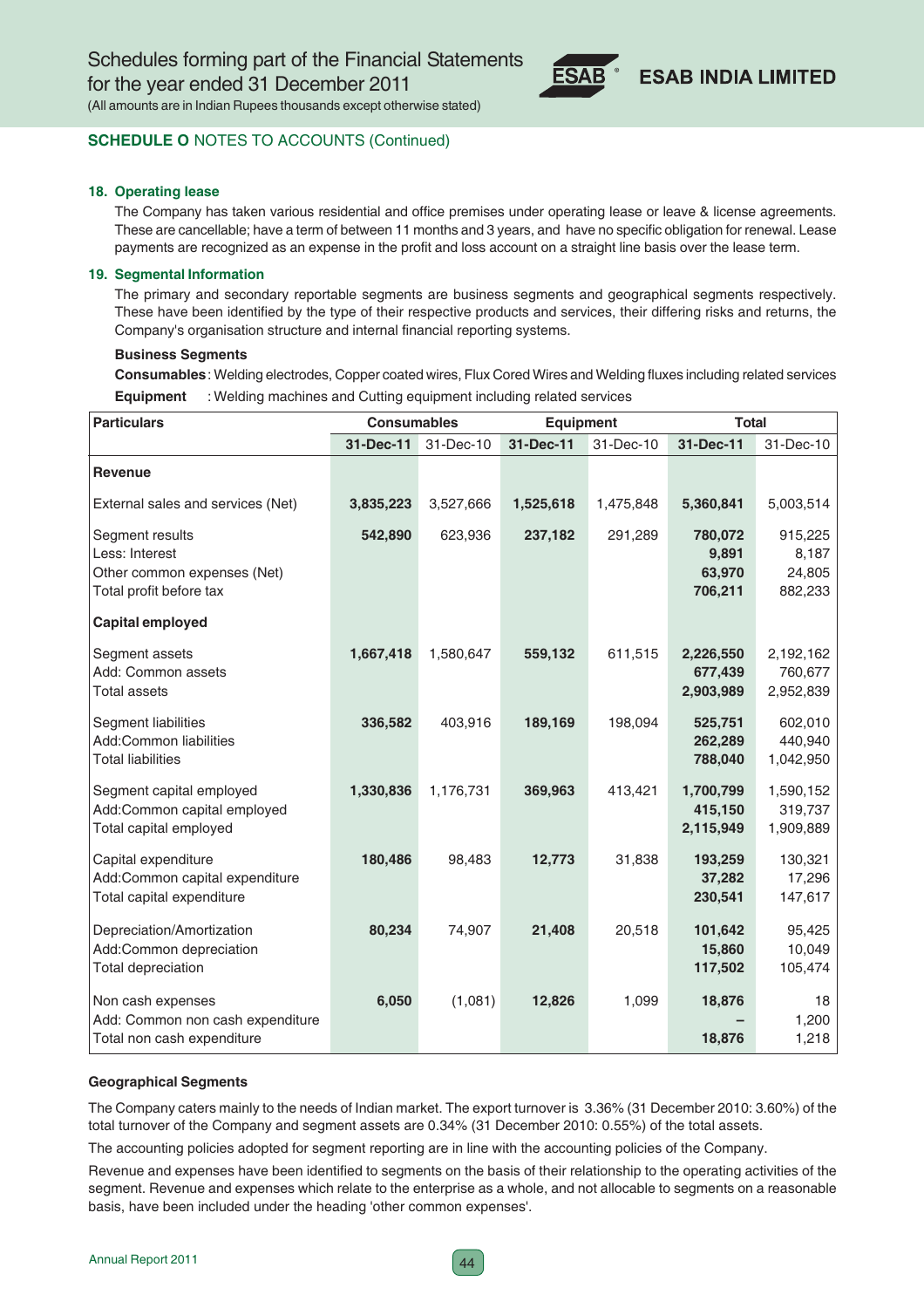## SCHEDULE O NOTES TO ACCOUNTS (Continued)

### 18. Operating lease

The Company has taken various residential and office premises under operating lease or leave & license agreements. These are cancellable; have a term of between 11 months and 3 years, and have no specific obligation for renewal. Lease payments are recognized as an expense in the profit and loss account on a straight line basis over the lease term.

### 19. Segmental Information

The primary and secondary reportable segments are business segments and geographical segments respectively. These have been identified by the type of their respective products and services, their differing risks and returns, the Company's organisation structure and internal financial reporting systems.

**Business Segments**

**Consumables**: Welding electrodes, Copper coated wires, Flux Cored Wires and Welding fluxes including related services

**Equipment** : Welding machines and Cutting equipment including related services

| Particulars | Consumables | | Equipment | | Total | |
|---|---|---|---|---|---|---|
| | **31-Dec-11** | 31-Dec-10 | **31-Dec-11** | 31-Dec-10 | **31-Dec-11** | 31-Dec-10 |
| **Revenue** | | | | | | |
| External sales and services (Net) | **3,835,223** | 3,527,666 | **1,525,618** | 1,475,848 | **5,360,841** | 5,003,514 |
| Segment results | **542,890** | 623,936 | **237,182** | 291,289 | **780,072** | 915,225 |
| Less: Interest | | | | | **9,891** | 8,187 |
| Other common expenses (Net) | | | | | **63,970** | 24,805 |
| Total profit before tax | | | | | **706,211** | 882,233 |
| **Capital employed** | | | | | | |
| Segment assets | **1,667,418** | 1,580,647 | **559,132** | 611,515 | **2,226,550** | 2,192,162 |
| Add: Common assets | | | | | **677,439** | 760,677 |
| Total assets | | | | | **2,903,989** | 2,952,839 |
| Segment liabilities | **336,582** | 403,916 | **189,169** | 198,094 | **525,751** | 602,010 |
| Add:Common liabilities | | | | | **262,289** | 440,940 |
| Total liabilities | | | | | **788,040** | 1,042,950 |
| Segment capital employed | **1,330,836** | 1,176,731 | **369,963** | 413,421 | **1,700,799** | 1,590,152 |
| Add:Common capital employed | | | | | **415,150** | 319,737 |
| Total capital employed | | | | | **2,115,949** | 1,909,889 |
| Capital expenditure | **180,486** | 98,483 | **12,773** | 31,838 | **193,259** | 130,321 |
| Add:Common capital expenditure | | | | | **37,282** | 17,296 |
| Total capital expenditure | | | | | **230,541** | 147,617 |
| Depreciation/Amortization | **80,234** | 74,907 | **21,408** | 20,518 | **101,642** | 95,425 |
| Add:Common depreciation | | | | | **15,860** | 10,049 |
| Total depreciation | | | | | **117,502** | 105,474 |
| Non cash expenses | **6,050** | (1,081) | **12,826** | 1,099 | **18,876** | 18 |
| Add: Common non cash expenditure | | | | | **–** | 1,200 |
| Total non cash expenditure | | | | | **18,876** | 1,218 |

**Geographical Segments**

The Company caters mainly to the needs of Indian market. The export turnover is 3.36% (31 December 2010: 3.60%) of the total turnover of the Company and segment assets are 0.34% (31 December 2010: 0.55%) of the total assets.

The accounting policies adopted for segment reporting are in line with the accounting policies of the Company.

Revenue and expenses have been identified to segments on the basis of their relationship to the operating activities of the segment. Revenue and expenses which relate to the enterprise as a whole, and not allocable to segments on a reasonable basis, have been included under the heading 'other common expenses'.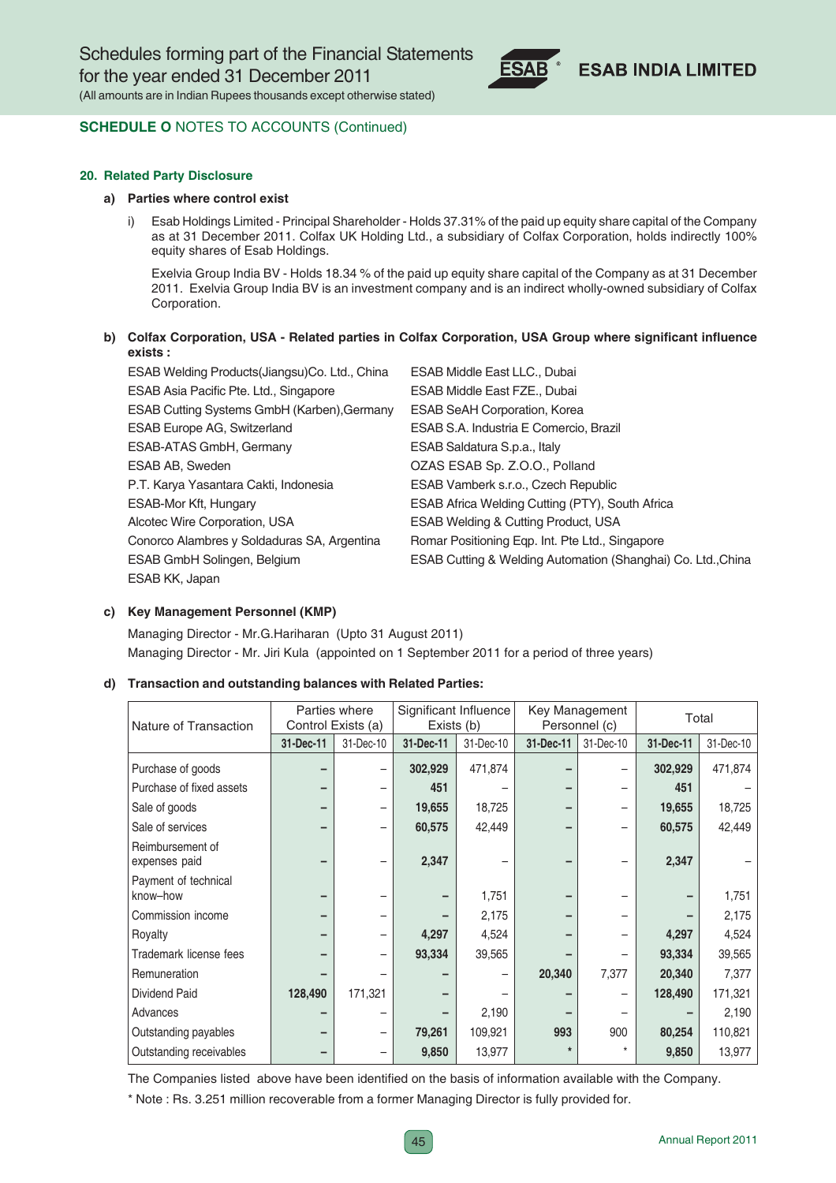## SCHEDULE O NOTES TO ACCOUNTS (Continued)

### 20. Related Party Disclosure

**a) Parties where control exist**

i) Esab Holdings Limited - Principal Shareholder - Holds 37.31% of the paid up equity share capital of the Company as at 31 December 2011. Colfax UK Holding Ltd., a subsidiary of Colfax Corporation, holds indirectly 100% equity shares of Esab Holdings.

Exelvia Group India BV - Holds 18.34 % of the paid up equity share capital of the Company as at 31 December 2011. Exelvia Group India BV is an investment company and is an indirect wholly-owned subsidiary of Colfax Corporation.

**b) Colfax Corporation, USA - Related parties in Colfax Corporation, USA Group where significant influence exists :**

ESAB Welding Products(Jiangsu)Co. Ltd., China
ESAB Asia Pacific Pte. Ltd., Singapore
ESAB Cutting Systems GmbH (Karben),Germany
ESAB Europe AG, Switzerland
ESAB-ATAS GmbH, Germany
ESAB AB, Sweden
P.T. Karya Yasantara Cakti, Indonesia
ESAB-Mor Kft, Hungary
Alcotec Wire Corporation, USA
Conorco Alambres y Soldaduras SA, Argentina
ESAB GmbH Solingen, Belgium
ESAB KK, Japan
ESAB Middle East LLC., Dubai
ESAB Middle East FZE., Dubai
ESAB SeAH Corporation, Korea
ESAB S.A. Industria E Comercio, Brazil
ESAB Saldatura S.p.a., Italy
OZAS ESAB Sp. Z.O.O., Polland
ESAB Vamberk s.r.o., Czech Republic
ESAB Africa Welding Cutting (PTY), South Africa
ESAB Welding & Cutting Product, USA
Romar Positioning Eqp. Int. Pte Ltd., Singapore
ESAB Cutting & Welding Automation (Shanghai) Co. Ltd.,China

**c) Key Management Personnel (KMP)**

Managing Director - Mr.G.Hariharan (Upto 31 August 2011)
Managing Director - Mr. Jiri Kula (appointed on 1 September 2011 for a period of three years)

**d) Transaction and outstanding balances with Related Parties:**

| Nature of Transaction | Parties where Control Exists (a) | | Significant Influence Exists (b) | | Key Management Personnel (c) | | Total | |
|---|---|---|---|---|---|---|---|---|
| | **31-Dec-11** | 31-Dec-10 | **31-Dec-11** | 31-Dec-10 | **31-Dec-11** | 31-Dec-10 | **31-Dec-11** | 31-Dec-10 |
| Purchase of goods | – | – | **302,929** | 471,874 | – | – | **302,929** | 471,874 |
| Purchase of fixed assets | – | – | **451** | – | – | – | **451** | – |
| Sale of goods | – | – | **19,655** | 18,725 | – | – | **19,655** | 18,725 |
| Sale of services | – | – | **60,575** | 42,449 | – | – | **60,575** | 42,449 |
| Reimbursement of expenses paid | – | – | **2,347** | – | – | – | **2,347** | – |
| Payment of technical know–how | – | – | – | 1,751 | – | – | – | 1,751 |
| Commission income | – | – | – | 2,175 | – | – | – | 2,175 |
| Royalty | – | – | **4,297** | 4,524 | – | – | **4,297** | 4,524 |
| Trademark license fees | – | – | **93,334** | 39,565 | – | – | **93,334** | 39,565 |
| Remuneration | – | – | – | – | **20,340** | 7,377 | **20,340** | 7,377 |
| Dividend Paid | **128,490** | 171,321 | – | – | – | – | **128,490** | 171,321 |
| Advances | – | – | – | 2,190 | – | – | – | 2,190 |
| Outstanding payables | – | – | **79,261** | 109,921 | **993** | 900 | **80,254** | 110,821 |
| Outstanding receivables | – | – | **9,850** | 13,977 | * | * | **9,850** | 13,977 |

The Companies listed above have been identified on the basis of information available with the Company.

* Note : Rs. 3.251 million recoverable from a former Managing Director is fully provided for.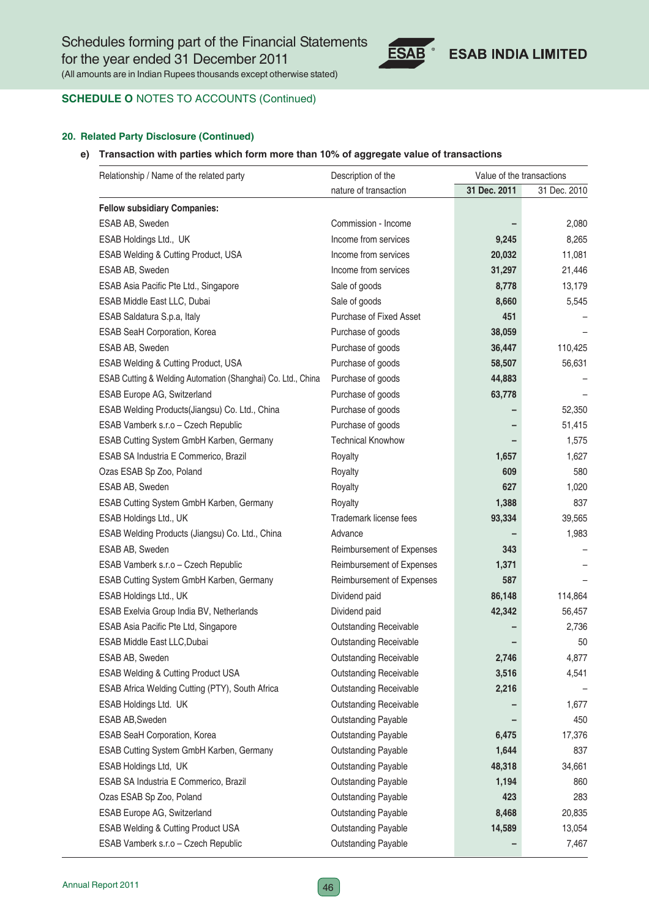## SCHEDULE O NOTES TO ACCOUNTS (Continued)

### 20. Related Party Disclosure (Continued)

**e) Transaction with parties which form more than 10% of aggregate value of transactions**

| Relationship / Name of the related party | Description of the nature of transaction | Value of the transactions | |
|---|---|---|---|
| | | **31 Dec. 2011** | 31 Dec. 2010 |
| **Fellow subsidiary Companies:** | | | |
| ESAB AB, Sweden | Commission - Income | **–** | 2,080 |
| ESAB Holdings Ltd., UK | Income from services | **9,245** | 8,265 |
| ESAB Welding & Cutting Product, USA | Income from services | **20,032** | 11,081 |
| ESAB AB, Sweden | Income from services | **31,297** | 21,446 |
| ESAB Asia Pacific Pte Ltd., Singapore | Sale of goods | **8,778** | 13,179 |
| ESAB Middle East LLC, Dubai | Sale of goods | **8,660** | 5,545 |
| ESAB Saldatura S.p.a, Italy | Purchase of Fixed Asset | **451** | – |
| ESAB SeaH Corporation, Korea | Purchase of goods | **38,059** | – |
| ESAB AB, Sweden | Purchase of goods | **36,447** | 110,425 |
| ESAB Welding & Cutting Product, USA | Purchase of goods | **58,507** | 56,631 |
| ESAB Cutting & Welding Automation (Shanghai) Co. Ltd., China | Purchase of goods | **44,883** | – |
| ESAB Europe AG, Switzerland | Purchase of goods | **63,778** | – |
| ESAB Welding Products(Jiangsu) Co. Ltd., China | Purchase of goods | **–** | 52,350 |
| ESAB Vamberk s.r.o – Czech Republic | Purchase of goods | **–** | 51,415 |
| ESAB Cutting System GmbH Karben, Germany | Technical Knowhow | **–** | 1,575 |
| ESAB SA Industria E Commerico, Brazil | Royalty | **1,657** | 1,627 |
| Ozas ESAB Sp Zoo, Poland | Royalty | **609** | 580 |
| ESAB AB, Sweden | Royalty | **627** | 1,020 |
| ESAB Cutting System GmbH Karben, Germany | Royalty | **1,388** | 837 |
| ESAB Holdings Ltd., UK | Trademark license fees | **93,334** | 39,565 |
| ESAB Welding Products (Jiangsu) Co. Ltd., China | Advance | **–** | 1,983 |
| ESAB AB, Sweden | Reimbursement of Expenses | **343** | – |
| ESAB Vamberk s.r.o – Czech Republic | Reimbursement of Expenses | **1,371** | – |
| ESAB Cutting System GmbH Karben, Germany | Reimbursement of Expenses | **587** | – |
| ESAB Holdings Ltd., UK | Dividend paid | **86,148** | 114,864 |
| ESAB Exelvia Group India BV, Netherlands | Dividend paid | **42,342** | 56,457 |
| ESAB Asia Pacific Pte Ltd, Singapore | Outstanding Receivable | **–** | 2,736 |
| ESAB Middle East LLC,Dubai | Outstanding Receivable | **–** | 50 |
| ESAB AB, Sweden | Outstanding Receivable | **2,746** | 4,877 |
| ESAB Welding & Cutting Product USA | Outstanding Receivable | **3,516** | 4,541 |
| ESAB Africa Welding Cutting (PTY), South Africa | Outstanding Receivable | **2,216** | – |
| ESAB Holdings Ltd. UK | Outstanding Receivable | **–** | 1,677 |
| ESAB AB,Sweden | Outstanding Payable | **–** | 450 |
| ESAB SeaH Corporation, Korea | Outstanding Payable | **6,475** | 17,376 |
| ESAB Cutting System GmbH Karben, Germany | Outstanding Payable | **1,644** | 837 |
| ESAB Holdings Ltd, UK | Outstanding Payable | **48,318** | 34,661 |
| ESAB SA Industria E Commerico, Brazil | Outstanding Payable | **1,194** | 860 |
| Ozas ESAB Sp Zoo, Poland | Outstanding Payable | **423** | 283 |
| ESAB Europe AG, Switzerland | Outstanding Payable | **8,468** | 20,835 |
| ESAB Welding & Cutting Product USA | Outstanding Payable | **14,589** | 13,054 |
| ESAB Vamberk s.r.o – Czech Republic | Outstanding Payable | **–** | 7,467 |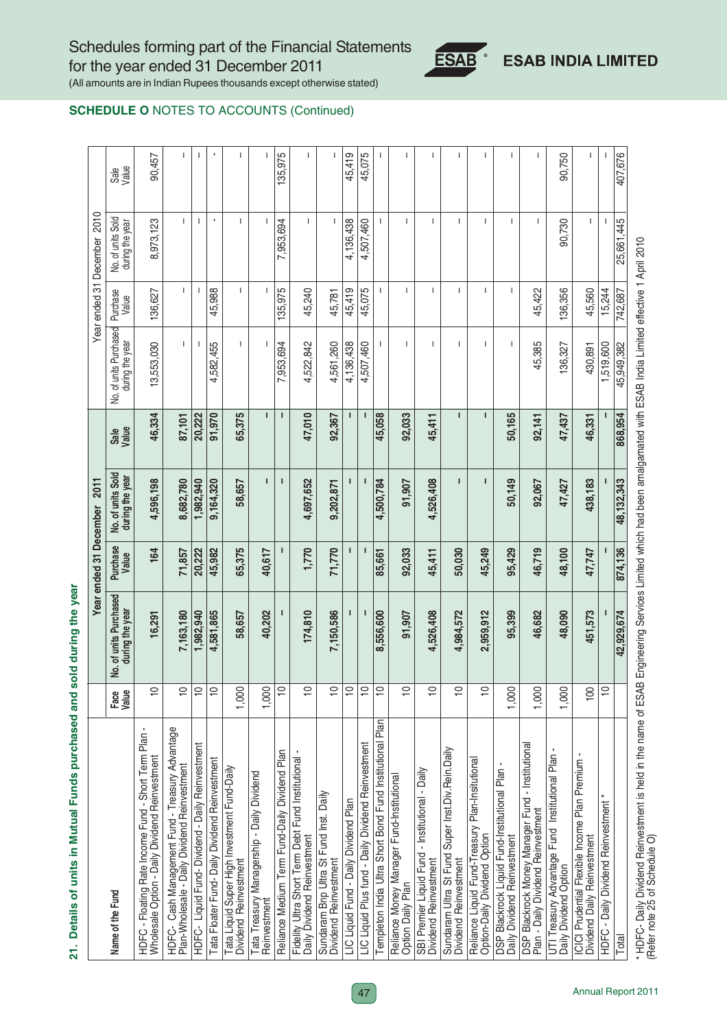# SCHEDULE O NOTES TO ACCOUNTS (Continued)

## 21. Details of units in Mutual Funds purchased and sold during the year

| Name of the Fund | Face Value | Year ended 31 December 2011 | | | | Year ended 31 December 2010 | | | |
|---|---|---|---|---|---|---|---|---|---|
| | | No. of units Purchased during the year | Purchase Value | No. of units Sold during the year | Sale Value | No. of units Purchased during the year | Purchase Value | No. of units Sold during the year | Sale Value |
| HDFC - Floating Rate Income Fund - Short Term Plan - Wholesale Option - Daily Dividend Reinvestment | 10 | 16,291 | 164 | 4,596,198 | 46,334 | 13,553,030 | 136,627 | 8,973,123 | 90,457 |
| HDFC- Cash Management Fund - Treasury Advantage Plan-Wholesale - Daily Dividend Reinvestment | 10 | 7,163,180 | 71,857 | 8,682,780 | 87,101 | - | - | - | - |
| HDFC- Liquid Fund- Dividend - Daily Reinvestment | 10 | 1,982,940 | 20,222 | 1,982,940 | 20,222 | - | - | - | - |
| Tata Floater Fund- Daily Dividend Reinvestment | 10 | 4,581,865 | 45,982 | 9,164,320 | 91,970 | 4,582,455 | 45,988 | - | - |
| Tata Liquid Super High Investment Fund-Daily Dividend Reinvestment | 1,000 | 58,657 | 65,375 | 58,657 | 65,375 | - | - | - | - |
| Tata Treasury Managership - Daily Dividend Reinvestment | 1,000 | 40,202 | 40,617 | - | - | - | - | - | - |
| Reliance Medium Term Fund-Daily Dividend Plan | 10 | - | - | - | - | 7,953,694 | 135,975 | 7,953,694 | 135,975 |
| Fidelity Ultra Short Term Debt Fund Institutional - Daily Dividend Reinvestment | 10 | 174,810 | 1,770 | 4,697,652 | 47,010 | 4,522,842 | 45,240 | - | - |
| Sundaram Bnp Ultra St Fund Inst. Daily Dividend Reinvestment | 10 | 7,150,586 | 71,770 | 9,202,871 | 92,367 | 4,561,260 | 45,781 | - | - |
| LIC Liquid Fund - Daily Dividend Plan | 10 | - | - | - | - | 4,136,438 | 45,419 | 4,136,438 | 45,419 |
| LIC Liquid Plus fund - Daily Dividend Reinvestment | 10 | - | - | - | - | 4,507,460 | 45,075 | 4,507,460 | 45,075 |
| Templeton India Ultra Short Bond Fund Institutional Plan | 10 | 8,556,600 | 85,661 | 4,500,784 | 45,058 | - | - | - | - |
| Reliance Money Manager Fund-Institutional Option Daily Plan | 10 | 91,907 | 92,033 | 91,907 | 92,033 | - | - | - | - |
| SBI Premier Liquid Fund - Institutional - Daily Dividend Reinvestment | 10 | 4,526,408 | 45,411 | 4,526,408 | 45,411 | - | - | - | - |
| Sundaram Ultra St Fund Super Inst.Div.Rein.Daily Dividend Reinvestment | 10 | 4,984,572 | 50,030 | - | - | - | - | - | - |
| Reliance Liquid Fund-Treasury Plan-Institutional Option-Daily Dividend Option | 10 | 2,959,912 | 45,249 | - | - | - | - | - | - |
| DSP Blackrock Liquid Fund-Institutional Plan - Daily Dividend Reinvestment | 1,000 | 95,399 | 95,429 | 50,149 | 50,165 | - | - | - | - |
| DSP Blackrock Money Manager Fund - Institutional Plan - Daily Dividend Reinvestment | 1,000 | 46,682 | 46,719 | 92,067 | 92,141 | 45,385 | 45,422 | - | - |
| UTI Treasury Advantage Fund Institutional Plan - Daily Dividend Option | 1,000 | 48,090 | 48,100 | 47,427 | 47,437 | 136,327 | 136,356 | 90,730 | 90,750 |
| ICICI Prudential Flexible Income Plan Premium - Dividend Daily Reinvestment | 100 | 451,573 | 47,747 | 438,183 | 46,331 | 430,891 | 45,560 | - | - |
| HDFC - Daily Dividend Reinvestment * | 10 | - | - | - | - | 1,519,600 | 15,244 | - | - |
| Total | | 42,929,674 | 874,136 | 48,132,343 | 868,954 | 45,949,382 | 742,687 | 25,661,445 | 407,676 |

* HDFC- Daily Dividend Reinvestment is held in the name of ESAB Engineering Services Limited which had been amalgamated with ESAB India Limited effective 1 April 2010 (Refer note 25 of Schedule O)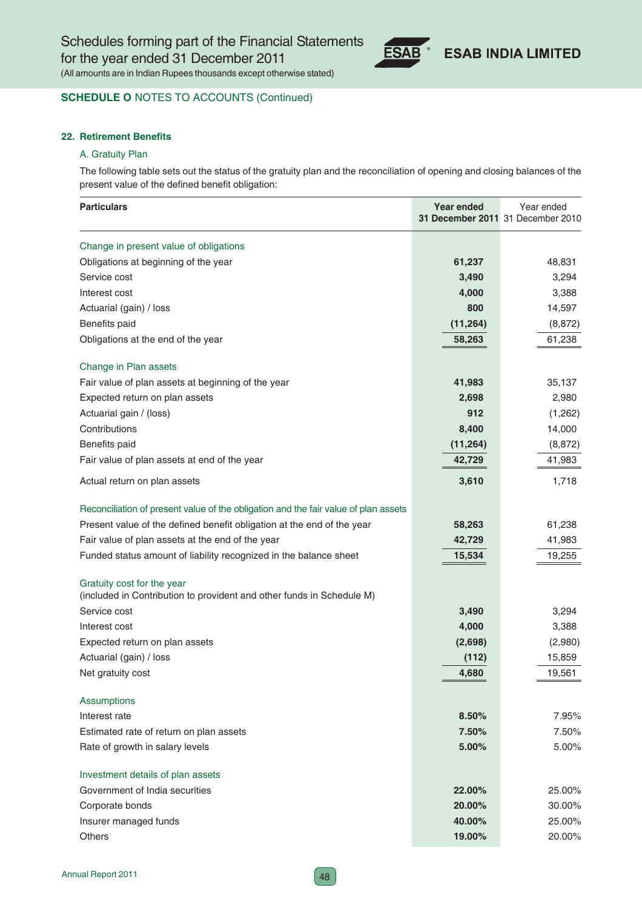**SCHEDULE O** NOTES TO ACCOUNTS (Continued)

### 22. Retirement Benefits

A. Gratuity Plan

The following table sets out the status of the gratuity plan and the reconciliation of opening and closing balances of the present value of the defined benefit obligation:

| Particulars | **Year ended 31 December 2011** | Year ended 31 December 2010 |
|---|---|---|
| Change in present value of obligations | | |
| Obligations at beginning of the year | **61,237** | 48,831 |
| Service cost | **3,490** | 3,294 |
| Interest cost | **4,000** | 3,388 |
| Actuarial (gain) / loss | **800** | 14,597 |
| Benefits paid | **(11,264)** | (8,872) |
| Obligations at the end of the year | **58,263** | 61,238 |
| Change in Plan assets | | |
| Fair value of plan assets at beginning of the year | **41,983** | 35,137 |
| Expected return on plan assets | **2,698** | 2,980 |
| Actuarial gain / (loss) | **912** | (1,262) |
| Contributions | **8,400** | 14,000 |
| Benefits paid | **(11,264)** | (8,872) |
| Fair value of plan assets at end of the year | **42,729** | 41,983 |
| Actual return on plan assets | **3,610** | 1,718 |
| Reconciliation of present value of the obligation and the fair value of plan assets | | |
| Present value of the defined benefit obligation at the end of the year | **58,263** | 61,238 |
| Fair value of plan assets at the end of the year | **42,729** | 41,983 |
| Funded status amount of liability recognized in the balance sheet | **15,534** | 19,255 |
| Gratuity cost for the year (included in Contribution to provident and other funds in Schedule M) | | |
| Service cost | **3,490** | 3,294 |
| Interest cost | **4,000** | 3,388 |
| Expected return on plan assets | **(2,698)** | (2,980) |
| Actuarial (gain) / loss | **(112)** | 15,859 |
| Net gratuity cost | **4,680** | 19,561 |
| Assumptions | | |
| Interest rate | **8.50%** | 7.95% |
| Estimated rate of return on plan assets | **7.50%** | 7.50% |
| Rate of growth in salary levels | **5.00%** | 5.00% |
| Investment details of plan assets | | |
| Government of India securities | **22.00%** | 25.00% |
| Corporate bonds | **20.00%** | 30.00% |
| Insurer managed funds | **40.00%** | 25.00% |
| Others | **19.00%** | 20.00% |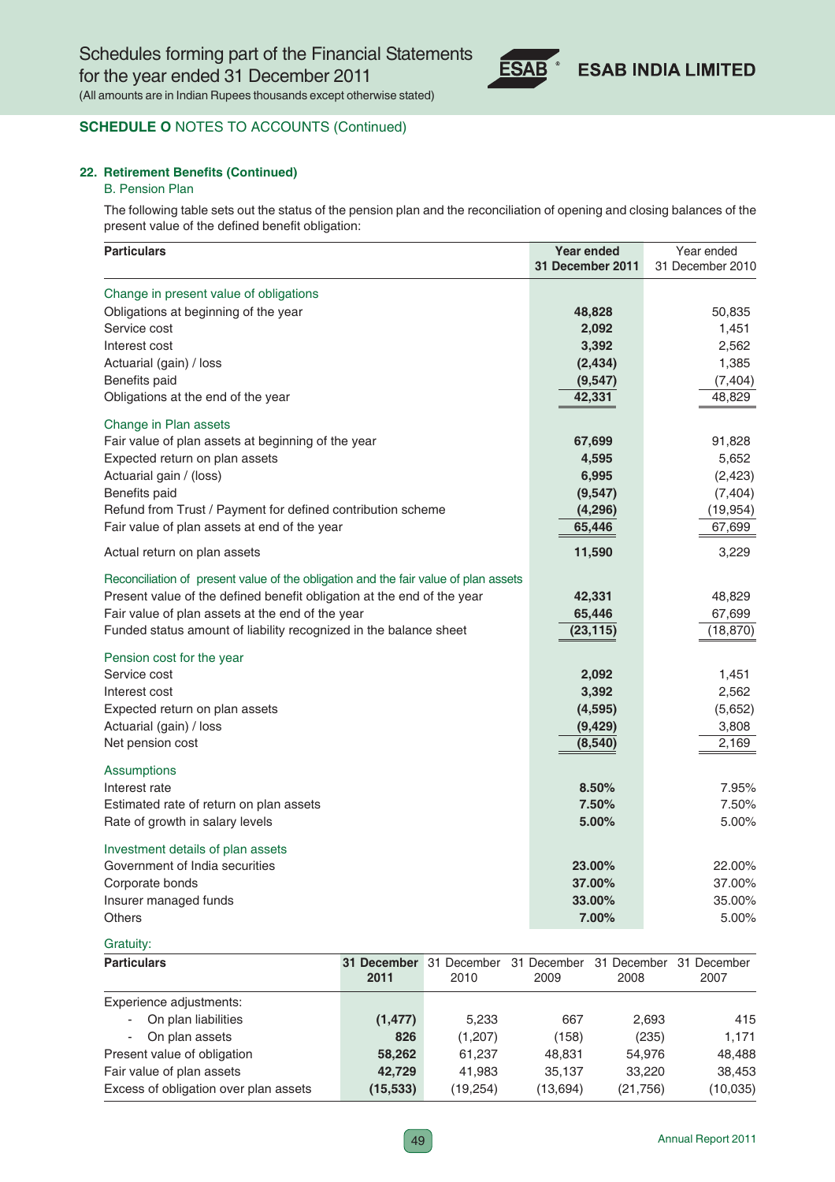## SCHEDULE O NOTES TO ACCOUNTS (Continued)

### 22. Retirement Benefits (Continued)

#### B. Pension Plan

The following table sets out the status of the pension plan and the reconciliation of opening and closing balances of the present value of the defined benefit obligation:

| Particulars | Year ended 31 December 2011 | Year ended 31 December 2010 |
|---|---|---|
| **Change in present value of obligations** | | |
| Obligations at beginning of the year | **48,828** | 50,835 |
| Service cost | **2,092** | 1,451 |
| Interest cost | **3,392** | 2,562 |
| Actuarial (gain) / loss | **(2,434)** | 1,385 |
| Benefits paid | **(9,547)** | (7,404) |
| Obligations at the end of the year | **42,331** | 48,829 |
| **Change in Plan assets** | | |
| Fair value of plan assets at beginning of the year | **67,699** | 91,828 |
| Expected return on plan assets | **4,595** | 5,652 |
| Actuarial gain / (loss) | **6,995** | (2,423) |
| Benefits paid | **(9,547)** | (7,404) |
| Refund from Trust / Payment for defined contribution scheme | **(4,296)** | (19,954) |
| Fair value of plan assets at end of the year | **65,446** | 67,699 |
| Actual return on plan assets | **11,590** | 3,229 |
| **Reconciliation of present value of the obligation and the fair value of plan assets** | | |
| Present value of the defined benefit obligation at the end of the year | **42,331** | 48,829 |
| Fair value of plan assets at the end of the year | **65,446** | 67,699 |
| Funded status amount of liability recognized in the balance sheet | **(23,115)** | (18,870) |
| **Pension cost for the year** | | |
| Service cost | **2,092** | 1,451 |
| Interest cost | **3,392** | 2,562 |
| Expected return on plan assets | **(4,595)** | (5,652) |
| Actuarial (gain) / loss | **(9,429)** | 3,808 |
| Net pension cost | **(8,540)** | 2,169 |
| **Assumptions** | | |
| Interest rate | **8.50%** | 7.95% |
| Estimated rate of return on plan assets | **7.50%** | 7.50% |
| Rate of growth in salary levels | **5.00%** | 5.00% |
| **Investment details of plan assets** | | |
| Government of India securities | **23.00%** | 22.00% |
| Corporate bonds | **37.00%** | 37.00% |
| Insurer managed funds | **33.00%** | 35.00% |
| Others | **7.00%** | 5.00% |

Gratuity:

| Particulars | 31 December 2011 | 31 December 2010 | 31 December 2009 | 31 December 2008 | 31 December 2007 |
|---|---|---|---|---|---|
| Experience adjustments: | | | | | |
| - On plan liabilities | **(1,477)** | 5,233 | 667 | 2,693 | 415 |
| - On plan assets | **826** | (1,207) | (158) | (235) | 1,171 |
| Present value of obligation | **58,262** | 61,237 | 48,831 | 54,976 | 48,488 |
| Fair value of plan assets | **42,729** | 41,983 | 35,137 | 33,220 | 38,453 |
| Excess of obligation over plan assets | **(15,533)** | (19,254) | (13,694) | (21,756) | (10,035) |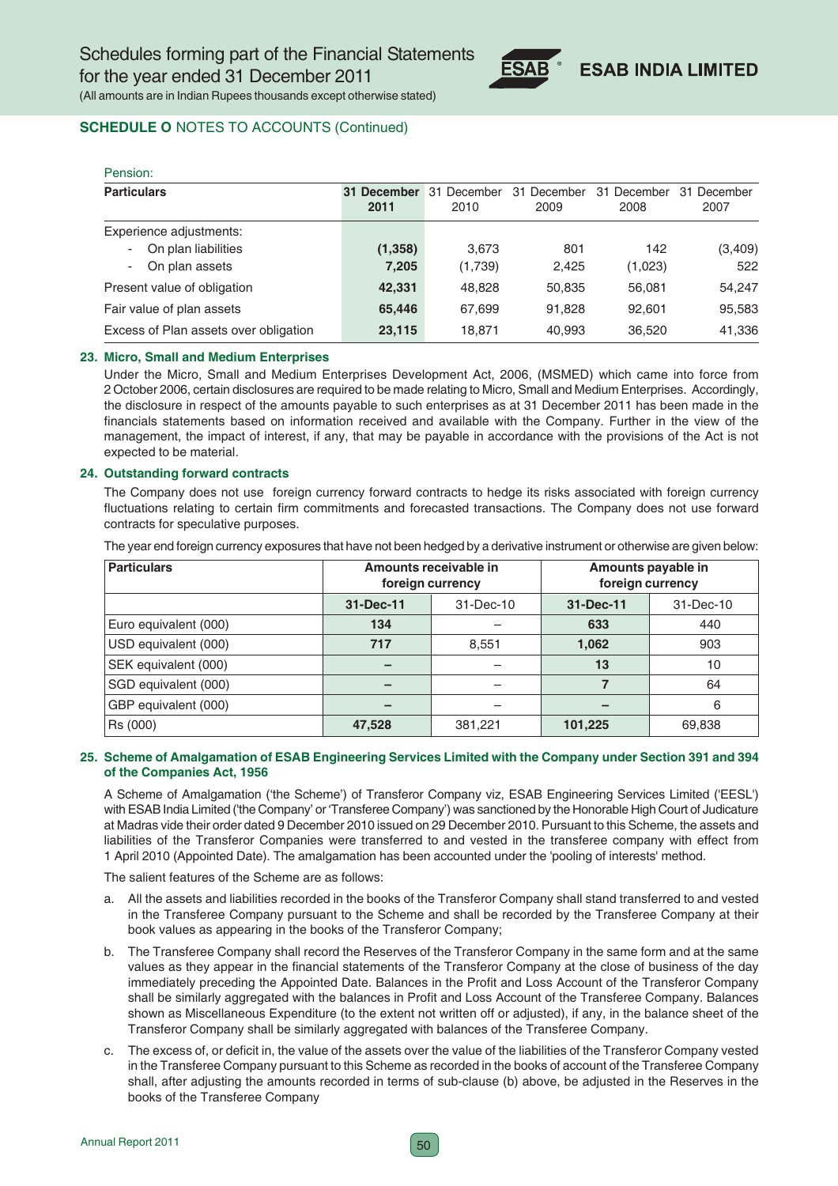## SCHEDULE O NOTES TO ACCOUNTS (Continued)

Pension:

| Particulars | 31 December 2011 | 31 December 2010 | 31 December 2009 | 31 December 2008 | 31 December 2007 |
|---|---|---|---|---|---|
| Experience adjustments: | | | | | |
| - On plan liabilities | **(1,358)** | 3,673 | 801 | 142 | (3,409) |
| - On plan assets | **7,205** | (1,739) | 2,425 | (1,023) | 522 |
| Present value of obligation | **42,331** | 48,828 | 50,835 | 56,081 | 54,247 |
| Fair value of plan assets | **65,446** | 67,699 | 91,828 | 92,601 | 95,583 |
| Excess of Plan assets over obligation | **23,115** | 18,871 | 40,993 | 36,520 | 41,336 |

**23. Micro, Small and Medium Enterprises**

Under the Micro, Small and Medium Enterprises Development Act, 2006, (MSMED) which came into force from 2 October 2006, certain disclosures are required to be made relating to Micro, Small and Medium Enterprises. Accordingly, the disclosure in respect of the amounts payable to such enterprises as at 31 December 2011 has been made in the financials statements based on information received and available with the Company. Further in the view of the management, the impact of interest, if any, that may be payable in accordance with the provisions of the Act is not expected to be material.

**24. Outstanding forward contracts**

The Company does not use foreign currency forward contracts to hedge its risks associated with foreign currency fluctuations relating to certain firm commitments and forecasted transactions. The Company does not use forward contracts for speculative purposes.

The year end foreign currency exposures that have not been hedged by a derivative instrument or otherwise are given below:

| Particulars | Amounts receivable in foreign currency | | Amounts payable in foreign currency | |
|---|---|---|---|---|
| | **31-Dec-11** | 31-Dec-10 | **31-Dec-11** | 31-Dec-10 |
| Euro equivalent (000) | **134** | – | **633** | 440 |
| USD equivalent (000) | **717** | 8,551 | **1,062** | 903 |
| SEK equivalent (000) | **–** | – | **13** | 10 |
| SGD equivalent (000) | **–** | – | **7** | 64 |
| GBP equivalent (000) | **–** | – | **–** | 6 |
| Rs (000) | **47,528** | 381,221 | **101,225** | 69,838 |

**25. Scheme of Amalgamation of ESAB Engineering Services Limited with the Company under Section 391 and 394 of the Companies Act, 1956**

A Scheme of Amalgamation ('the Scheme') of Transferor Company viz, ESAB Engineering Services Limited ('EESL') with ESAB India Limited ('the Company' or 'Transferee Company') was sanctioned by the Honorable High Court of Judicature at Madras vide their order dated 9 December 2010 issued on 29 December 2010. Pursuant to this Scheme, the assets and liabilities of the Transferor Companies were transferred to and vested in the transferee company with effect from 1 April 2010 (Appointed Date). The amalgamation has been accounted under the 'pooling of interests' method.

The salient features of the Scheme are as follows:

a. All the assets and liabilities recorded in the books of the Transferor Company shall stand transferred to and vested in the Transferee Company pursuant to the Scheme and shall be recorded by the Transferee Company at their book values as appearing in the books of the Transferor Company;

b. The Transferee Company shall record the Reserves of the Transferor Company in the same form and at the same values as they appear in the financial statements of the Transferor Company at the close of business of the day immediately preceding the Appointed Date. Balances in the Profit and Loss Account of the Transferor Company shall be similarly aggregated with the balances in Profit and Loss Account of the Transferee Company. Balances shown as Miscellaneous Expenditure (to the extent not written off or adjusted), if any, in the balance sheet of the Transferor Company shall be similarly aggregated with balances of the Transferee Company.

c. The excess of, or deficit in, the value of the assets over the value of the liabilities of the Transferor Company vested in the Transferee Company pursuant to this Scheme as recorded in the books of account of the Transferee Company shall, after adjusting the amounts recorded in terms of sub-clause (b) above, be adjusted in the Reserves in the books of the Transferee Company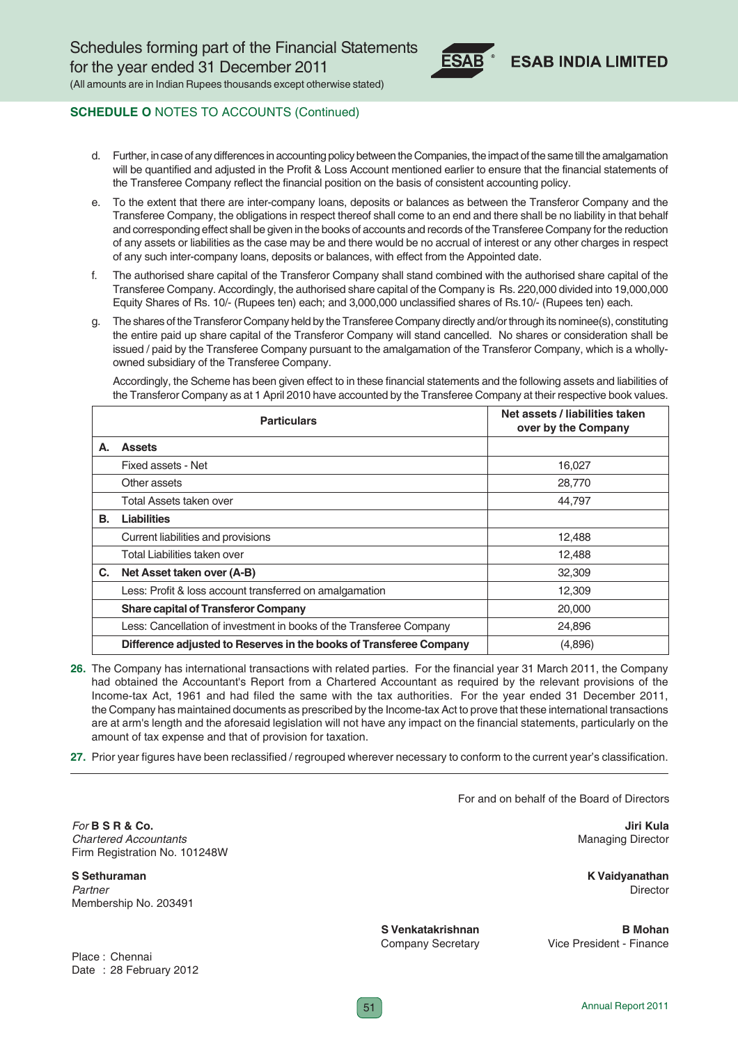## SCHEDULE O NOTES TO ACCOUNTS (Continued)

d. Further, in case of any differences in accounting policy between the Companies, the impact of the same till the amalgamation will be quantified and adjusted in the Profit & Loss Account mentioned earlier to ensure that the financial statements of the Transferee Company reflect the financial position on the basis of consistent accounting policy.

e. To the extent that there are inter-company loans, deposits or balances as between the Transferor Company and the Transferee Company, the obligations in respect thereof shall come to an end and there shall be no liability in that behalf and corresponding effect shall be given in the books of accounts and records of the Transferee Company for the reduction of any assets or liabilities as the case may be and there would be no accrual of interest or any other charges in respect of any such inter-company loans, deposits or balances, with effect from the Appointed date.

f. The authorised share capital of the Transferor Company shall stand combined with the authorised share capital of the Transferee Company. Accordingly, the authorised share capital of the Company is Rs. 220,000 divided into 19,000,000 Equity Shares of Rs. 10/- (Rupees ten) each; and 3,000,000 unclassified shares of Rs.10/- (Rupees ten) each.

g. The shares of the Transferor Company held by the Transferee Company directly and/or through its nominee(s), constituting the entire paid up share capital of the Transferor Company will stand cancelled. No shares or consideration shall be issued / paid by the Transferee Company pursuant to the amalgamation of the Transferor Company, which is a wholly-owned subsidiary of the Transferee Company.

Accordingly, the Scheme has been given effect to in these financial statements and the following assets and liabilities of the Transferor Company as at 1 April 2010 have accounted by the Transferee Company at their respective book values.

| | Particulars | Net assets / liabilities taken over by the Company |
|---|---|---|
| **A.** | **Assets** | |
| | Fixed assets - Net | 16,027 |
| | Other assets | 28,770 |
| | Total Assets taken over | 44,797 |
| **B.** | **Liabilities** | |
| | Current liabilities and provisions | 12,488 |
| | Total Liabilities taken over | 12,488 |
| **C.** | **Net Asset taken over (A-B)** | 32,309 |
| | Less: Profit & loss account transferred on amalgamation | 12,309 |
| | **Share capital of Transferor Company** | 20,000 |
| | Less: Cancellation of investment in books of the Transferee Company | 24,896 |
| | **Difference adjusted to Reserves in the books of Transferee Company** | (4,896) |

**26.** The Company has international transactions with related parties. For the financial year 31 March 2011, the Company had obtained the Accountant's Report from a Chartered Accountant as required by the relevant provisions of the Income-tax Act, 1961 and had filed the same with the tax authorities. For the year ended 31 December 2011, the Company has maintained documents as prescribed by the Income-tax Act to prove that these international transactions are at arm's length and the aforesaid legislation will not have any impact on the financial statements, particularly on the amount of tax expense and that of provision for taxation.

**27.** Prior year figures have been reclassified / regrouped wherever necessary to conform to the current year's classification.

For and on behalf of the Board of Directors

*For* **B S R & Co.**
*Chartered Accountants*
Firm Registration No. 101248W

**Jiri Kula**
Managing Director

**S Sethuraman**
*Partner*
Membership No. 203491

**K Vaidyanathan**
Director

**S Venkatakrishnan**
Company Secretary

**B Mohan**
Vice President - Finance

Place : Chennai
Date : 28 February 2012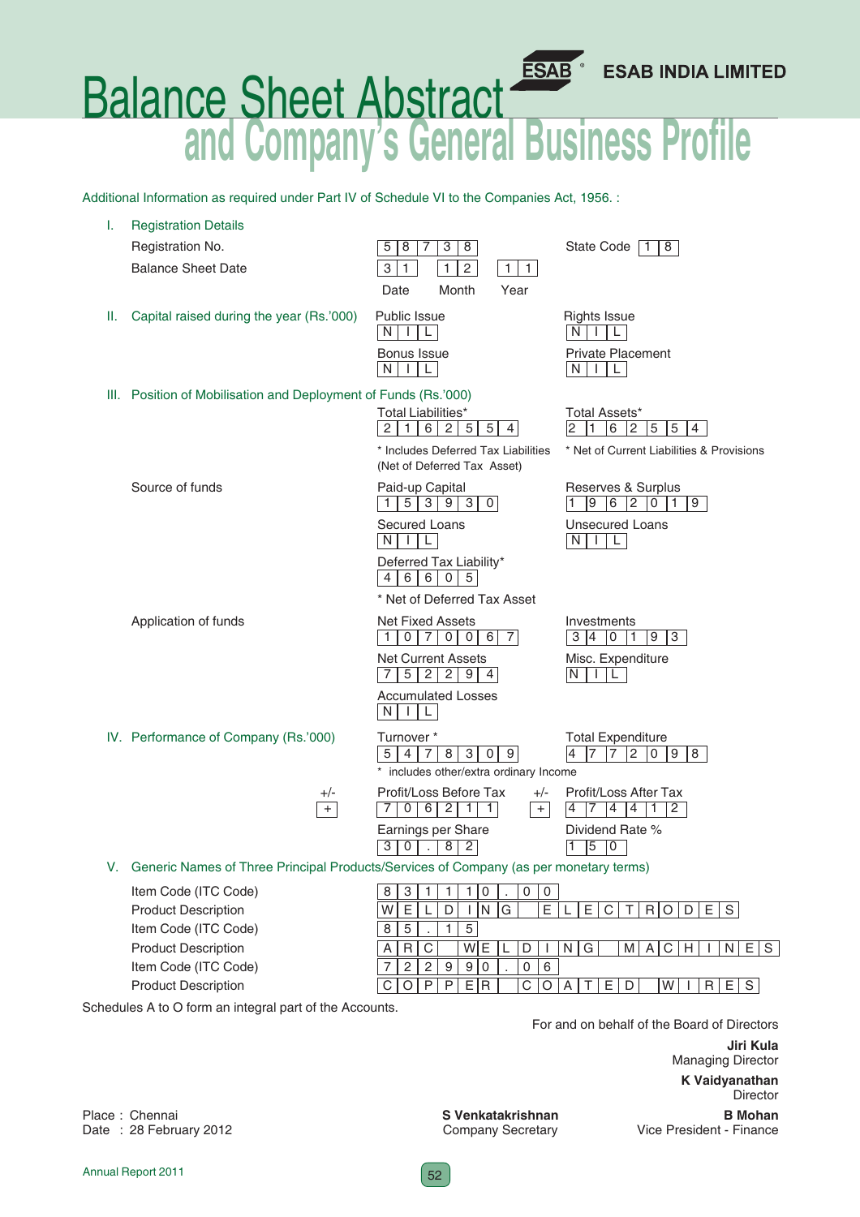ESAB INDIA LIMITED

# Balance Sheet Abstract and Company's General Business Profile

Additional Information as required under Part IV of Schedule VI to the Companies Act, 1956. :

## I. Registration Details

| | | |
|---|---|---|
| Registration No. | 58738 | State Code 18 |
| Balance Sheet Date | 31 (Date) 12 (Month) 11 (Year) | |

## II. Capital raised during the year (Rs.'000)

| | |
|---|---|
| Public Issue: NIL | Rights Issue: NIL |
| Bonus Issue: NIL | Private Placement: NIL |

## III. Position of Mobilisation and Deployment of Funds (Rs.'000)

| | |
|---|---|
| Total Liabilities*: 2162554 | Total Assets*: 2162554 |
| * Includes Deferred Tax Liabilities (Net of Deferred Tax Asset) | * Net of Current Liabilities & Provisions |

**Source of funds**

| | |
|---|---|
| Paid-up Capital: 153930 | Reserves & Surplus: 1962019 |
| Secured Loans: NIL | Unsecured Loans: NIL |
| Deferred Tax Liability*: 46605 | |

* Net of Deferred Tax Asset

**Application of funds**

| | |
|---|---|
| Net Fixed Assets: 1070067 | Investments: 340193 |
| Net Current Assets: 752294 | Misc. Expenditure: NIL |
| Accumulated Losses: NIL | |

## IV. Performance of Company (Rs.'000)

| | |
|---|---|
| Turnover *: 5478309 | Total Expenditure: 4772098 |

* includes other/extra ordinary Income

| +/- | | +/- | |
|---|---|---|---|
| + | Profit/Loss Before Tax: 706211 | + | Profit/Loss After Tax: 474412 |
| | Earnings per Share: 30.82 | | Dividend Rate %: 150 |

## V. Generic Names of Three Principal Products/Services of Company (as per monetary terms)

| | |
|---|---|
| Item Code (ITC Code) | 831110.00 |
| Product Description | WELDING ELECTRODES |
| Item Code (ITC Code) | 85.15 |
| Product Description | ARC WELDING MACHINES |
| Item Code (ITC Code) | 722990.06 |
| Product Description | COPPER COATED WIRES |

Schedules A to O form an integral part of the Accounts.

For and on behalf of the Board of Directors

**Jiri Kula**
Managing Director

**K Vaidyanathan**
Director

Place : Chennai
Date : 28 February 2012

**S Venkatakrishnan**
Company Secretary

**B Mohan**
Vice President - Finance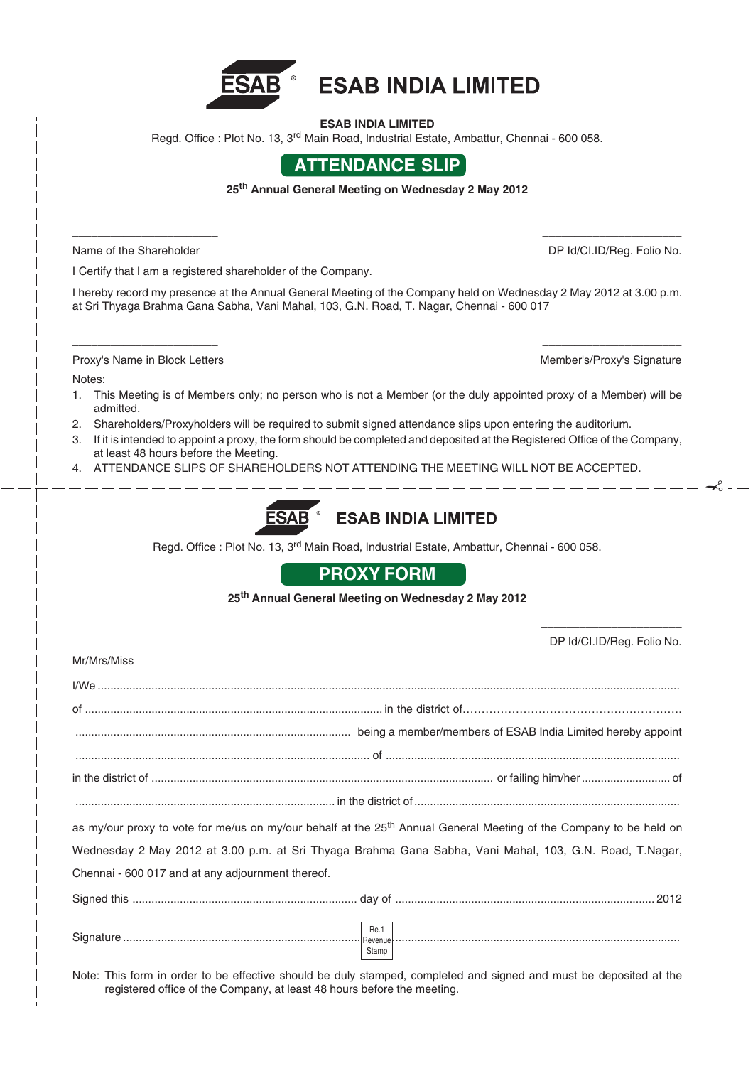# ESAB INDIA LIMITED

**ESAB INDIA LIMITED**

Regd. Office : Plot No. 13, 3rd Main Road, Industrial Estate, Ambattur, Chennai - 600 058.

## ATTENDANCE SLIP

**25th Annual General Meeting on Wednesday 2 May 2012**

\_\_\_\_\_\_\_\_\_\_\_\_\_\_\_\_\_\_\_\_\_\_\_\_ \_\_\_\_\_\_\_\_\_\_\_\_\_\_\_\_\_\_\_\_\_\_\_\_

Name of the Shareholder DP Id/Cl.ID/Reg. Folio No.

I Certify that I am a registered shareholder of the Company.

I hereby record my presence at the Annual General Meeting of the Company held on Wednesday 2 May 2012 at 3.00 p.m. at Sri Thyaga Brahma Gana Sabha, Vani Mahal, 103, G.N. Road, T. Nagar, Chennai - 600 017

\_\_\_\_\_\_\_\_\_\_\_\_\_\_\_\_\_\_\_\_\_\_\_\_ \_\_\_\_\_\_\_\_\_\_\_\_\_\_\_\_\_\_\_\_\_\_\_\_

Proxy's Name in Block Letters Member's/Proxy's Signature

Notes:

1. This Meeting is of Members only; no person who is not a Member (or the duly appointed proxy of a Member) will be admitted.
2. Shareholders/Proxyholders will be required to submit signed attendance slips upon entering the auditorium.
3. If it is intended to appoint a proxy, the form should be completed and deposited at the Registered Office of the Company, at least 48 hours before the Meeting.
4. ATTENDANCE SLIPS OF SHAREHOLDERS NOT ATTENDING THE MEETING WILL NOT BE ACCEPTED.

---

# ESAB INDIA LIMITED

Regd. Office : Plot No. 13, 3rd Main Road, Industrial Estate, Ambattur, Chennai - 600 058.

## PROXY FORM

**25th Annual General Meeting on Wednesday 2 May 2012**

\_\_\_\_\_\_\_\_\_\_\_\_\_\_\_\_\_\_\_\_\_\_\_\_

DP Id/Cl.ID/Reg. Folio No.

Mr/Mrs/Miss

I/We ..........................................................................................................................................................

of .............................................................................................. in the district of..........................................................

..................................................................................... being a member/members of ESAB India Limited hereby appoint

............................................................................................ of ...........................................................................................

in the district of ........................................................................................................... or failing him/her ........................... of

................................................................................. in the district of ...................................................................................

as my/our proxy to vote for me/us on my/our behalf at the 25th Annual General Meeting of the Company to be held on Wednesday 2 May 2012 at 3.00 p.m. at Sri Thyaga Brahma Gana Sabha, Vani Mahal, 103, G.N. Road, T.Nagar, Chennai - 600 017 and at any adjournment thereof.

Signed this ...................................................................... day of ................................................................................. 2012

Signature ........................................................................... Re.1 Revenue Stamp ..........................................................................................

Note: This form in order to be effective should be duly stamped, completed and signed and must be deposited at the registered office of the Company, at least 48 hours before the meeting.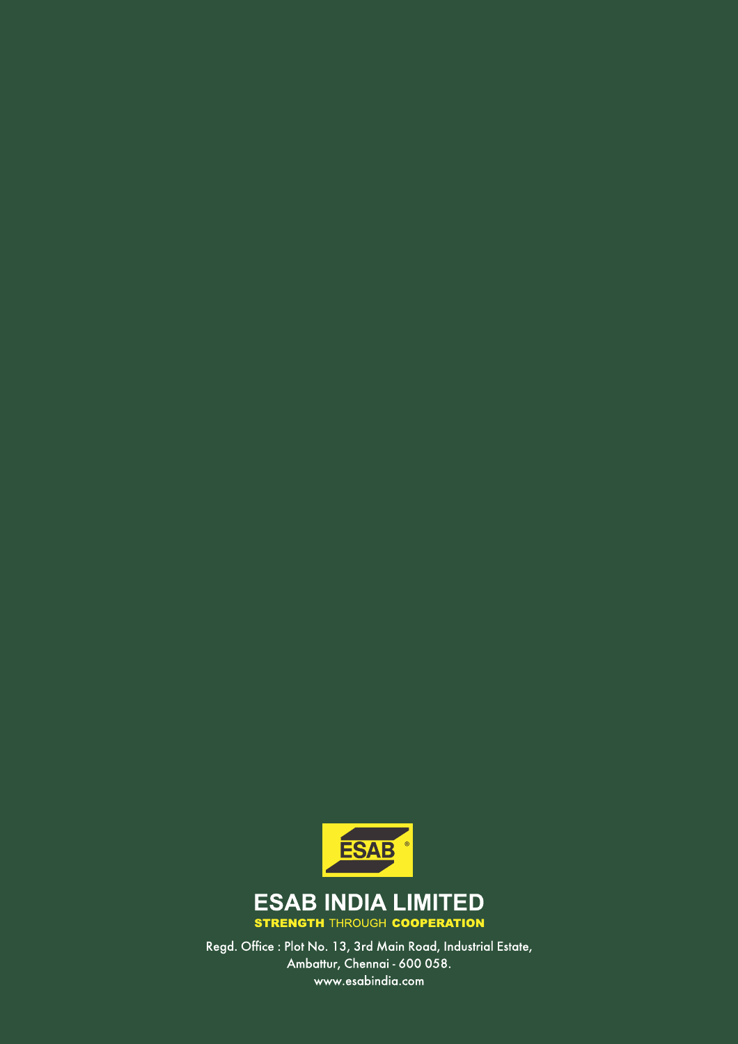ESAB

**ESAB INDIA LIMITED**

**STRENGTH** THROUGH **COOPERATION**

Regd. Office : Plot No. 13, 3rd Main Road, Industrial Estate,
Ambattur, Chennai - 600 058.
www.esabindia.com